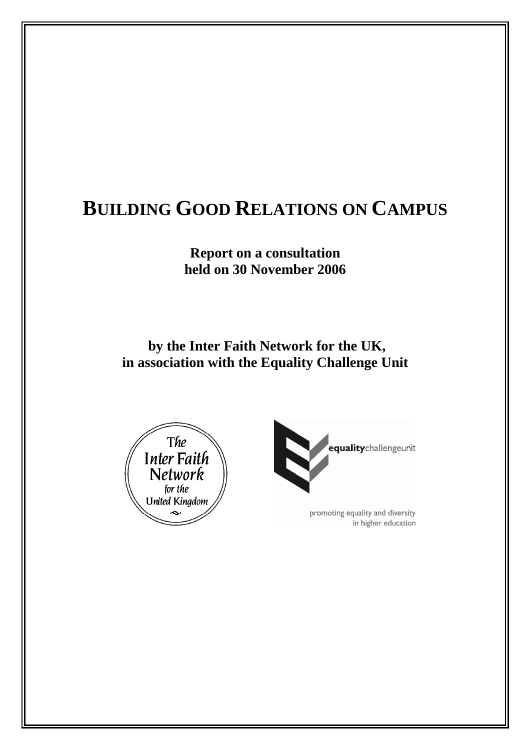# BUILDING GOOD RELATIONS ON CAMPUS

**Report on a consultation held on 30 November 2006**

**by the Inter Faith Network for the UK, in association with the Equality Challenge Unit**

The Inter Faith Network for the United Kingdom

equalitychallengeunit

promoting equality and diversity in higher education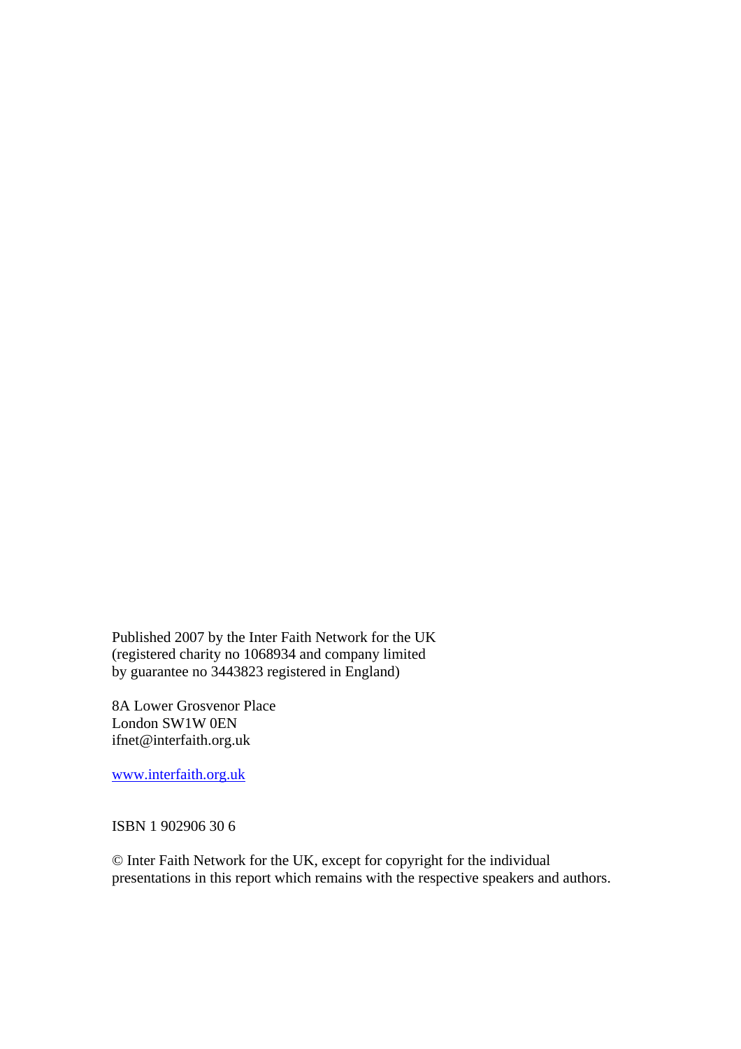Published 2007 by the Inter Faith Network for the UK
(registered charity no 1068934 and company limited
by guarantee no 3443823 registered in England)

8A Lower Grosvenor Place
London SW1W 0EN
ifnet@interfaith.org.uk

www.interfaith.org.uk

ISBN 1 902906 30 6

© Inter Faith Network for the UK, except for copyright for the individual presentations in this report which remains with the respective speakers and authors.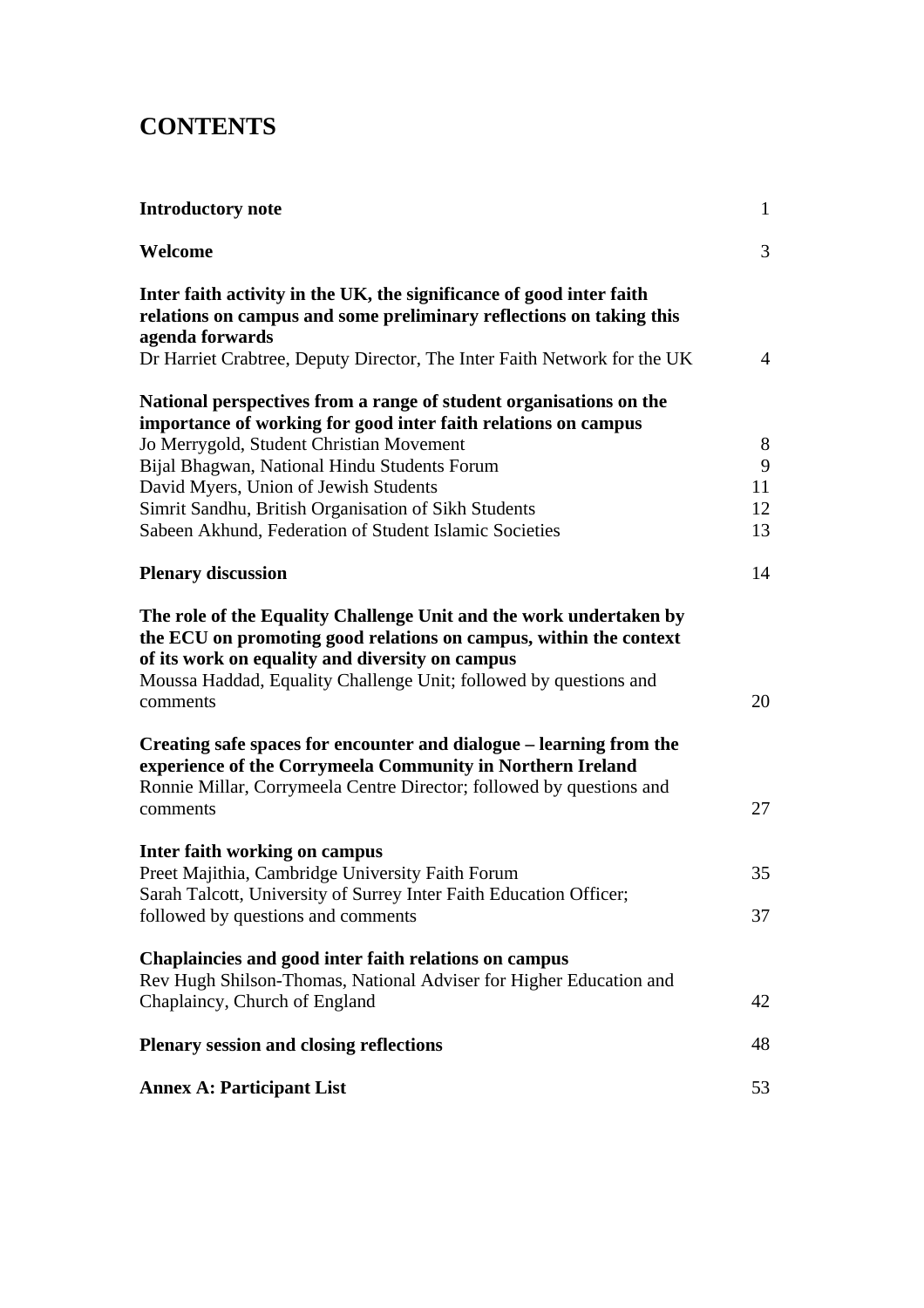# CONTENTS

| | |
|---|---|
| **Introductory note** | 1 |
| **Welcome** | 3 |
| **Inter faith activity in the UK, the significance of good inter faith relations on campus and some preliminary reflections on taking this agenda forwards** | |
| Dr Harriet Crabtree, Deputy Director, The Inter Faith Network for the UK | 4 |
| **National perspectives from a range of student organisations on the importance of working for good inter faith relations on campus** | |
| Jo Merrygold, Student Christian Movement | 8 |
| Bijal Bhagwan, National Hindu Students Forum | 9 |
| David Myers, Union of Jewish Students | 11 |
| Simrit Sandhu, British Organisation of Sikh Students | 12 |
| Sabeen Akhund, Federation of Student Islamic Societies | 13 |
| **Plenary discussion** | 14 |
| **The role of the Equality Challenge Unit and the work undertaken by the ECU on promoting good relations on campus, within the context of its work on equality and diversity on campus** | |
| Moussa Haddad, Equality Challenge Unit; followed by questions and comments | 20 |
| **Creating safe spaces for encounter and dialogue – learning from the experience of the Corrymeela Community in Northern Ireland** | |
| Ronnie Millar, Corrymeela Centre Director; followed by questions and comments | 27 |
| **Inter faith working on campus** | |
| Preet Majithia, Cambridge University Faith Forum | 35 |
| Sarah Talcott, University of Surrey Inter Faith Education Officer; followed by questions and comments | 37 |
| **Chaplaincies and good inter faith relations on campus** | |
| Rev Hugh Shilson-Thomas, National Adviser for Higher Education and Chaplaincy, Church of England | 42 |
| **Plenary session and closing reflections** | 48 |
| **Annex A: Participant List** | 53 |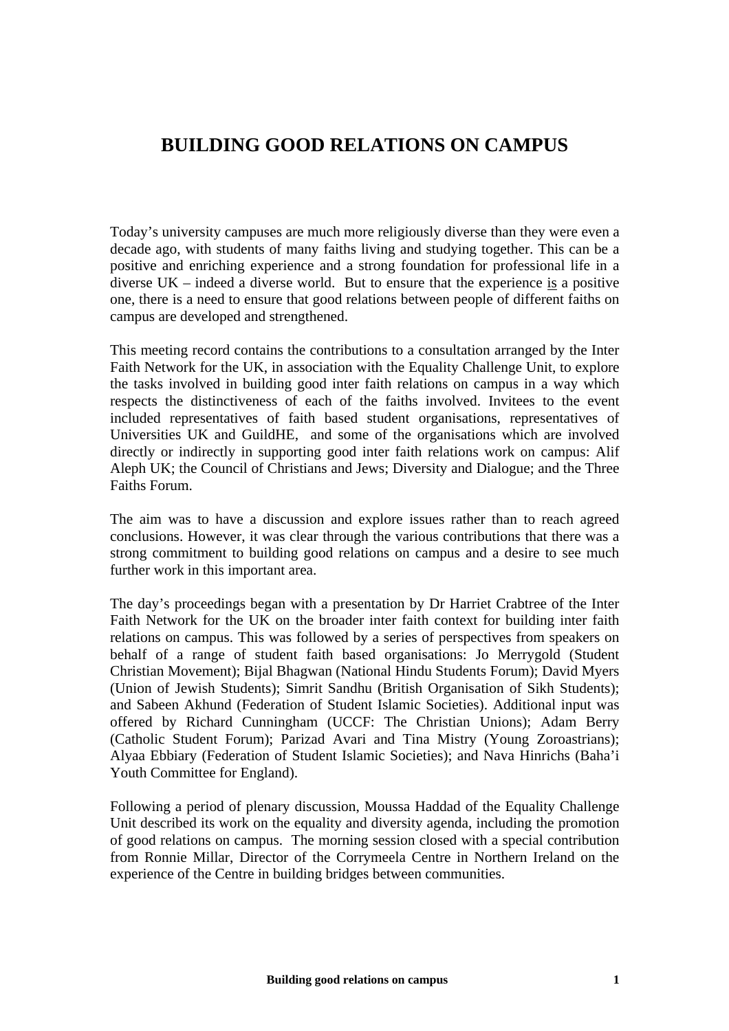# BUILDING GOOD RELATIONS ON CAMPUS

Today's university campuses are much more religiously diverse than they were even a decade ago, with students of many faiths living and studying together. This can be a positive and enriching experience and a strong foundation for professional life in a diverse UK – indeed a diverse world. But to ensure that the experience <u>is</u> a positive one, there is a need to ensure that good relations between people of different faiths on campus are developed and strengthened.

This meeting record contains the contributions to a consultation arranged by the Inter Faith Network for the UK, in association with the Equality Challenge Unit, to explore the tasks involved in building good inter faith relations on campus in a way which respects the distinctiveness of each of the faiths involved. Invitees to the event included representatives of faith based student organisations, representatives of Universities UK and GuildHE, and some of the organisations which are involved directly or indirectly in supporting good inter faith relations work on campus: Alif Aleph UK; the Council of Christians and Jews; Diversity and Dialogue; and the Three Faiths Forum.

The aim was to have a discussion and explore issues rather than to reach agreed conclusions. However, it was clear through the various contributions that there was a strong commitment to building good relations on campus and a desire to see much further work in this important area.

The day's proceedings began with a presentation by Dr Harriet Crabtree of the Inter Faith Network for the UK on the broader inter faith context for building inter faith relations on campus. This was followed by a series of perspectives from speakers on behalf of a range of student faith based organisations: Jo Merrygold (Student Christian Movement); Bijal Bhagwan (National Hindu Students Forum); David Myers (Union of Jewish Students); Simrit Sandhu (British Organisation of Sikh Students); and Sabeen Akhund (Federation of Student Islamic Societies). Additional input was offered by Richard Cunningham (UCCF: The Christian Unions); Adam Berry (Catholic Student Forum); Parizad Avari and Tina Mistry (Young Zoroastrians); Alyaa Ebbiary (Federation of Student Islamic Societies); and Nava Hinrichs (Baha'i Youth Committee for England).

Following a period of plenary discussion, Moussa Haddad of the Equality Challenge Unit described its work on the equality and diversity agenda, including the promotion of good relations on campus. The morning session closed with a special contribution from Ronnie Millar, Director of the Corrymeela Centre in Northern Ireland on the experience of the Centre in building bridges between communities.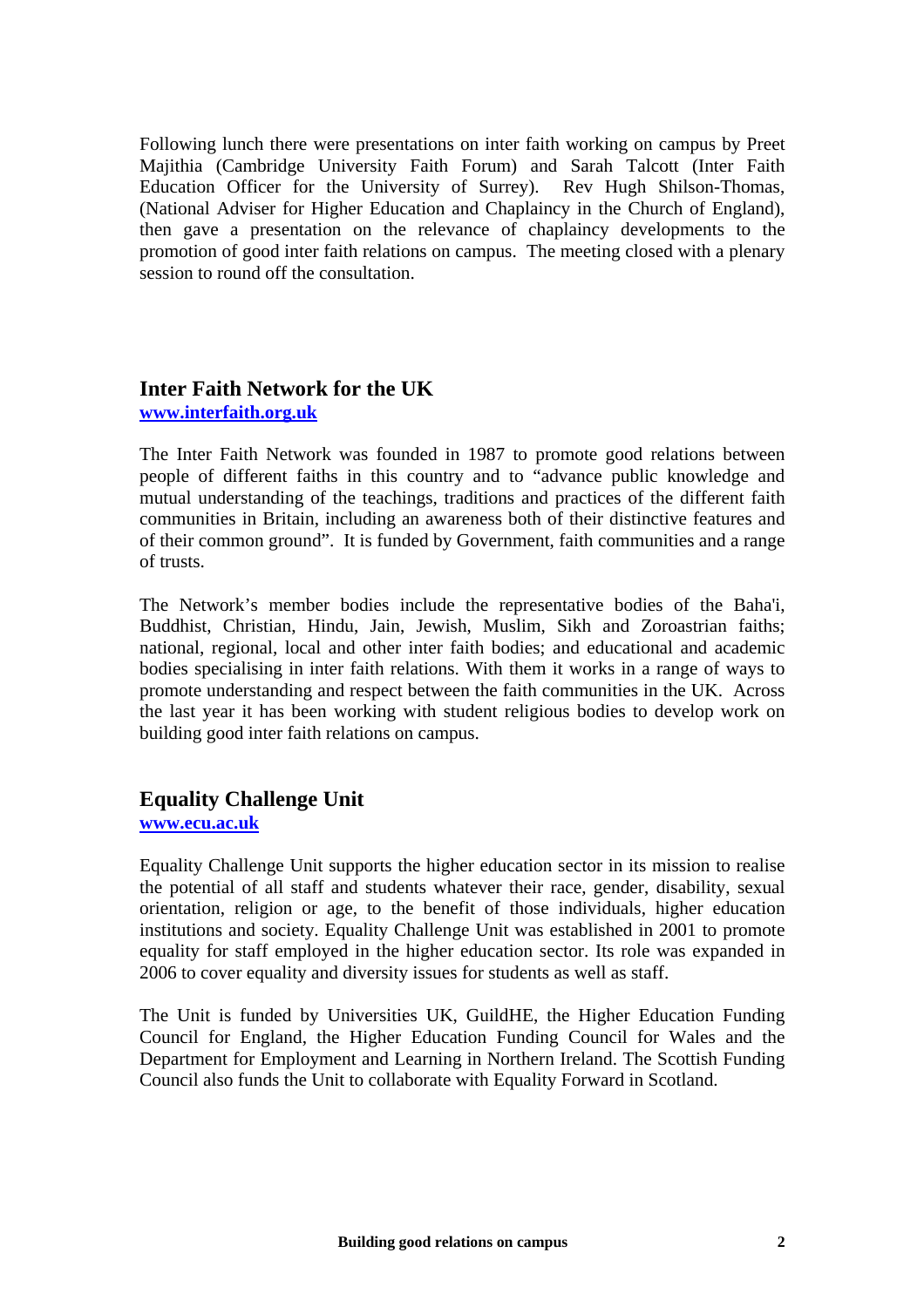Following lunch there were presentations on inter faith working on campus by Preet Majithia (Cambridge University Faith Forum) and Sarah Talcott (Inter Faith Education Officer for the University of Surrey). Rev Hugh Shilson-Thomas, (National Adviser for Higher Education and Chaplaincy in the Church of England), then gave a presentation on the relevance of chaplaincy developments to the promotion of good inter faith relations on campus. The meeting closed with a plenary session to round off the consultation.

## Inter Faith Network for the UK

**www.interfaith.org.uk**

The Inter Faith Network was founded in 1987 to promote good relations between people of different faiths in this country and to "advance public knowledge and mutual understanding of the teachings, traditions and practices of the different faith communities in Britain, including an awareness both of their distinctive features and of their common ground". It is funded by Government, faith communities and a range of trusts.

The Network's member bodies include the representative bodies of the Baha'i, Buddhist, Christian, Hindu, Jain, Jewish, Muslim, Sikh and Zoroastrian faiths; national, regional, local and other inter faith bodies; and educational and academic bodies specialising in inter faith relations. With them it works in a range of ways to promote understanding and respect between the faith communities in the UK. Across the last year it has been working with student religious bodies to develop work on building good inter faith relations on campus.

## Equality Challenge Unit

**www.ecu.ac.uk**

Equality Challenge Unit supports the higher education sector in its mission to realise the potential of all staff and students whatever their race, gender, disability, sexual orientation, religion or age, to the benefit of those individuals, higher education institutions and society. Equality Challenge Unit was established in 2001 to promote equality for staff employed in the higher education sector. Its role was expanded in 2006 to cover equality and diversity issues for students as well as staff.

The Unit is funded by Universities UK, GuildHE, the Higher Education Funding Council for England, the Higher Education Funding Council for Wales and the Department for Employment and Learning in Northern Ireland. The Scottish Funding Council also funds the Unit to collaborate with Equality Forward in Scotland.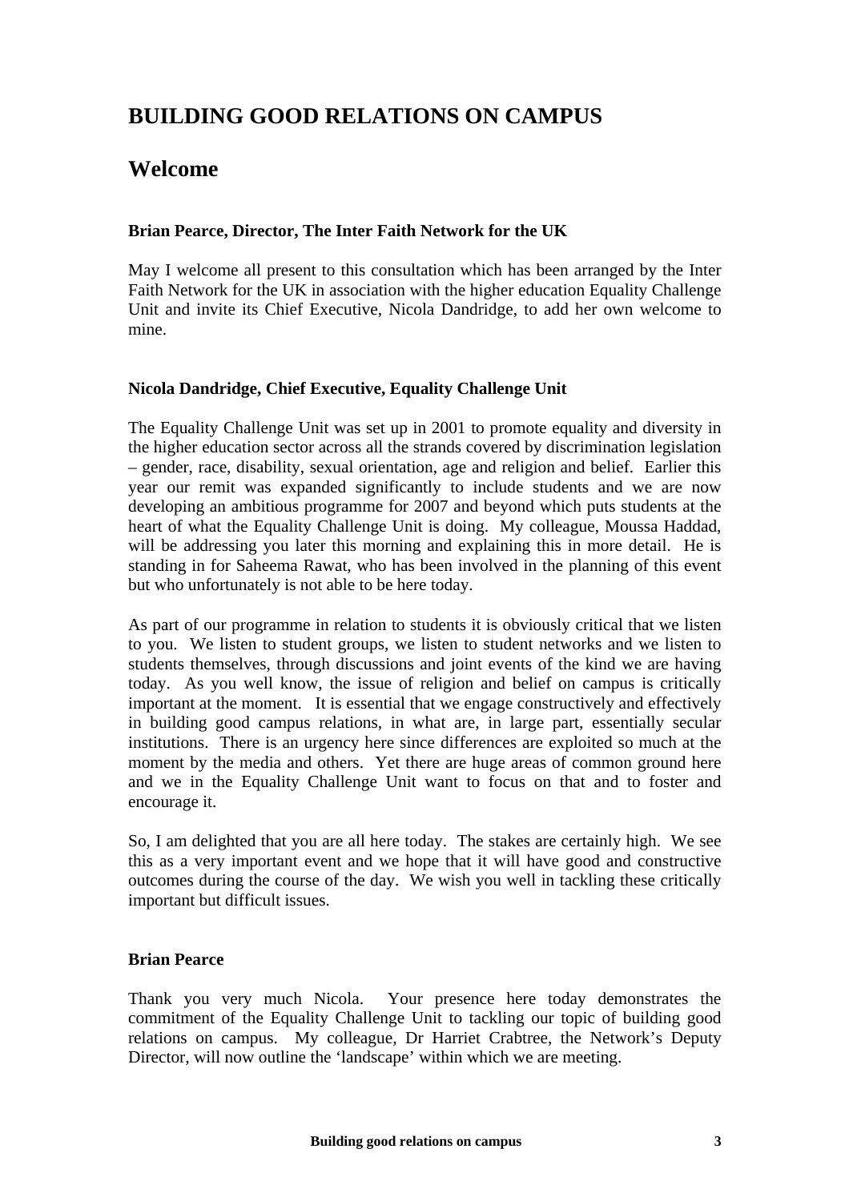# BUILDING GOOD RELATIONS ON CAMPUS

## Welcome

**Brian Pearce, Director, The Inter Faith Network for the UK**

May I welcome all present to this consultation which has been arranged by the Inter Faith Network for the UK in association with the higher education Equality Challenge Unit and invite its Chief Executive, Nicola Dandridge, to add her own welcome to mine.

**Nicola Dandridge, Chief Executive, Equality Challenge Unit**

The Equality Challenge Unit was set up in 2001 to promote equality and diversity in the higher education sector across all the strands covered by discrimination legislation – gender, race, disability, sexual orientation, age and religion and belief. Earlier this year our remit was expanded significantly to include students and we are now developing an ambitious programme for 2007 and beyond which puts students at the heart of what the Equality Challenge Unit is doing. My colleague, Moussa Haddad, will be addressing you later this morning and explaining this in more detail. He is standing in for Saheema Rawat, who has been involved in the planning of this event but who unfortunately is not able to be here today.

As part of our programme in relation to students it is obviously critical that we listen to you. We listen to student groups, we listen to student networks and we listen to students themselves, through discussions and joint events of the kind we are having today. As you well know, the issue of religion and belief on campus is critically important at the moment. It is essential that we engage constructively and effectively in building good campus relations, in what are, in large part, essentially secular institutions. There is an urgency here since differences are exploited so much at the moment by the media and others. Yet there are huge areas of common ground here and we in the Equality Challenge Unit want to focus on that and to foster and encourage it.

So, I am delighted that you are all here today. The stakes are certainly high. We see this as a very important event and we hope that it will have good and constructive outcomes during the course of the day. We wish you well in tackling these critically important but difficult issues.

**Brian Pearce**

Thank you very much Nicola. Your presence here today demonstrates the commitment of the Equality Challenge Unit to tackling our topic of building good relations on campus. My colleague, Dr Harriet Crabtree, the Network's Deputy Director, will now outline the 'landscape' within which we are meeting.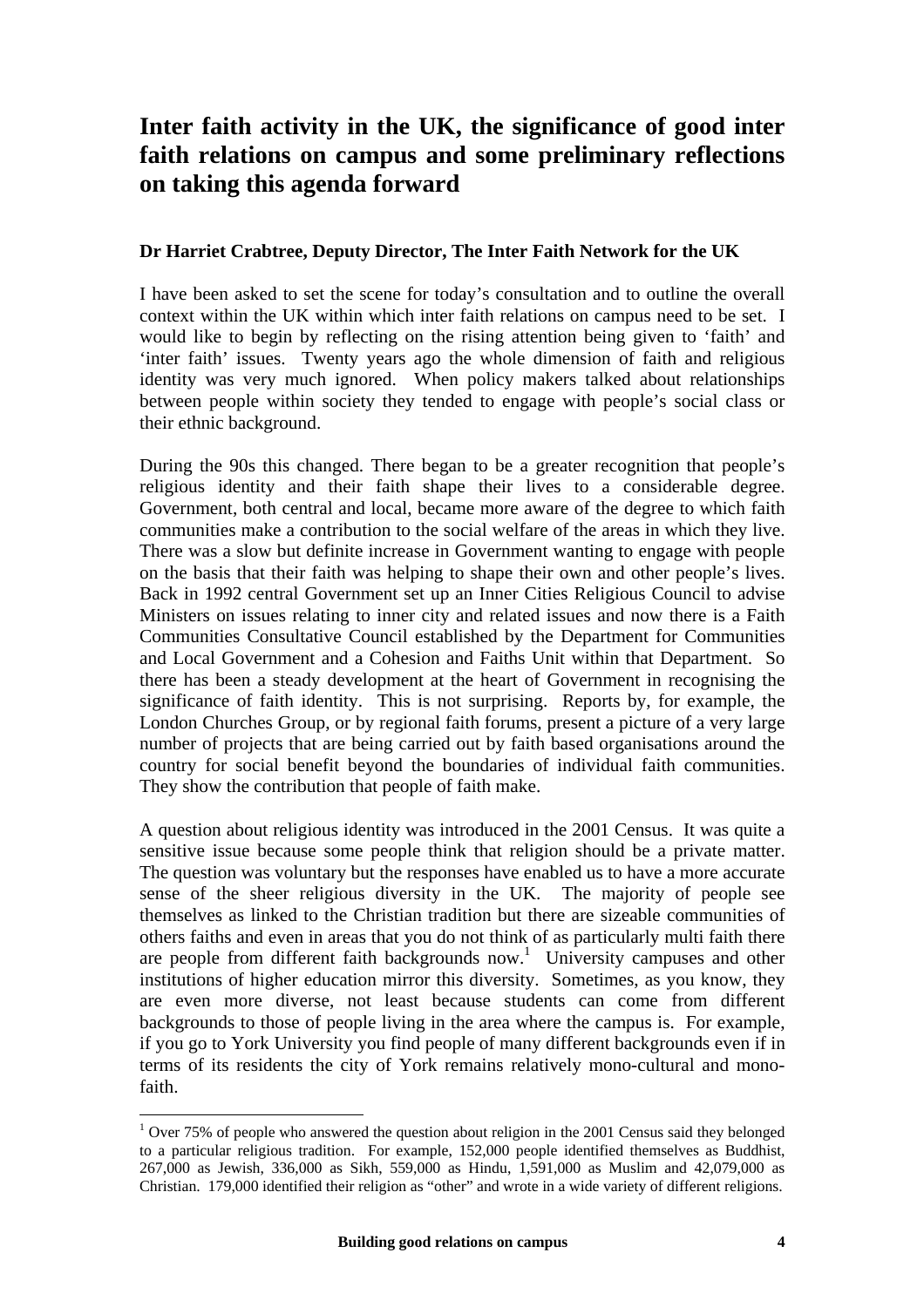# Inter faith activity in the UK, the significance of good inter faith relations on campus and some preliminary reflections on taking this agenda forward

**Dr Harriet Crabtree, Deputy Director, The Inter Faith Network for the UK**

I have been asked to set the scene for today's consultation and to outline the overall context within the UK within which inter faith relations on campus need to be set. I would like to begin by reflecting on the rising attention being given to 'faith' and 'inter faith' issues. Twenty years ago the whole dimension of faith and religious identity was very much ignored. When policy makers talked about relationships between people within society they tended to engage with people's social class or their ethnic background.

During the 90s this changed. There began to be a greater recognition that people's religious identity and their faith shape their lives to a considerable degree. Government, both central and local, became more aware of the degree to which faith communities make a contribution to the social welfare of the areas in which they live. There was a slow but definite increase in Government wanting to engage with people on the basis that their faith was helping to shape their own and other people's lives. Back in 1992 central Government set up an Inner Cities Religious Council to advise Ministers on issues relating to inner city and related issues and now there is a Faith Communities Consultative Council established by the Department for Communities and Local Government and a Cohesion and Faiths Unit within that Department. So there has been a steady development at the heart of Government in recognising the significance of faith identity. This is not surprising. Reports by, for example, the London Churches Group, or by regional faith forums, present a picture of a very large number of projects that are being carried out by faith based organisations around the country for social benefit beyond the boundaries of individual faith communities. They show the contribution that people of faith make.

A question about religious identity was introduced in the 2001 Census. It was quite a sensitive issue because some people think that religion should be a private matter. The question was voluntary but the responses have enabled us to have a more accurate sense of the sheer religious diversity in the UK. The majority of people see themselves as linked to the Christian tradition but there are sizeable communities of others faiths and even in areas that you do not think of as particularly multi faith there are people from different faith backgrounds now.[1] University campuses and other institutions of higher education mirror this diversity. Sometimes, as you know, they are even more diverse, not least because students can come from different backgrounds to those of people living in the area where the campus is. For example, if you go to York University you find people of many different backgrounds even if in terms of its residents the city of York remains relatively mono-cultural and mono-faith.

[1] Over 75% of people who answered the question about religion in the 2001 Census said they belonged to a particular religious tradition. For example, 152,000 people identified themselves as Buddhist, 267,000 as Jewish, 336,000 as Sikh, 559,000 as Hindu, 1,591,000 as Muslim and 42,079,000 as Christian. 179,000 identified their religion as "other" and wrote in a wide variety of different religions.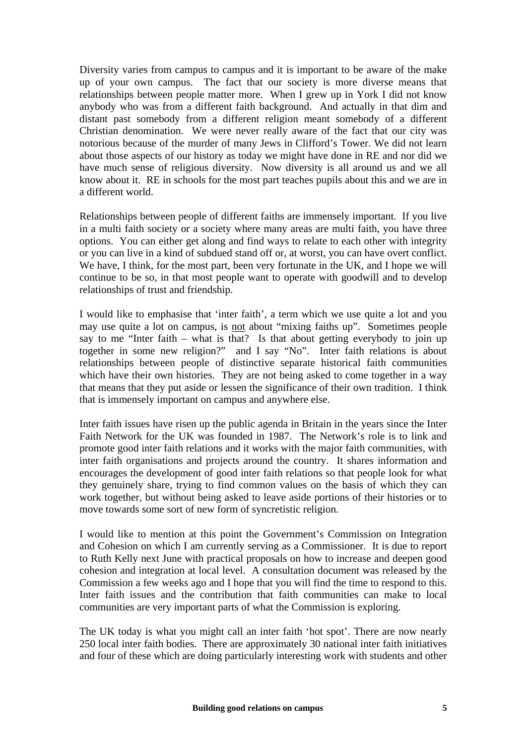Diversity varies from campus to campus and it is important to be aware of the make up of your own campus. The fact that our society is more diverse means that relationships between people matter more. When I grew up in York I did not know anybody who was from a different faith background. And actually in that dim and distant past somebody from a different religion meant somebody of a different Christian denomination. We were never really aware of the fact that our city was notorious because of the murder of many Jews in Clifford's Tower. We did not learn about those aspects of our history as today we might have done in RE and nor did we have much sense of religious diversity. Now diversity is all around us and we all know about it. RE in schools for the most part teaches pupils about this and we are in a different world.

Relationships between people of different faiths are immensely important. If you live in a multi faith society or a society where many areas are multi faith, you have three options. You can either get along and find ways to relate to each other with integrity or you can live in a kind of subdued stand off or, at worst, you can have overt conflict. We have, I think, for the most part, been very fortunate in the UK, and I hope we will continue to be so, in that most people want to operate with goodwill and to develop relationships of trust and friendship.

I would like to emphasise that 'inter faith', a term which we use quite a lot and you may use quite a lot on campus, is <u>not</u> about "mixing faiths up". Sometimes people say to me "Inter faith – what is that? Is that about getting everybody to join up together in some new religion?" and I say "No". Inter faith relations is about relationships between people of distinctive separate historical faith communities which have their own histories. They are not being asked to come together in a way that means that they put aside or lessen the significance of their own tradition. I think that is immensely important on campus and anywhere else.

Inter faith issues have risen up the public agenda in Britain in the years since the Inter Faith Network for the UK was founded in 1987. The Network's role is to link and promote good inter faith relations and it works with the major faith communities, with inter faith organisations and projects around the country. It shares information and encourages the development of good inter faith relations so that people look for what they genuinely share, trying to find common values on the basis of which they can work together, but without being asked to leave aside portions of their histories or to move towards some sort of new form of syncretistic religion.

I would like to mention at this point the Government's Commission on Integration and Cohesion on which I am currently serving as a Commissioner. It is due to report to Ruth Kelly next June with practical proposals on how to increase and deepen good cohesion and integration at local level. A consultation document was released by the Commission a few weeks ago and I hope that you will find the time to respond to this. Inter faith issues and the contribution that faith communities can make to local communities are very important parts of what the Commission is exploring.

The UK today is what you might call an inter faith 'hot spot'. There are now nearly 250 local inter faith bodies. There are approximately 30 national inter faith initiatives and four of these which are doing particularly interesting work with students and other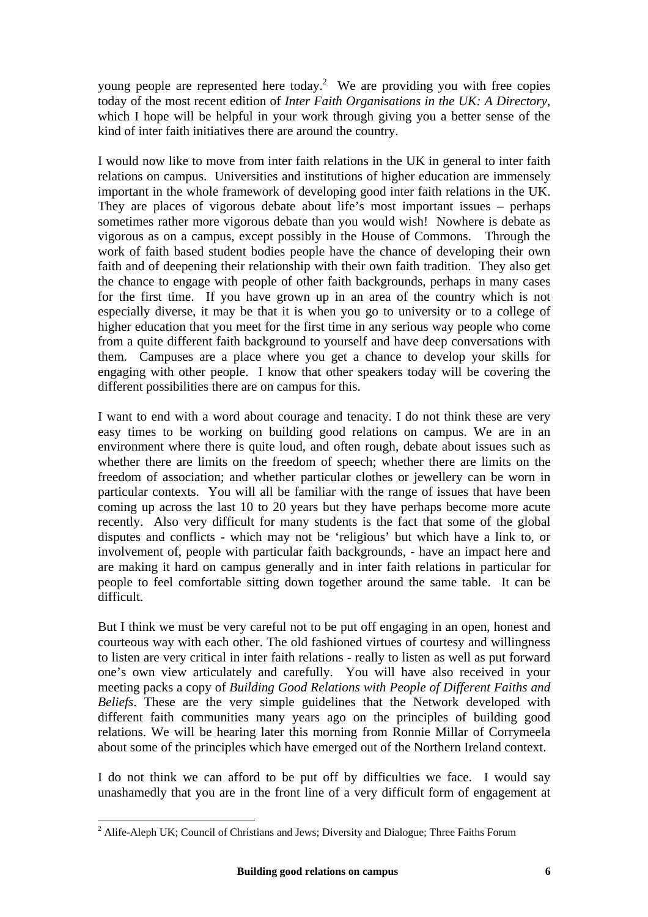young people are represented here today.[2] We are providing you with free copies today of the most recent edition of *Inter Faith Organisations in the UK: A Directory*, which I hope will be helpful in your work through giving you a better sense of the kind of inter faith initiatives there are around the country.

I would now like to move from inter faith relations in the UK in general to inter faith relations on campus. Universities and institutions of higher education are immensely important in the whole framework of developing good inter faith relations in the UK. They are places of vigorous debate about life's most important issues – perhaps sometimes rather more vigorous debate than you would wish! Nowhere is debate as vigorous as on a campus, except possibly in the House of Commons. Through the work of faith based student bodies people have the chance of developing their own faith and of deepening their relationship with their own faith tradition. They also get the chance to engage with people of other faith backgrounds, perhaps in many cases for the first time. If you have grown up in an area of the country which is not especially diverse, it may be that it is when you go to university or to a college of higher education that you meet for the first time in any serious way people who come from a quite different faith background to yourself and have deep conversations with them. Campuses are a place where you get a chance to develop your skills for engaging with other people. I know that other speakers today will be covering the different possibilities there are on campus for this.

I want to end with a word about courage and tenacity. I do not think these are very easy times to be working on building good relations on campus. We are in an environment where there is quite loud, and often rough, debate about issues such as whether there are limits on the freedom of speech; whether there are limits on the freedom of association; and whether particular clothes or jewellery can be worn in particular contexts. You will all be familiar with the range of issues that have been coming up across the last 10 to 20 years but they have perhaps become more acute recently. Also very difficult for many students is the fact that some of the global disputes and conflicts - which may not be 'religious' but which have a link to, or involvement of, people with particular faith backgrounds, - have an impact here and are making it hard on campus generally and in inter faith relations in particular for people to feel comfortable sitting down together around the same table. It can be difficult.

But I think we must be very careful not to be put off engaging in an open, honest and courteous way with each other. The old fashioned virtues of courtesy and willingness to listen are very critical in inter faith relations - really to listen as well as put forward one's own view articulately and carefully. You will have also received in your meeting packs a copy of *Building Good Relations with People of Different Faiths and Beliefs*. These are the very simple guidelines that the Network developed with different faith communities many years ago on the principles of building good relations. We will be hearing later this morning from Ronnie Millar of Corrymeela about some of the principles which have emerged out of the Northern Ireland context.

I do not think we can afford to be put off by difficulties we face. I would say unashamedly that you are in the front line of a very difficult form of engagement at

[2] Alife-Aleph UK; Council of Christians and Jews; Diversity and Dialogue; Three Faiths Forum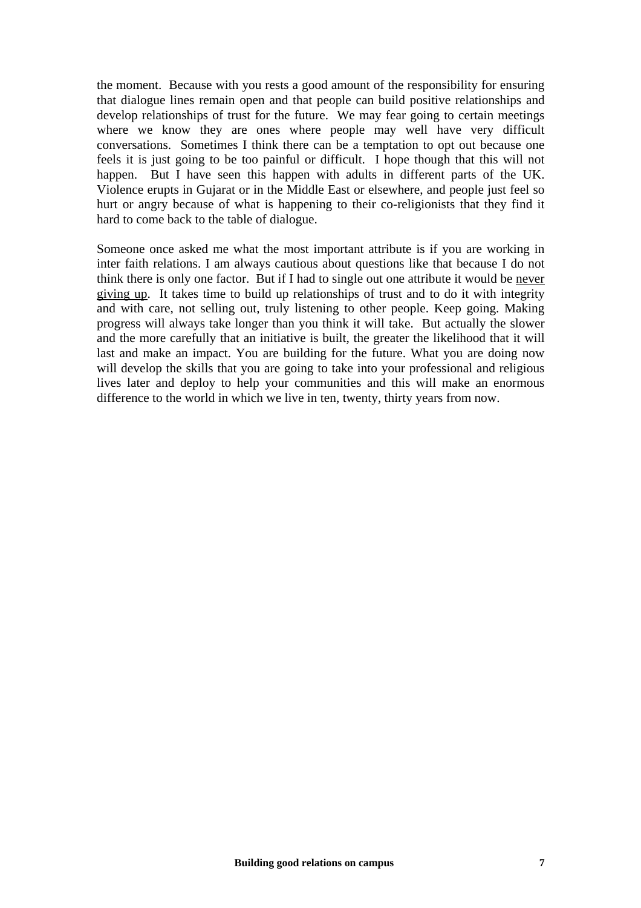the moment. Because with you rests a good amount of the responsibility for ensuring that dialogue lines remain open and that people can build positive relationships and develop relationships of trust for the future. We may fear going to certain meetings where we know they are ones where people may well have very difficult conversations. Sometimes I think there can be a temptation to opt out because one feels it is just going to be too painful or difficult. I hope though that this will not happen. But I have seen this happen with adults in different parts of the UK. Violence erupts in Gujarat or in the Middle East or elsewhere, and people just feel so hurt or angry because of what is happening to their co-religionists that they find it hard to come back to the table of dialogue.

Someone once asked me what the most important attribute is if you are working in inter faith relations. I am always cautious about questions like that because I do not think there is only one factor. But if I had to single out one attribute it would be <u>never giving up</u>. It takes time to build up relationships of trust and to do it with integrity and with care, not selling out, truly listening to other people. Keep going. Making progress will always take longer than you think it will take. But actually the slower and the more carefully that an initiative is built, the greater the likelihood that it will last and make an impact. You are building for the future. What you are doing now will develop the skills that you are going to take into your professional and religious lives later and deploy to help your communities and this will make an enormous difference to the world in which we live in ten, twenty, thirty years from now.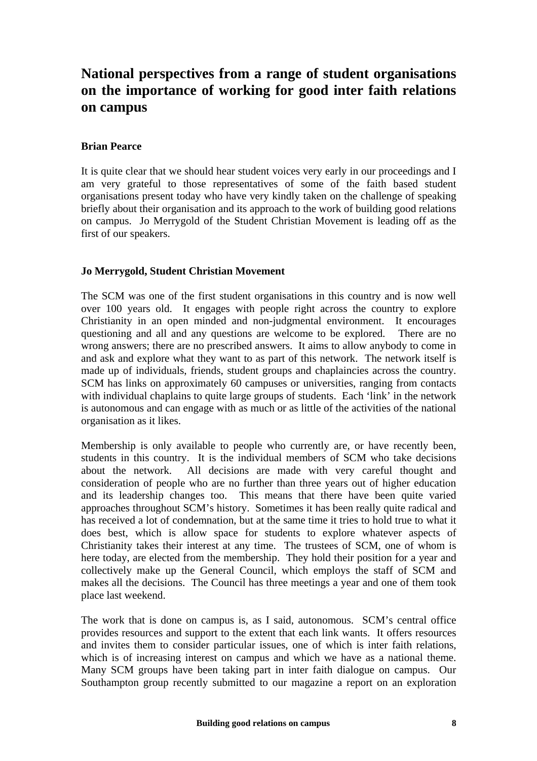# National perspectives from a range of student organisations on the importance of working for good inter faith relations on campus

**Brian Pearce**

It is quite clear that we should hear student voices very early in our proceedings and I am very grateful to those representatives of some of the faith based student organisations present today who have very kindly taken on the challenge of speaking briefly about their organisation and its approach to the work of building good relations on campus. Jo Merrygold of the Student Christian Movement is leading off as the first of our speakers.

**Jo Merrygold, Student Christian Movement**

The SCM was one of the first student organisations in this country and is now well over 100 years old. It engages with people right across the country to explore Christianity in an open minded and non-judgmental environment. It encourages questioning and all and any questions are welcome to be explored. There are no wrong answers; there are no prescribed answers. It aims to allow anybody to come in and ask and explore what they want to as part of this network. The network itself is made up of individuals, friends, student groups and chaplaincies across the country. SCM has links on approximately 60 campuses or universities, ranging from contacts with individual chaplains to quite large groups of students. Each 'link' in the network is autonomous and can engage with as much or as little of the activities of the national organisation as it likes.

Membership is only available to people who currently are, or have recently been, students in this country. It is the individual members of SCM who take decisions about the network. All decisions are made with very careful thought and consideration of people who are no further than three years out of higher education and its leadership changes too. This means that there have been quite varied approaches throughout SCM's history. Sometimes it has been really quite radical and has received a lot of condemnation, but at the same time it tries to hold true to what it does best, which is allow space for students to explore whatever aspects of Christianity takes their interest at any time. The trustees of SCM, one of whom is here today, are elected from the membership. They hold their position for a year and collectively make up the General Council, which employs the staff of SCM and makes all the decisions. The Council has three meetings a year and one of them took place last weekend.

The work that is done on campus is, as I said, autonomous. SCM's central office provides resources and support to the extent that each link wants. It offers resources and invites them to consider particular issues, one of which is inter faith relations, which is of increasing interest on campus and which we have as a national theme. Many SCM groups have been taking part in inter faith dialogue on campus. Our Southampton group recently submitted to our magazine a report on an exploration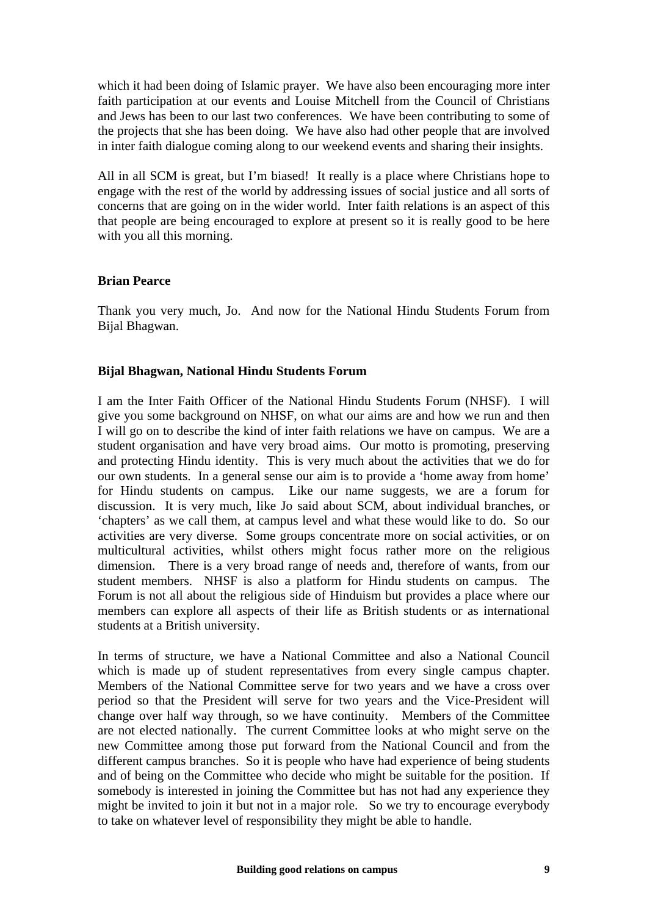which it had been doing of Islamic prayer. We have also been encouraging more inter faith participation at our events and Louise Mitchell from the Council of Christians and Jews has been to our last two conferences. We have been contributing to some of the projects that she has been doing. We have also had other people that are involved in inter faith dialogue coming along to our weekend events and sharing their insights.

All in all SCM is great, but I'm biased! It really is a place where Christians hope to engage with the rest of the world by addressing issues of social justice and all sorts of concerns that are going on in the wider world. Inter faith relations is an aspect of this that people are being encouraged to explore at present so it is really good to be here with you all this morning.

**Brian Pearce**

Thank you very much, Jo. And now for the National Hindu Students Forum from Bijal Bhagwan.

**Bijal Bhagwan, National Hindu Students Forum**

I am the Inter Faith Officer of the National Hindu Students Forum (NHSF). I will give you some background on NHSF, on what our aims are and how we run and then I will go on to describe the kind of inter faith relations we have on campus. We are a student organisation and have very broad aims. Our motto is promoting, preserving and protecting Hindu identity. This is very much about the activities that we do for our own students. In a general sense our aim is to provide a 'home away from home' for Hindu students on campus. Like our name suggests, we are a forum for discussion. It is very much, like Jo said about SCM, about individual branches, or 'chapters' as we call them, at campus level and what these would like to do. So our activities are very diverse. Some groups concentrate more on social activities, or on multicultural activities, whilst others might focus rather more on the religious dimension. There is a very broad range of needs and, therefore of wants, from our student members. NHSF is also a platform for Hindu students on campus. The Forum is not all about the religious side of Hinduism but provides a place where our members can explore all aspects of their life as British students or as international students at a British university.

In terms of structure, we have a National Committee and also a National Council which is made up of student representatives from every single campus chapter. Members of the National Committee serve for two years and we have a cross over period so that the President will serve for two years and the Vice-President will change over half way through, so we have continuity. Members of the Committee are not elected nationally. The current Committee looks at who might serve on the new Committee among those put forward from the National Council and from the different campus branches. So it is people who have had experience of being students and of being on the Committee who decide who might be suitable for the position. If somebody is interested in joining the Committee but has not had any experience they might be invited to join it but not in a major role. So we try to encourage everybody to take on whatever level of responsibility they might be able to handle.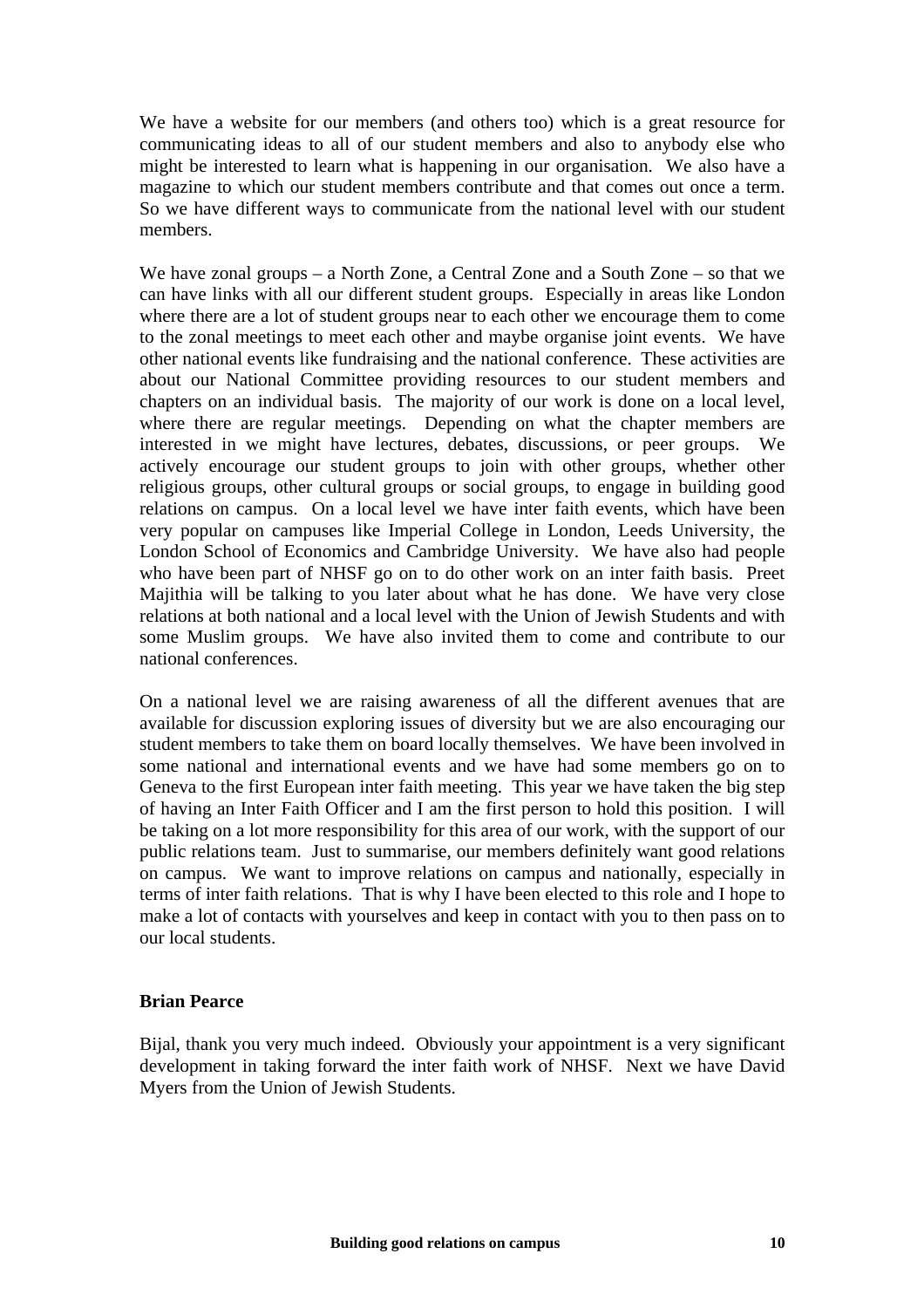We have a website for our members (and others too) which is a great resource for communicating ideas to all of our student members and also to anybody else who might be interested to learn what is happening in our organisation. We also have a magazine to which our student members contribute and that comes out once a term. So we have different ways to communicate from the national level with our student members.

We have zonal groups – a North Zone, a Central Zone and a South Zone – so that we can have links with all our different student groups. Especially in areas like London where there are a lot of student groups near to each other we encourage them to come to the zonal meetings to meet each other and maybe organise joint events. We have other national events like fundraising and the national conference. These activities are about our National Committee providing resources to our student members and chapters on an individual basis. The majority of our work is done on a local level, where there are regular meetings. Depending on what the chapter members are interested in we might have lectures, debates, discussions, or peer groups. We actively encourage our student groups to join with other groups, whether other religious groups, other cultural groups or social groups, to engage in building good relations on campus. On a local level we have inter faith events, which have been very popular on campuses like Imperial College in London, Leeds University, the London School of Economics and Cambridge University. We have also had people who have been part of NHSF go on to do other work on an inter faith basis. Preet Majithia will be talking to you later about what he has done. We have very close relations at both national and a local level with the Union of Jewish Students and with some Muslim groups. We have also invited them to come and contribute to our national conferences.

On a national level we are raising awareness of all the different avenues that are available for discussion exploring issues of diversity but we are also encouraging our student members to take them on board locally themselves. We have been involved in some national and international events and we have had some members go on to Geneva to the first European inter faith meeting. This year we have taken the big step of having an Inter Faith Officer and I am the first person to hold this position. I will be taking on a lot more responsibility for this area of our work, with the support of our public relations team. Just to summarise, our members definitely want good relations on campus. We want to improve relations on campus and nationally, especially in terms of inter faith relations. That is why I have been elected to this role and I hope to make a lot of contacts with yourselves and keep in contact with you to then pass on to our local students.

**Brian Pearce**

Bijal, thank you very much indeed. Obviously your appointment is a very significant development in taking forward the inter faith work of NHSF. Next we have David Myers from the Union of Jewish Students.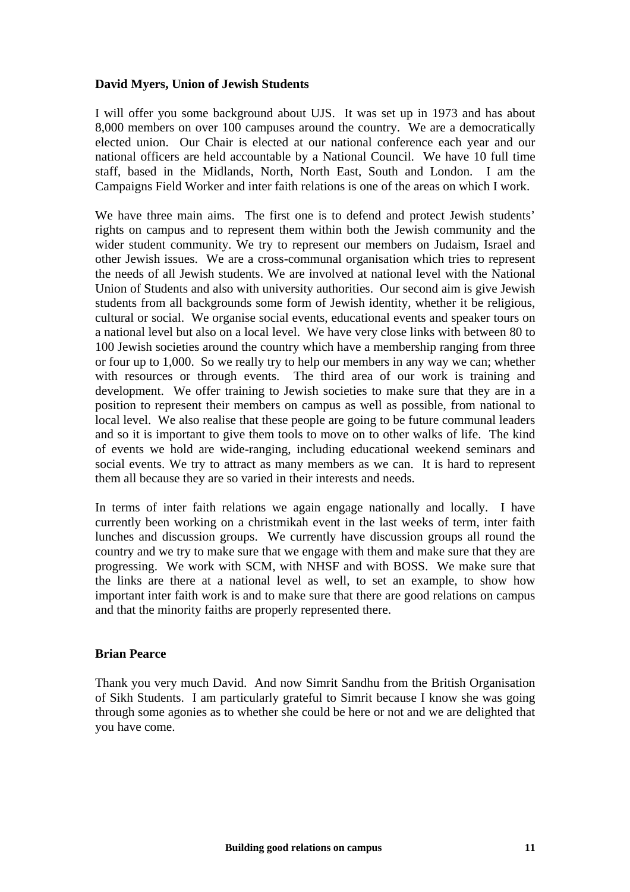**David Myers, Union of Jewish Students**

I will offer you some background about UJS. It was set up in 1973 and has about 8,000 members on over 100 campuses around the country. We are a democratically elected union. Our Chair is elected at our national conference each year and our national officers are held accountable by a National Council. We have 10 full time staff, based in the Midlands, North, North East, South and London. I am the Campaigns Field Worker and inter faith relations is one of the areas on which I work.

We have three main aims. The first one is to defend and protect Jewish students' rights on campus and to represent them within both the Jewish community and the wider student community. We try to represent our members on Judaism, Israel and other Jewish issues. We are a cross-communal organisation which tries to represent the needs of all Jewish students. We are involved at national level with the National Union of Students and also with university authorities. Our second aim is give Jewish students from all backgrounds some form of Jewish identity, whether it be religious, cultural or social. We organise social events, educational events and speaker tours on a national level but also on a local level. We have very close links with between 80 to 100 Jewish societies around the country which have a membership ranging from three or four up to 1,000. So we really try to help our members in any way we can; whether with resources or through events. The third area of our work is training and development. We offer training to Jewish societies to make sure that they are in a position to represent their members on campus as well as possible, from national to local level. We also realise that these people are going to be future communal leaders and so it is important to give them tools to move on to other walks of life. The kind of events we hold are wide-ranging, including educational weekend seminars and social events. We try to attract as many members as we can. It is hard to represent them all because they are so varied in their interests and needs.

In terms of inter faith relations we again engage nationally and locally. I have currently been working on a christmikah event in the last weeks of term, inter faith lunches and discussion groups. We currently have discussion groups all round the country and we try to make sure that we engage with them and make sure that they are progressing. We work with SCM, with NHSF and with BOSS. We make sure that the links are there at a national level as well, to set an example, to show how important inter faith work is and to make sure that there are good relations on campus and that the minority faiths are properly represented there.

**Brian Pearce**

Thank you very much David. And now Simrit Sandhu from the British Organisation of Sikh Students. I am particularly grateful to Simrit because I know she was going through some agonies as to whether she could be here or not and we are delighted that you have come.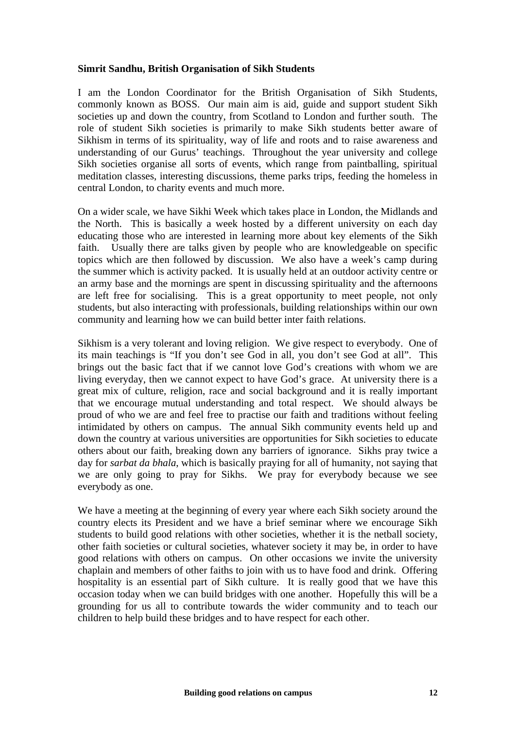**Simrit Sandhu, British Organisation of Sikh Students**

I am the London Coordinator for the British Organisation of Sikh Students, commonly known as BOSS. Our main aim is aid, guide and support student Sikh societies up and down the country, from Scotland to London and further south. The role of student Sikh societies is primarily to make Sikh students better aware of Sikhism in terms of its spirituality, way of life and roots and to raise awareness and understanding of our Gurus' teachings. Throughout the year university and college Sikh societies organise all sorts of events, which range from paintballing, spiritual meditation classes, interesting discussions, theme parks trips, feeding the homeless in central London, to charity events and much more.

On a wider scale, we have Sikhi Week which takes place in London, the Midlands and the North. This is basically a week hosted by a different university on each day educating those who are interested in learning more about key elements of the Sikh faith. Usually there are talks given by people who are knowledgeable on specific topics which are then followed by discussion. We also have a week's camp during the summer which is activity packed. It is usually held at an outdoor activity centre or an army base and the mornings are spent in discussing spirituality and the afternoons are left free for socialising. This is a great opportunity to meet people, not only students, but also interacting with professionals, building relationships within our own community and learning how we can build better inter faith relations.

Sikhism is a very tolerant and loving religion. We give respect to everybody. One of its main teachings is "If you don't see God in all, you don't see God at all". This brings out the basic fact that if we cannot love God's creations with whom we are living everyday, then we cannot expect to have God's grace. At university there is a great mix of culture, religion, race and social background and it is really important that we encourage mutual understanding and total respect. We should always be proud of who we are and feel free to practise our faith and traditions without feeling intimidated by others on campus. The annual Sikh community events held up and down the country at various universities are opportunities for Sikh societies to educate others about our faith, breaking down any barriers of ignorance. Sikhs pray twice a day for *sarbat da bhala*, which is basically praying for all of humanity, not saying that we are only going to pray for Sikhs. We pray for everybody because we see everybody as one.

We have a meeting at the beginning of every year where each Sikh society around the country elects its President and we have a brief seminar where we encourage Sikh students to build good relations with other societies, whether it is the netball society, other faith societies or cultural societies, whatever society it may be, in order to have good relations with others on campus. On other occasions we invite the university chaplain and members of other faiths to join with us to have food and drink. Offering hospitality is an essential part of Sikh culture. It is really good that we have this occasion today when we can build bridges with one another. Hopefully this will be a grounding for us all to contribute towards the wider community and to teach our children to help build these bridges and to have respect for each other.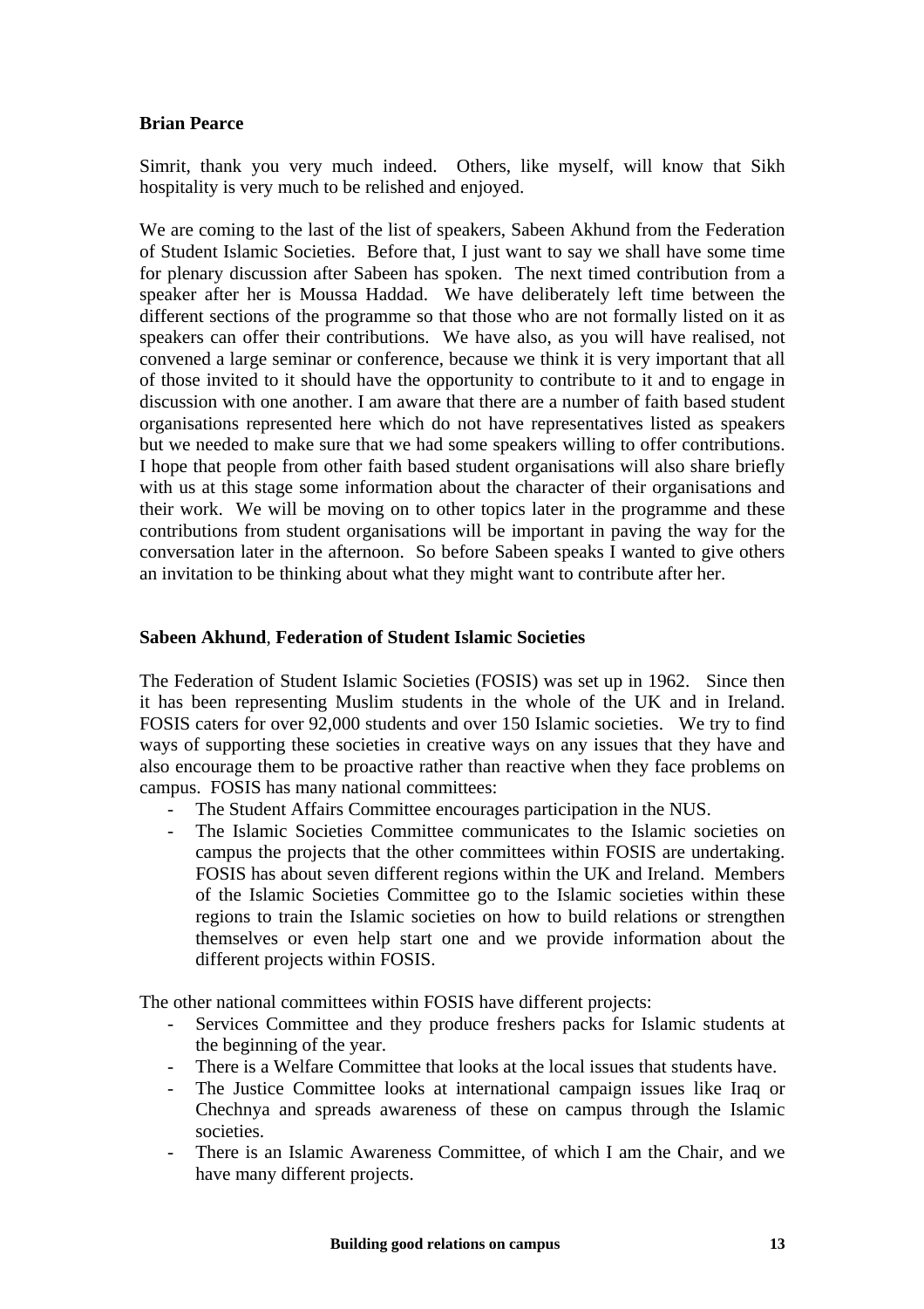**Brian Pearce**

Simrit, thank you very much indeed. Others, like myself, will know that Sikh hospitality is very much to be relished and enjoyed.

We are coming to the last of the list of speakers, Sabeen Akhund from the Federation of Student Islamic Societies. Before that, I just want to say we shall have some time for plenary discussion after Sabeen has spoken. The next timed contribution from a speaker after her is Moussa Haddad. We have deliberately left time between the different sections of the programme so that those who are not formally listed on it as speakers can offer their contributions. We have also, as you will have realised, not convened a large seminar or conference, because we think it is very important that all of those invited to it should have the opportunity to contribute to it and to engage in discussion with one another. I am aware that there are a number of faith based student organisations represented here which do not have representatives listed as speakers but we needed to make sure that we had some speakers willing to offer contributions. I hope that people from other faith based student organisations will also share briefly with us at this stage some information about the character of their organisations and their work. We will be moving on to other topics later in the programme and these contributions from student organisations will be important in paving the way for the conversation later in the afternoon. So before Sabeen speaks I wanted to give others an invitation to be thinking about what they might want to contribute after her.

**Sabeen Akhund**, **Federation of Student Islamic Societies**

The Federation of Student Islamic Societies (FOSIS) was set up in 1962. Since then it has been representing Muslim students in the whole of the UK and in Ireland. FOSIS caters for over 92,000 students and over 150 Islamic societies. We try to find ways of supporting these societies in creative ways on any issues that they have and also encourage them to be proactive rather than reactive when they face problems on campus. FOSIS has many national committees:

- The Student Affairs Committee encourages participation in the NUS.
- The Islamic Societies Committee communicates to the Islamic societies on campus the projects that the other committees within FOSIS are undertaking. FOSIS has about seven different regions within the UK and Ireland. Members of the Islamic Societies Committee go to the Islamic societies within these regions to train the Islamic societies on how to build relations or strengthen themselves or even help start one and we provide information about the different projects within FOSIS.

The other national committees within FOSIS have different projects:

- Services Committee and they produce freshers packs for Islamic students at the beginning of the year.
- There is a Welfare Committee that looks at the local issues that students have.
- The Justice Committee looks at international campaign issues like Iraq or Chechnya and spreads awareness of these on campus through the Islamic societies.
- There is an Islamic Awareness Committee, of which I am the Chair, and we have many different projects.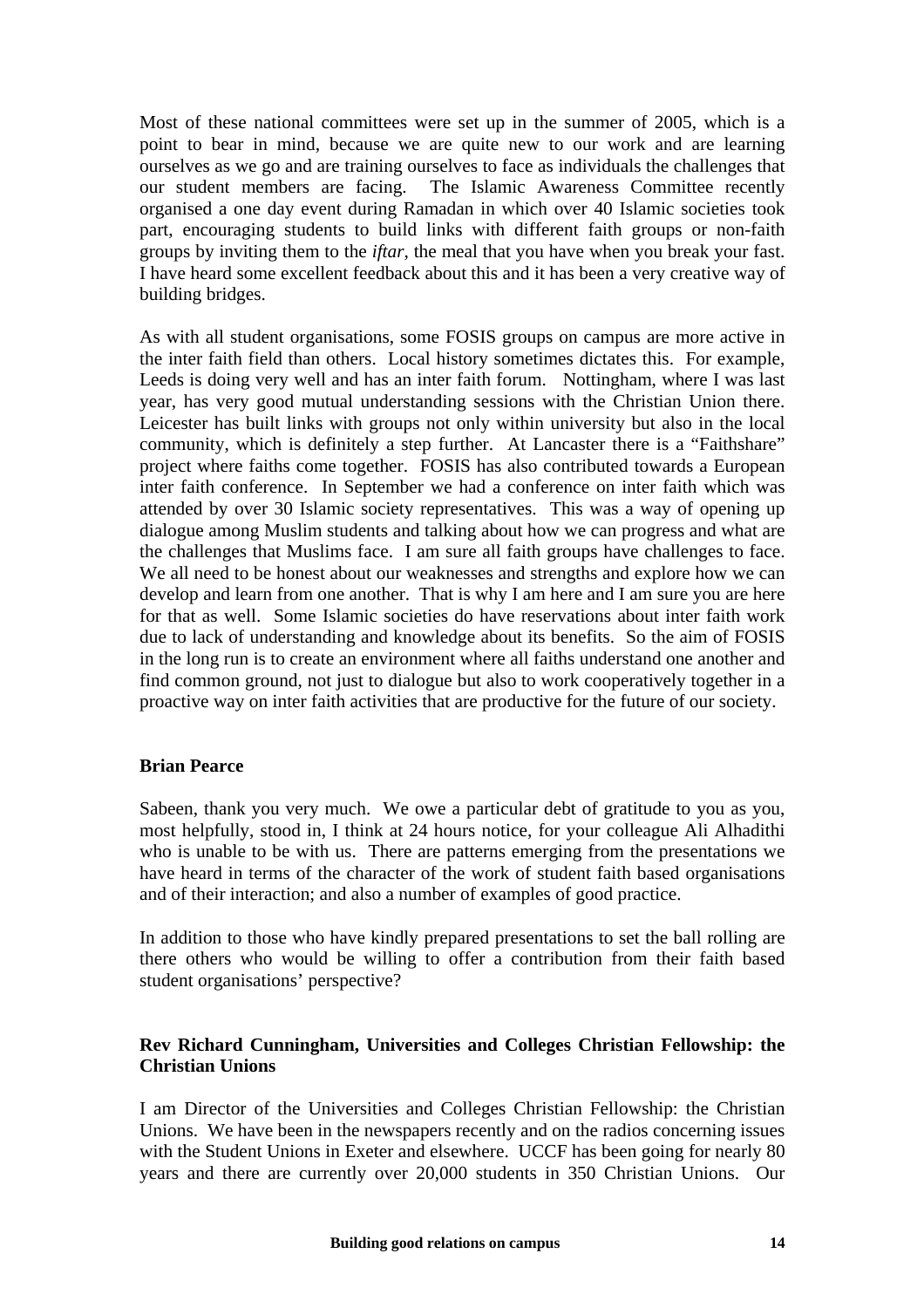Most of these national committees were set up in the summer of 2005, which is a point to bear in mind, because we are quite new to our work and are learning ourselves as we go and are training ourselves to face as individuals the challenges that our student members are facing. The Islamic Awareness Committee recently organised a one day event during Ramadan in which over 40 Islamic societies took part, encouraging students to build links with different faith groups or non-faith groups by inviting them to the *iftar*, the meal that you have when you break your fast. I have heard some excellent feedback about this and it has been a very creative way of building bridges.

As with all student organisations, some FOSIS groups on campus are more active in the inter faith field than others. Local history sometimes dictates this. For example, Leeds is doing very well and has an inter faith forum. Nottingham, where I was last year, has very good mutual understanding sessions with the Christian Union there. Leicester has built links with groups not only within university but also in the local community, which is definitely a step further. At Lancaster there is a "Faithshare" project where faiths come together. FOSIS has also contributed towards a European inter faith conference. In September we had a conference on inter faith which was attended by over 30 Islamic society representatives. This was a way of opening up dialogue among Muslim students and talking about how we can progress and what are the challenges that Muslims face. I am sure all faith groups have challenges to face. We all need to be honest about our weaknesses and strengths and explore how we can develop and learn from one another. That is why I am here and I am sure you are here for that as well. Some Islamic societies do have reservations about inter faith work due to lack of understanding and knowledge about its benefits. So the aim of FOSIS in the long run is to create an environment where all faiths understand one another and find common ground, not just to dialogue but also to work cooperatively together in a proactive way on inter faith activities that are productive for the future of our society.

**Brian Pearce**

Sabeen, thank you very much. We owe a particular debt of gratitude to you as you, most helpfully, stood in, I think at 24 hours notice, for your colleague Ali Alhadithi who is unable to be with us. There are patterns emerging from the presentations we have heard in terms of the character of the work of student faith based organisations and of their interaction; and also a number of examples of good practice.

In addition to those who have kindly prepared presentations to set the ball rolling are there others who would be willing to offer a contribution from their faith based student organisations' perspective?

**Rev Richard Cunningham, Universities and Colleges Christian Fellowship: the Christian Unions**

I am Director of the Universities and Colleges Christian Fellowship: the Christian Unions. We have been in the newspapers recently and on the radios concerning issues with the Student Unions in Exeter and elsewhere. UCCF has been going for nearly 80 years and there are currently over 20,000 students in 350 Christian Unions. Our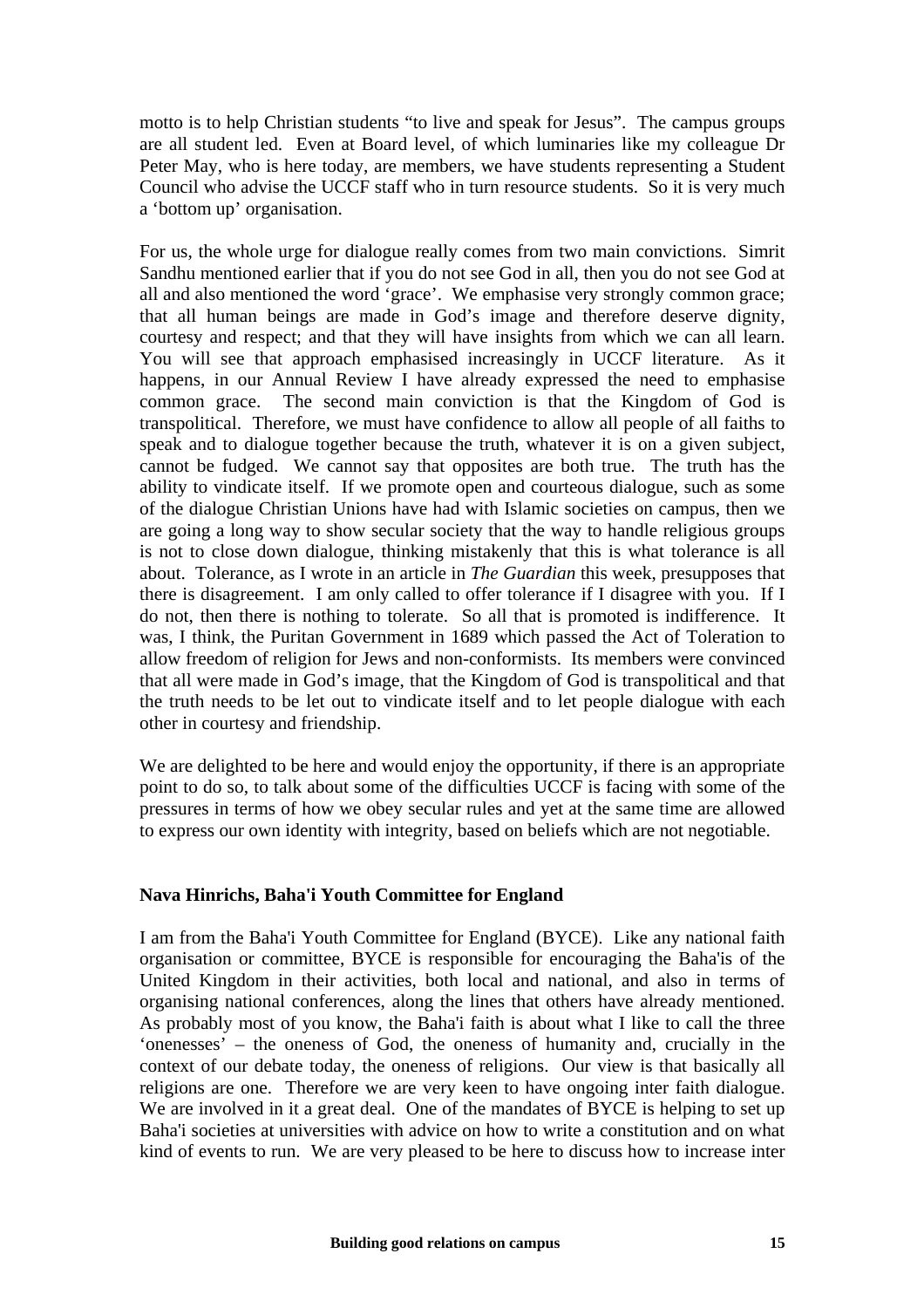motto is to help Christian students "to live and speak for Jesus". The campus groups are all student led. Even at Board level, of which luminaries like my colleague Dr Peter May, who is here today, are members, we have students representing a Student Council who advise the UCCF staff who in turn resource students. So it is very much a 'bottom up' organisation.

For us, the whole urge for dialogue really comes from two main convictions. Simrit Sandhu mentioned earlier that if you do not see God in all, then you do not see God at all and also mentioned the word 'grace'. We emphasise very strongly common grace; that all human beings are made in God's image and therefore deserve dignity, courtesy and respect; and that they will have insights from which we can all learn. You will see that approach emphasised increasingly in UCCF literature. As it happens, in our Annual Review I have already expressed the need to emphasise common grace. The second main conviction is that the Kingdom of God is transpolitical. Therefore, we must have confidence to allow all people of all faiths to speak and to dialogue together because the truth, whatever it is on a given subject, cannot be fudged. We cannot say that opposites are both true. The truth has the ability to vindicate itself. If we promote open and courteous dialogue, such as some of the dialogue Christian Unions have had with Islamic societies on campus, then we are going a long way to show secular society that the way to handle religious groups is not to close down dialogue, thinking mistakenly that this is what tolerance is all about. Tolerance, as I wrote in an article in *The Guardian* this week, presupposes that there is disagreement. I am only called to offer tolerance if I disagree with you. If I do not, then there is nothing to tolerate. So all that is promoted is indifference. It was, I think, the Puritan Government in 1689 which passed the Act of Toleration to allow freedom of religion for Jews and non-conformists. Its members were convinced that all were made in God's image, that the Kingdom of God is transpolitical and that the truth needs to be let out to vindicate itself and to let people dialogue with each other in courtesy and friendship.

We are delighted to be here and would enjoy the opportunity, if there is an appropriate point to do so, to talk about some of the difficulties UCCF is facing with some of the pressures in terms of how we obey secular rules and yet at the same time are allowed to express our own identity with integrity, based on beliefs which are not negotiable.

**Nava Hinrichs, Baha'i Youth Committee for England**

I am from the Baha'i Youth Committee for England (BYCE). Like any national faith organisation or committee, BYCE is responsible for encouraging the Baha'is of the United Kingdom in their activities, both local and national, and also in terms of organising national conferences, along the lines that others have already mentioned. As probably most of you know, the Baha'i faith is about what I like to call the three 'onenesses' – the oneness of God, the oneness of humanity and, crucially in the context of our debate today, the oneness of religions. Our view is that basically all religions are one. Therefore we are very keen to have ongoing inter faith dialogue. We are involved in it a great deal. One of the mandates of BYCE is helping to set up Baha'i societies at universities with advice on how to write a constitution and on what kind of events to run. We are very pleased to be here to discuss how to increase inter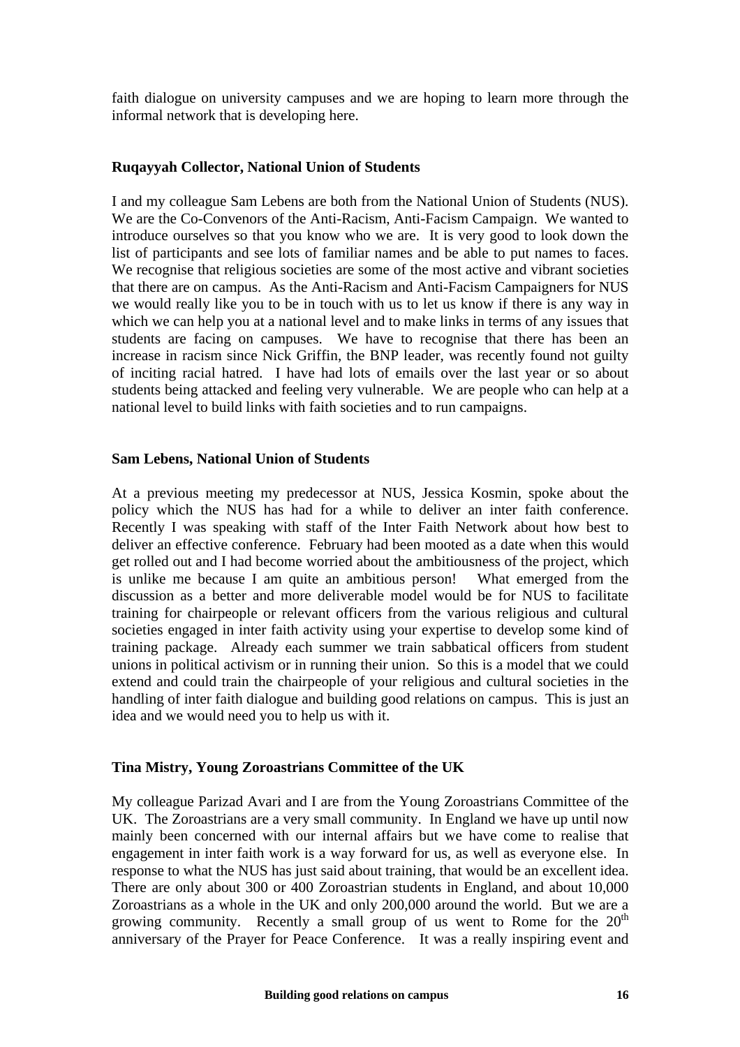faith dialogue on university campuses and we are hoping to learn more through the informal network that is developing here.

**Ruqayyah Collector, National Union of Students**

I and my colleague Sam Lebens are both from the National Union of Students (NUS). We are the Co-Convenors of the Anti-Racism, Anti-Facism Campaign. We wanted to introduce ourselves so that you know who we are. It is very good to look down the list of participants and see lots of familiar names and be able to put names to faces. We recognise that religious societies are some of the most active and vibrant societies that there are on campus. As the Anti-Racism and Anti-Facism Campaigners for NUS we would really like you to be in touch with us to let us know if there is any way in which we can help you at a national level and to make links in terms of any issues that students are facing on campuses. We have to recognise that there has been an increase in racism since Nick Griffin, the BNP leader, was recently found not guilty of inciting racial hatred. I have had lots of emails over the last year or so about students being attacked and feeling very vulnerable. We are people who can help at a national level to build links with faith societies and to run campaigns.

**Sam Lebens, National Union of Students**

At a previous meeting my predecessor at NUS, Jessica Kosmin, spoke about the policy which the NUS has had for a while to deliver an inter faith conference. Recently I was speaking with staff of the Inter Faith Network about how best to deliver an effective conference. February had been mooted as a date when this would get rolled out and I had become worried about the ambitiousness of the project, which is unlike me because I am quite an ambitious person! What emerged from the discussion as a better and more deliverable model would be for NUS to facilitate training for chairpeople or relevant officers from the various religious and cultural societies engaged in inter faith activity using your expertise to develop some kind of training package. Already each summer we train sabbatical officers from student unions in political activism or in running their union. So this is a model that we could extend and could train the chairpeople of your religious and cultural societies in the handling of inter faith dialogue and building good relations on campus. This is just an idea and we would need you to help us with it.

**Tina Mistry, Young Zoroastrians Committee of the UK**

My colleague Parizad Avari and I are from the Young Zoroastrians Committee of the UK. The Zoroastrians are a very small community. In England we have up until now mainly been concerned with our internal affairs but we have come to realise that engagement in inter faith work is a way forward for us, as well as everyone else. In response to what the NUS has just said about training, that would be an excellent idea. There are only about 300 or 400 Zoroastrian students in England, and about 10,000 Zoroastrians as a whole in the UK and only 200,000 around the world. But we are a growing community. Recently a small group of us went to Rome for the 20th anniversary of the Prayer for Peace Conference. It was a really inspiring event and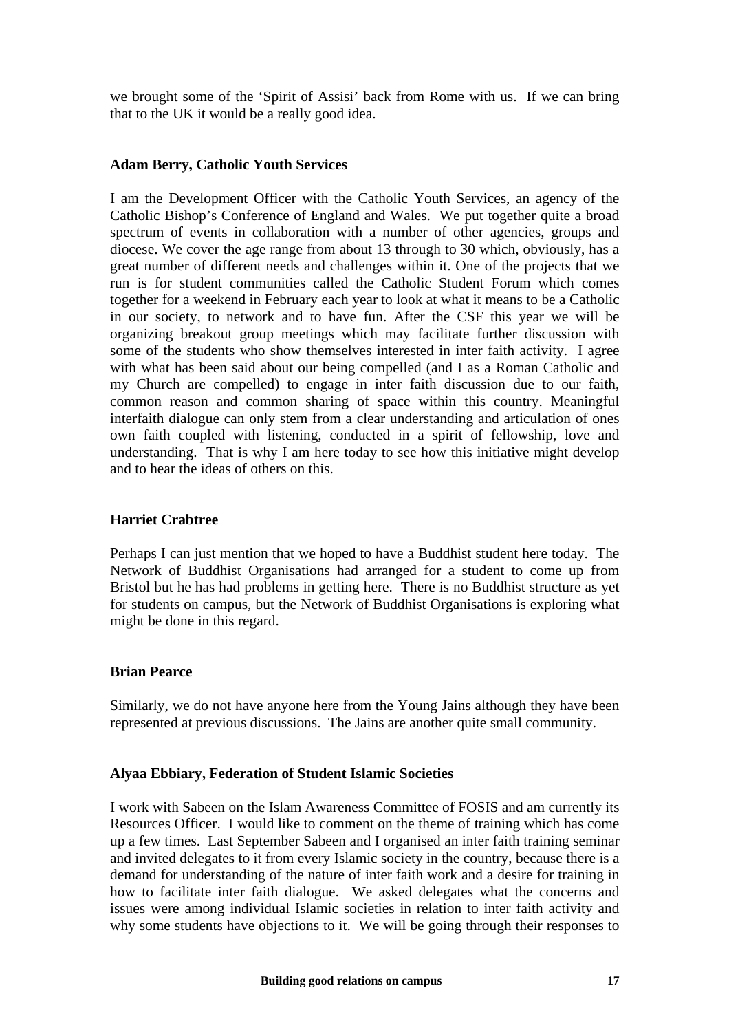we brought some of the 'Spirit of Assisi' back from Rome with us. If we can bring that to the UK it would be a really good idea.

**Adam Berry, Catholic Youth Services**

I am the Development Officer with the Catholic Youth Services, an agency of the Catholic Bishop's Conference of England and Wales. We put together quite a broad spectrum of events in collaboration with a number of other agencies, groups and diocese. We cover the age range from about 13 through to 30 which, obviously, has a great number of different needs and challenges within it. One of the projects that we run is for student communities called the Catholic Student Forum which comes together for a weekend in February each year to look at what it means to be a Catholic in our society, to network and to have fun. After the CSF this year we will be organizing breakout group meetings which may facilitate further discussion with some of the students who show themselves interested in inter faith activity. I agree with what has been said about our being compelled (and I as a Roman Catholic and my Church are compelled) to engage in inter faith discussion due to our faith, common reason and common sharing of space within this country. Meaningful interfaith dialogue can only stem from a clear understanding and articulation of ones own faith coupled with listening, conducted in a spirit of fellowship, love and understanding. That is why I am here today to see how this initiative might develop and to hear the ideas of others on this.

**Harriet Crabtree**

Perhaps I can just mention that we hoped to have a Buddhist student here today. The Network of Buddhist Organisations had arranged for a student to come up from Bristol but he has had problems in getting here. There is no Buddhist structure as yet for students on campus, but the Network of Buddhist Organisations is exploring what might be done in this regard.

**Brian Pearce**

Similarly, we do not have anyone here from the Young Jains although they have been represented at previous discussions. The Jains are another quite small community.

**Alyaa Ebbiary, Federation of Student Islamic Societies**

I work with Sabeen on the Islam Awareness Committee of FOSIS and am currently its Resources Officer. I would like to comment on the theme of training which has come up a few times. Last September Sabeen and I organised an inter faith training seminar and invited delegates to it from every Islamic society in the country, because there is a demand for understanding of the nature of inter faith work and a desire for training in how to facilitate inter faith dialogue. We asked delegates what the concerns and issues were among individual Islamic societies in relation to inter faith activity and why some students have objections to it. We will be going through their responses to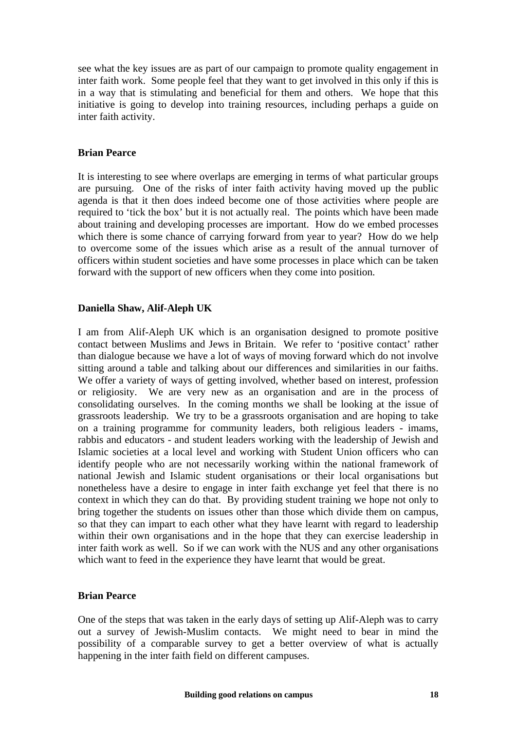see what the key issues are as part of our campaign to promote quality engagement in inter faith work. Some people feel that they want to get involved in this only if this is in a way that is stimulating and beneficial for them and others. We hope that this initiative is going to develop into training resources, including perhaps a guide on inter faith activity.

**Brian Pearce**

It is interesting to see where overlaps are emerging in terms of what particular groups are pursuing. One of the risks of inter faith activity having moved up the public agenda is that it then does indeed become one of those activities where people are required to 'tick the box' but it is not actually real. The points which have been made about training and developing processes are important. How do we embed processes which there is some chance of carrying forward from year to year? How do we help to overcome some of the issues which arise as a result of the annual turnover of officers within student societies and have some processes in place which can be taken forward with the support of new officers when they come into position.

**Daniella Shaw, Alif-Aleph UK**

I am from Alif-Aleph UK which is an organisation designed to promote positive contact between Muslims and Jews in Britain. We refer to 'positive contact' rather than dialogue because we have a lot of ways of moving forward which do not involve sitting around a table and talking about our differences and similarities in our faiths. We offer a variety of ways of getting involved, whether based on interest, profession or religiosity. We are very new as an organisation and are in the process of consolidating ourselves. In the coming months we shall be looking at the issue of grassroots leadership. We try to be a grassroots organisation and are hoping to take on a training programme for community leaders, both religious leaders - imams, rabbis and educators - and student leaders working with the leadership of Jewish and Islamic societies at a local level and working with Student Union officers who can identify people who are not necessarily working within the national framework of national Jewish and Islamic student organisations or their local organisations but nonetheless have a desire to engage in inter faith exchange yet feel that there is no context in which they can do that. By providing student training we hope not only to bring together the students on issues other than those which divide them on campus, so that they can impart to each other what they have learnt with regard to leadership within their own organisations and in the hope that they can exercise leadership in inter faith work as well. So if we can work with the NUS and any other organisations which want to feed in the experience they have learnt that would be great.

**Brian Pearce**

One of the steps that was taken in the early days of setting up Alif-Aleph was to carry out a survey of Jewish-Muslim contacts. We might need to bear in mind the possibility of a comparable survey to get a better overview of what is actually happening in the inter faith field on different campuses.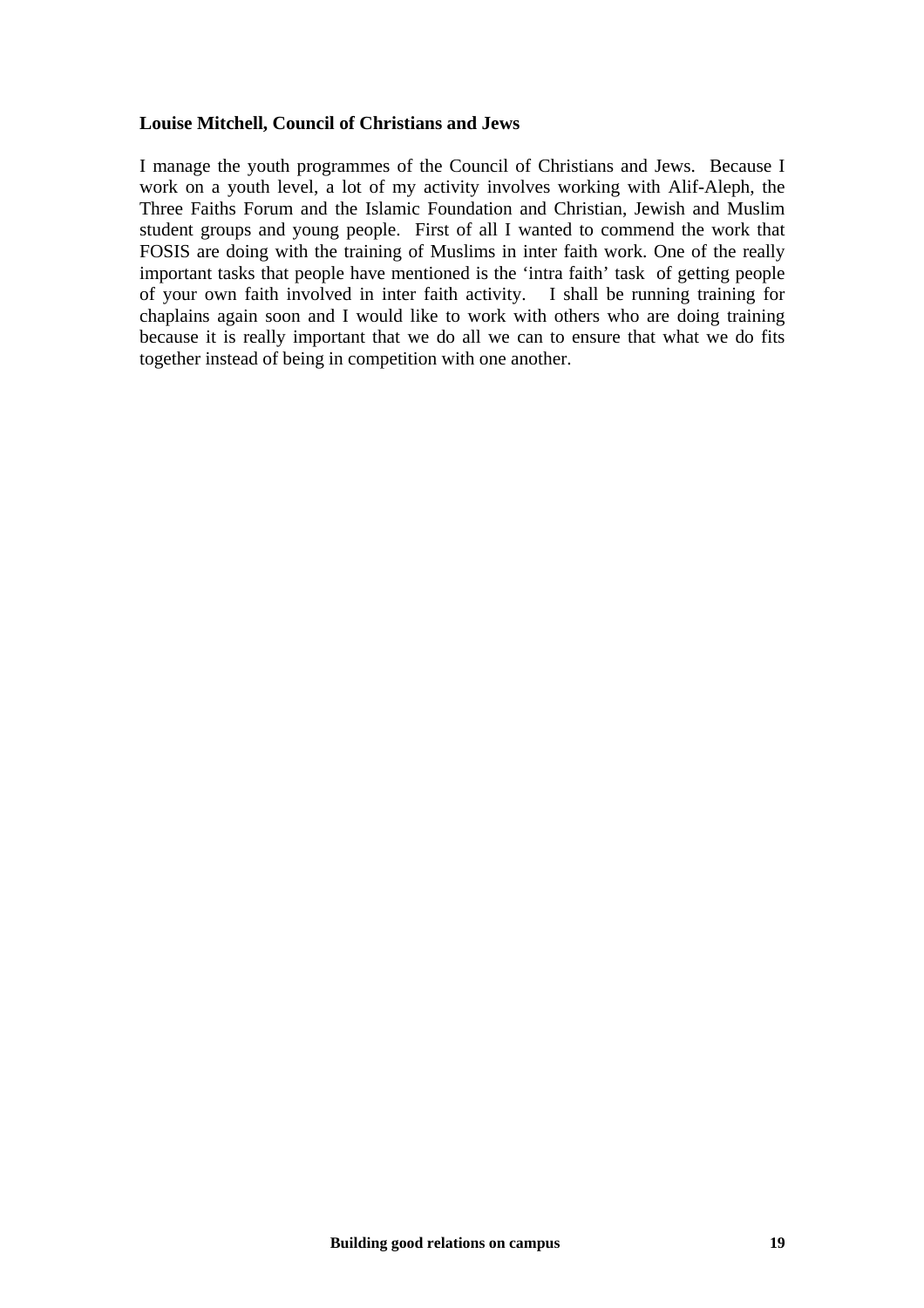**Louise Mitchell, Council of Christians and Jews**

I manage the youth programmes of the Council of Christians and Jews. Because I work on a youth level, a lot of my activity involves working with Alif-Aleph, the Three Faiths Forum and the Islamic Foundation and Christian, Jewish and Muslim student groups and young people. First of all I wanted to commend the work that FOSIS are doing with the training of Muslims in inter faith work. One of the really important tasks that people have mentioned is the 'intra faith' task of getting people of your own faith involved in inter faith activity. I shall be running training for chaplains again soon and I would like to work with others who are doing training because it is really important that we do all we can to ensure that what we do fits together instead of being in competition with one another.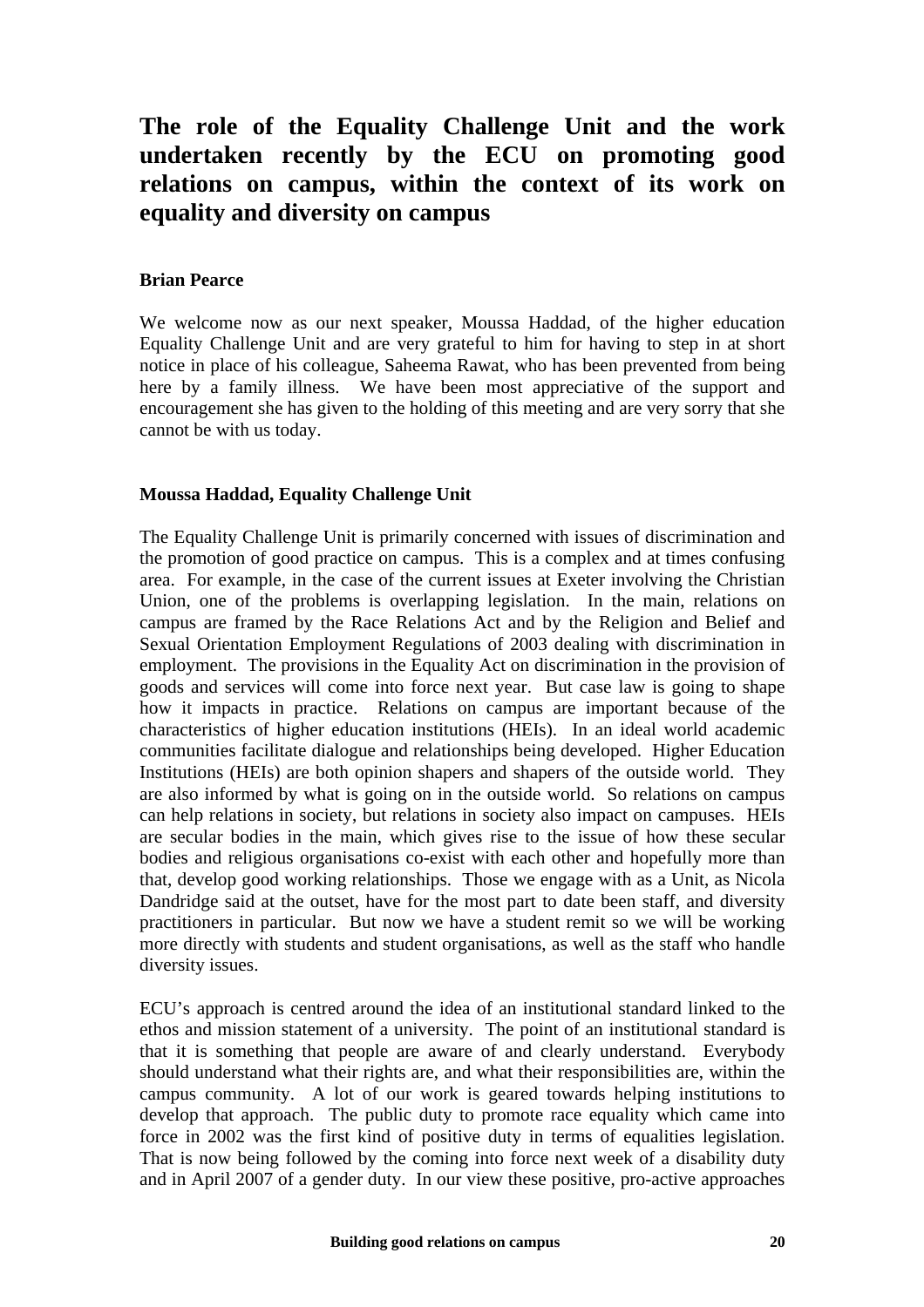# The role of the Equality Challenge Unit and the work undertaken recently by the ECU on promoting good relations on campus, within the context of its work on equality and diversity on campus

**Brian Pearce**

We welcome now as our next speaker, Moussa Haddad, of the higher education Equality Challenge Unit and are very grateful to him for having to step in at short notice in place of his colleague, Saheema Rawat, who has been prevented from being here by a family illness. We have been most appreciative of the support and encouragement she has given to the holding of this meeting and are very sorry that she cannot be with us today.

**Moussa Haddad, Equality Challenge Unit**

The Equality Challenge Unit is primarily concerned with issues of discrimination and the promotion of good practice on campus. This is a complex and at times confusing area. For example, in the case of the current issues at Exeter involving the Christian Union, one of the problems is overlapping legislation. In the main, relations on campus are framed by the Race Relations Act and by the Religion and Belief and Sexual Orientation Employment Regulations of 2003 dealing with discrimination in employment. The provisions in the Equality Act on discrimination in the provision of goods and services will come into force next year. But case law is going to shape how it impacts in practice. Relations on campus are important because of the characteristics of higher education institutions (HEIs). In an ideal world academic communities facilitate dialogue and relationships being developed. Higher Education Institutions (HEIs) are both opinion shapers and shapers of the outside world. They are also informed by what is going on in the outside world. So relations on campus can help relations in society, but relations in society also impact on campuses. HEIs are secular bodies in the main, which gives rise to the issue of how these secular bodies and religious organisations co-exist with each other and hopefully more than that, develop good working relationships. Those we engage with as a Unit, as Nicola Dandridge said at the outset, have for the most part to date been staff, and diversity practitioners in particular. But now we have a student remit so we will be working more directly with students and student organisations, as well as the staff who handle diversity issues.

ECU's approach is centred around the idea of an institutional standard linked to the ethos and mission statement of a university. The point of an institutional standard is that it is something that people are aware of and clearly understand. Everybody should understand what their rights are, and what their responsibilities are, within the campus community. A lot of our work is geared towards helping institutions to develop that approach. The public duty to promote race equality which came into force in 2002 was the first kind of positive duty in terms of equalities legislation. That is now being followed by the coming into force next week of a disability duty and in April 2007 of a gender duty. In our view these positive, pro-active approaches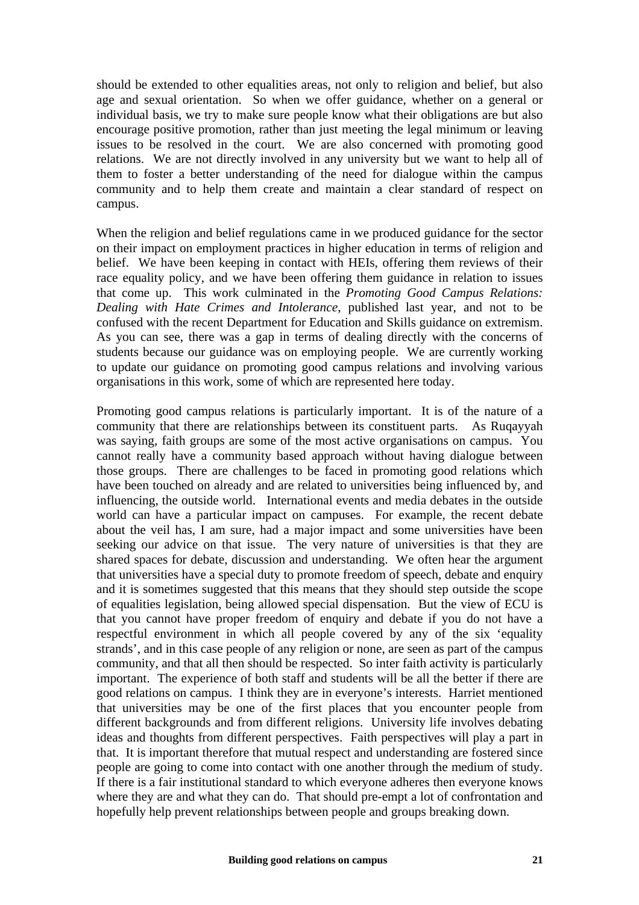should be extended to other equalities areas, not only to religion and belief, but also age and sexual orientation. So when we offer guidance, whether on a general or individual basis, we try to make sure people know what their obligations are but also encourage positive promotion, rather than just meeting the legal minimum or leaving issues to be resolved in the court. We are also concerned with promoting good relations. We are not directly involved in any university but we want to help all of them to foster a better understanding of the need for dialogue within the campus community and to help them create and maintain a clear standard of respect on campus.

When the religion and belief regulations came in we produced guidance for the sector on their impact on employment practices in higher education in terms of religion and belief. We have been keeping in contact with HEIs, offering them reviews of their race equality policy, and we have been offering them guidance in relation to issues that come up. This work culminated in the *Promoting Good Campus Relations: Dealing with Hate Crimes and Intolerance*, published last year, and not to be confused with the recent Department for Education and Skills guidance on extremism. As you can see, there was a gap in terms of dealing directly with the concerns of students because our guidance was on employing people. We are currently working to update our guidance on promoting good campus relations and involving various organisations in this work, some of which are represented here today.

Promoting good campus relations is particularly important. It is of the nature of a community that there are relationships between its constituent parts. As Ruqayyah was saying, faith groups are some of the most active organisations on campus. You cannot really have a community based approach without having dialogue between those groups. There are challenges to be faced in promoting good relations which have been touched on already and are related to universities being influenced by, and influencing, the outside world. International events and media debates in the outside world can have a particular impact on campuses. For example, the recent debate about the veil has, I am sure, had a major impact and some universities have been seeking our advice on that issue. The very nature of universities is that they are shared spaces for debate, discussion and understanding. We often hear the argument that universities have a special duty to promote freedom of speech, debate and enquiry and it is sometimes suggested that this means that they should step outside the scope of equalities legislation, being allowed special dispensation. But the view of ECU is that you cannot have proper freedom of enquiry and debate if you do not have a respectful environment in which all people covered by any of the six 'equality strands', and in this case people of any religion or none, are seen as part of the campus community, and that all then should be respected. So inter faith activity is particularly important. The experience of both staff and students will be all the better if there are good relations on campus. I think they are in everyone's interests. Harriet mentioned that universities may be one of the first places that you encounter people from different backgrounds and from different religions. University life involves debating ideas and thoughts from different perspectives. Faith perspectives will play a part in that. It is important therefore that mutual respect and understanding are fostered since people are going to come into contact with one another through the medium of study. If there is a fair institutional standard to which everyone adheres then everyone knows where they are and what they can do. That should pre-empt a lot of confrontation and hopefully help prevent relationships between people and groups breaking down.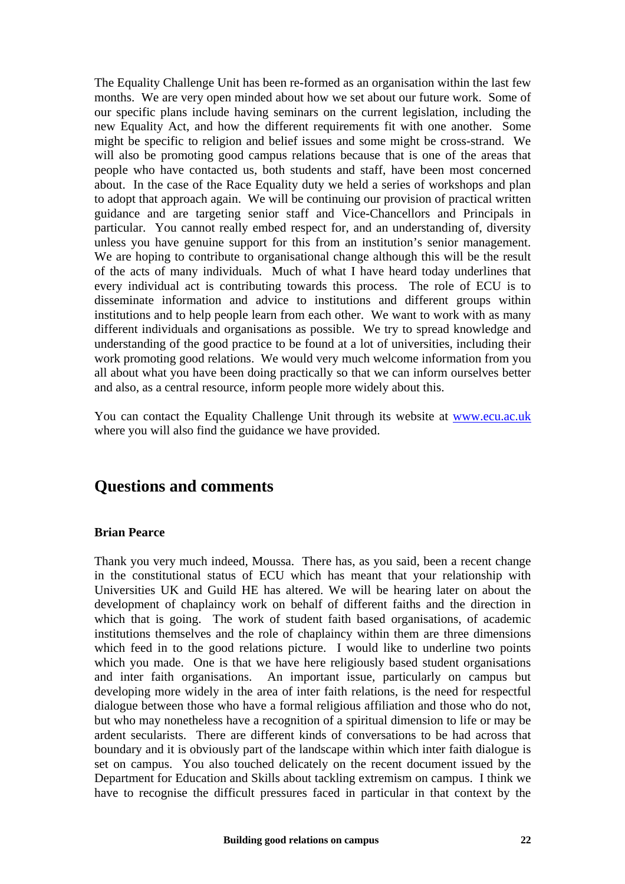The Equality Challenge Unit has been re-formed as an organisation within the last few months. We are very open minded about how we set about our future work. Some of our specific plans include having seminars on the current legislation, including the new Equality Act, and how the different requirements fit with one another. Some might be specific to religion and belief issues and some might be cross-strand. We will also be promoting good campus relations because that is one of the areas that people who have contacted us, both students and staff, have been most concerned about. In the case of the Race Equality duty we held a series of workshops and plan to adopt that approach again. We will be continuing our provision of practical written guidance and are targeting senior staff and Vice-Chancellors and Principals in particular. You cannot really embed respect for, and an understanding of, diversity unless you have genuine support for this from an institution's senior management. We are hoping to contribute to organisational change although this will be the result of the acts of many individuals. Much of what I have heard today underlines that every individual act is contributing towards this process. The role of ECU is to disseminate information and advice to institutions and different groups within institutions and to help people learn from each other. We want to work with as many different individuals and organisations as possible. We try to spread knowledge and understanding of the good practice to be found at a lot of universities, including their work promoting good relations. We would very much welcome information from you all about what you have been doing practically so that we can inform ourselves better and also, as a central resource, inform people more widely about this.

You can contact the Equality Challenge Unit through its website at [www.ecu.ac.uk](http://www.ecu.ac.uk) where you will also find the guidance we have provided.

## Questions and comments

**Brian Pearce**

Thank you very much indeed, Moussa. There has, as you said, been a recent change in the constitutional status of ECU which has meant that your relationship with Universities UK and Guild HE has altered. We will be hearing later on about the development of chaplaincy work on behalf of different faiths and the direction in which that is going. The work of student faith based organisations, of academic institutions themselves and the role of chaplaincy within them are three dimensions which feed in to the good relations picture. I would like to underline two points which you made. One is that we have here religiously based student organisations and inter faith organisations. An important issue, particularly on campus but developing more widely in the area of inter faith relations, is the need for respectful dialogue between those who have a formal religious affiliation and those who do not, but who may nonetheless have a recognition of a spiritual dimension to life or may be ardent secularists. There are different kinds of conversations to be had across that boundary and it is obviously part of the landscape within which inter faith dialogue is set on campus. You also touched delicately on the recent document issued by the Department for Education and Skills about tackling extremism on campus. I think we have to recognise the difficult pressures faced in particular in that context by the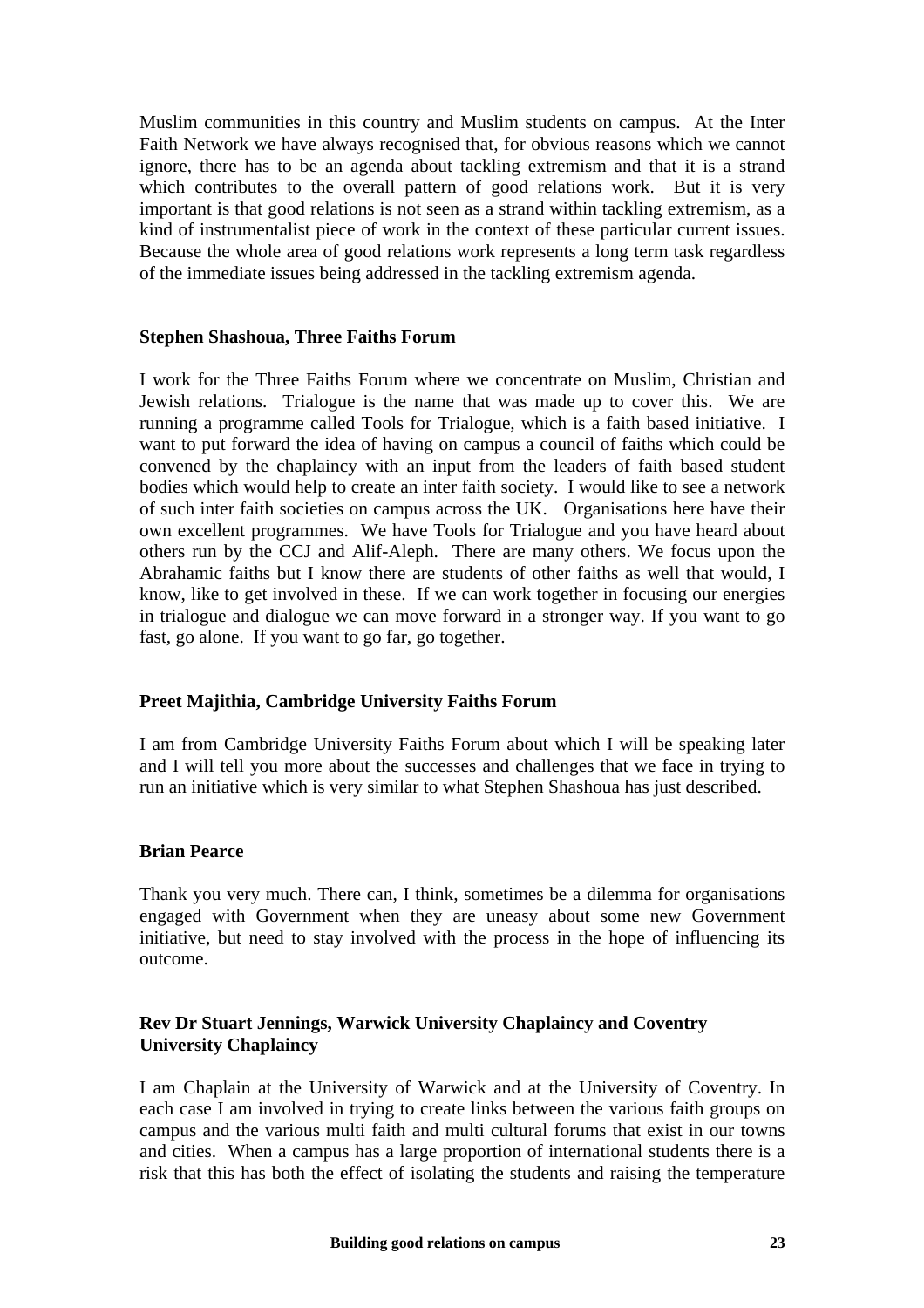Muslim communities in this country and Muslim students on campus. At the Inter Faith Network we have always recognised that, for obvious reasons which we cannot ignore, there has to be an agenda about tackling extremism and that it is a strand which contributes to the overall pattern of good relations work. But it is very important is that good relations is not seen as a strand within tackling extremism, as a kind of instrumentalist piece of work in the context of these particular current issues. Because the whole area of good relations work represents a long term task regardless of the immediate issues being addressed in the tackling extremism agenda.

**Stephen Shashoua, Three Faiths Forum**

I work for the Three Faiths Forum where we concentrate on Muslim, Christian and Jewish relations. Trialogue is the name that was made up to cover this. We are running a programme called Tools for Trialogue, which is a faith based initiative. I want to put forward the idea of having on campus a council of faiths which could be convened by the chaplaincy with an input from the leaders of faith based student bodies which would help to create an inter faith society. I would like to see a network of such inter faith societies on campus across the UK. Organisations here have their own excellent programmes. We have Tools for Trialogue and you have heard about others run by the CCJ and Alif-Aleph. There are many others. We focus upon the Abrahamic faiths but I know there are students of other faiths as well that would, I know, like to get involved in these. If we can work together in focusing our energies in trialogue and dialogue we can move forward in a stronger way. If you want to go fast, go alone. If you want to go far, go together.

**Preet Majithia, Cambridge University Faiths Forum**

I am from Cambridge University Faiths Forum about which I will be speaking later and I will tell you more about the successes and challenges that we face in trying to run an initiative which is very similar to what Stephen Shashoua has just described.

**Brian Pearce**

Thank you very much. There can, I think, sometimes be a dilemma for organisations engaged with Government when they are uneasy about some new Government initiative, but need to stay involved with the process in the hope of influencing its outcome.

**Rev Dr Stuart Jennings, Warwick University Chaplaincy and Coventry University Chaplaincy**

I am Chaplain at the University of Warwick and at the University of Coventry. In each case I am involved in trying to create links between the various faith groups on campus and the various multi faith and multi cultural forums that exist in our towns and cities. When a campus has a large proportion of international students there is a risk that this has both the effect of isolating the students and raising the temperature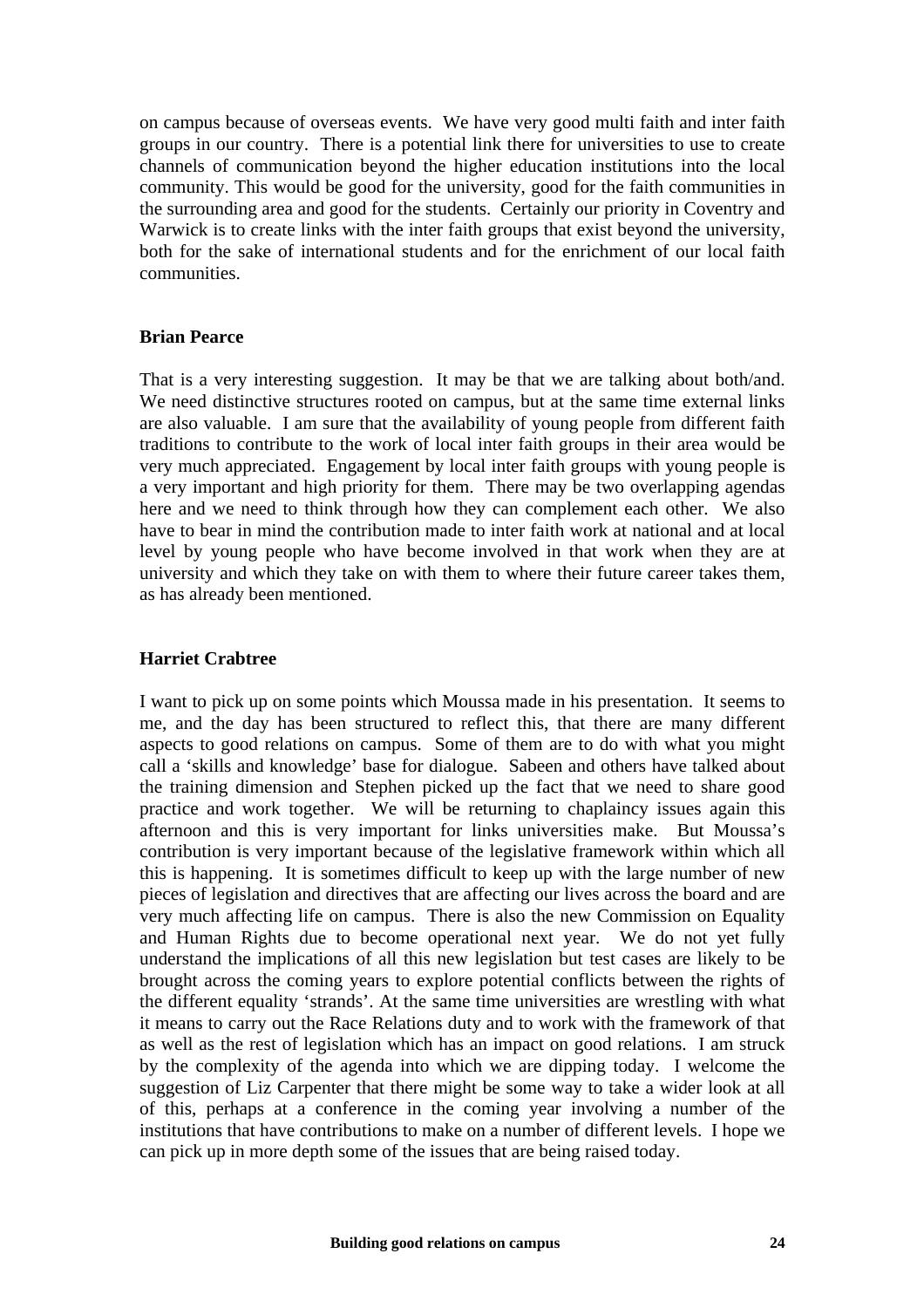on campus because of overseas events. We have very good multi faith and inter faith groups in our country. There is a potential link there for universities to use to create channels of communication beyond the higher education institutions into the local community. This would be good for the university, good for the faith communities in the surrounding area and good for the students. Certainly our priority in Coventry and Warwick is to create links with the inter faith groups that exist beyond the university, both for the sake of international students and for the enrichment of our local faith communities.

**Brian Pearce**

That is a very interesting suggestion. It may be that we are talking about both/and. We need distinctive structures rooted on campus, but at the same time external links are also valuable. I am sure that the availability of young people from different faith traditions to contribute to the work of local inter faith groups in their area would be very much appreciated. Engagement by local inter faith groups with young people is a very important and high priority for them. There may be two overlapping agendas here and we need to think through how they can complement each other. We also have to bear in mind the contribution made to inter faith work at national and at local level by young people who have become involved in that work when they are at university and which they take on with them to where their future career takes them, as has already been mentioned.

**Harriet Crabtree**

I want to pick up on some points which Moussa made in his presentation. It seems to me, and the day has been structured to reflect this, that there are many different aspects to good relations on campus. Some of them are to do with what you might call a 'skills and knowledge' base for dialogue. Sabeen and others have talked about the training dimension and Stephen picked up the fact that we need to share good practice and work together. We will be returning to chaplaincy issues again this afternoon and this is very important for links universities make. But Moussa's contribution is very important because of the legislative framework within which all this is happening. It is sometimes difficult to keep up with the large number of new pieces of legislation and directives that are affecting our lives across the board and are very much affecting life on campus. There is also the new Commission on Equality and Human Rights due to become operational next year. We do not yet fully understand the implications of all this new legislation but test cases are likely to be brought across the coming years to explore potential conflicts between the rights of the different equality 'strands'. At the same time universities are wrestling with what it means to carry out the Race Relations duty and to work with the framework of that as well as the rest of legislation which has an impact on good relations. I am struck by the complexity of the agenda into which we are dipping today. I welcome the suggestion of Liz Carpenter that there might be some way to take a wider look at all of this, perhaps at a conference in the coming year involving a number of the institutions that have contributions to make on a number of different levels. I hope we can pick up in more depth some of the issues that are being raised today.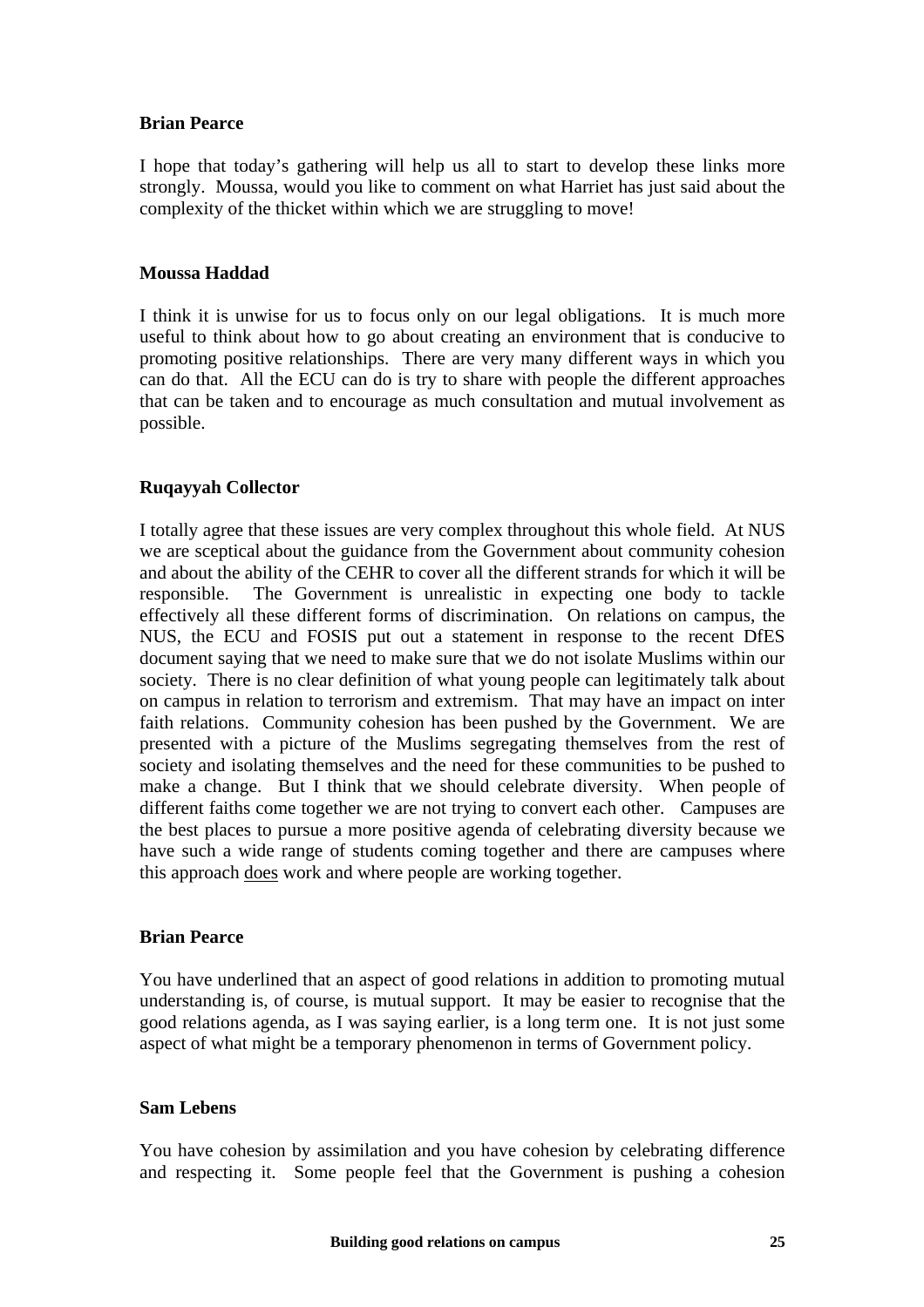**Brian Pearce**

I hope that today's gathering will help us all to start to develop these links more strongly. Moussa, would you like to comment on what Harriet has just said about the complexity of the thicket within which we are struggling to move!

**Moussa Haddad**

I think it is unwise for us to focus only on our legal obligations. It is much more useful to think about how to go about creating an environment that is conducive to promoting positive relationships. There are very many different ways in which you can do that. All the ECU can do is try to share with people the different approaches that can be taken and to encourage as much consultation and mutual involvement as possible.

**Ruqayyah Collector**

I totally agree that these issues are very complex throughout this whole field. At NUS we are sceptical about the guidance from the Government about community cohesion and about the ability of the CEHR to cover all the different strands for which it will be responsible. The Government is unrealistic in expecting one body to tackle effectively all these different forms of discrimination. On relations on campus, the NUS, the ECU and FOSIS put out a statement in response to the recent DfES document saying that we need to make sure that we do not isolate Muslims within our society. There is no clear definition of what young people can legitimately talk about on campus in relation to terrorism and extremism. That may have an impact on inter faith relations. Community cohesion has been pushed by the Government. We are presented with a picture of the Muslims segregating themselves from the rest of society and isolating themselves and the need for these communities to be pushed to make a change. But I think that we should celebrate diversity. When people of different faiths come together we are not trying to convert each other. Campuses are the best places to pursue a more positive agenda of celebrating diversity because we have such a wide range of students coming together and there are campuses where this approach <u>does</u> work and where people are working together.

**Brian Pearce**

You have underlined that an aspect of good relations in addition to promoting mutual understanding is, of course, is mutual support. It may be easier to recognise that the good relations agenda, as I was saying earlier, is a long term one. It is not just some aspect of what might be a temporary phenomenon in terms of Government policy.

**Sam Lebens**

You have cohesion by assimilation and you have cohesion by celebrating difference and respecting it. Some people feel that the Government is pushing a cohesion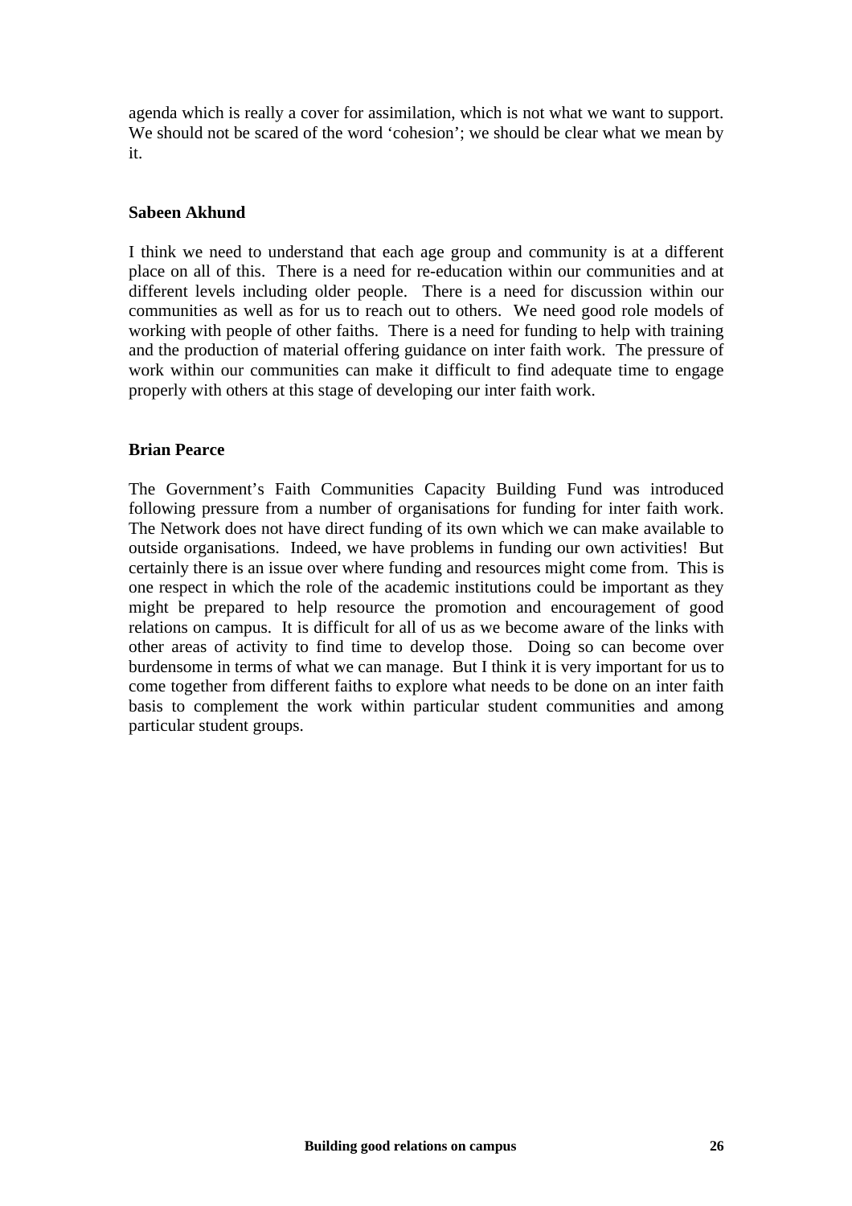agenda which is really a cover for assimilation, which is not what we want to support. We should not be scared of the word 'cohesion'; we should be clear what we mean by it.

**Sabeen Akhund**

I think we need to understand that each age group and community is at a different place on all of this. There is a need for re-education within our communities and at different levels including older people. There is a need for discussion within our communities as well as for us to reach out to others. We need good role models of working with people of other faiths. There is a need for funding to help with training and the production of material offering guidance on inter faith work. The pressure of work within our communities can make it difficult to find adequate time to engage properly with others at this stage of developing our inter faith work.

**Brian Pearce**

The Government's Faith Communities Capacity Building Fund was introduced following pressure from a number of organisations for funding for inter faith work. The Network does not have direct funding of its own which we can make available to outside organisations. Indeed, we have problems in funding our own activities! But certainly there is an issue over where funding and resources might come from. This is one respect in which the role of the academic institutions could be important as they might be prepared to help resource the promotion and encouragement of good relations on campus. It is difficult for all of us as we become aware of the links with other areas of activity to find time to develop those. Doing so can become over burdensome in terms of what we can manage. But I think it is very important for us to come together from different faiths to explore what needs to be done on an inter faith basis to complement the work within particular student communities and among particular student groups.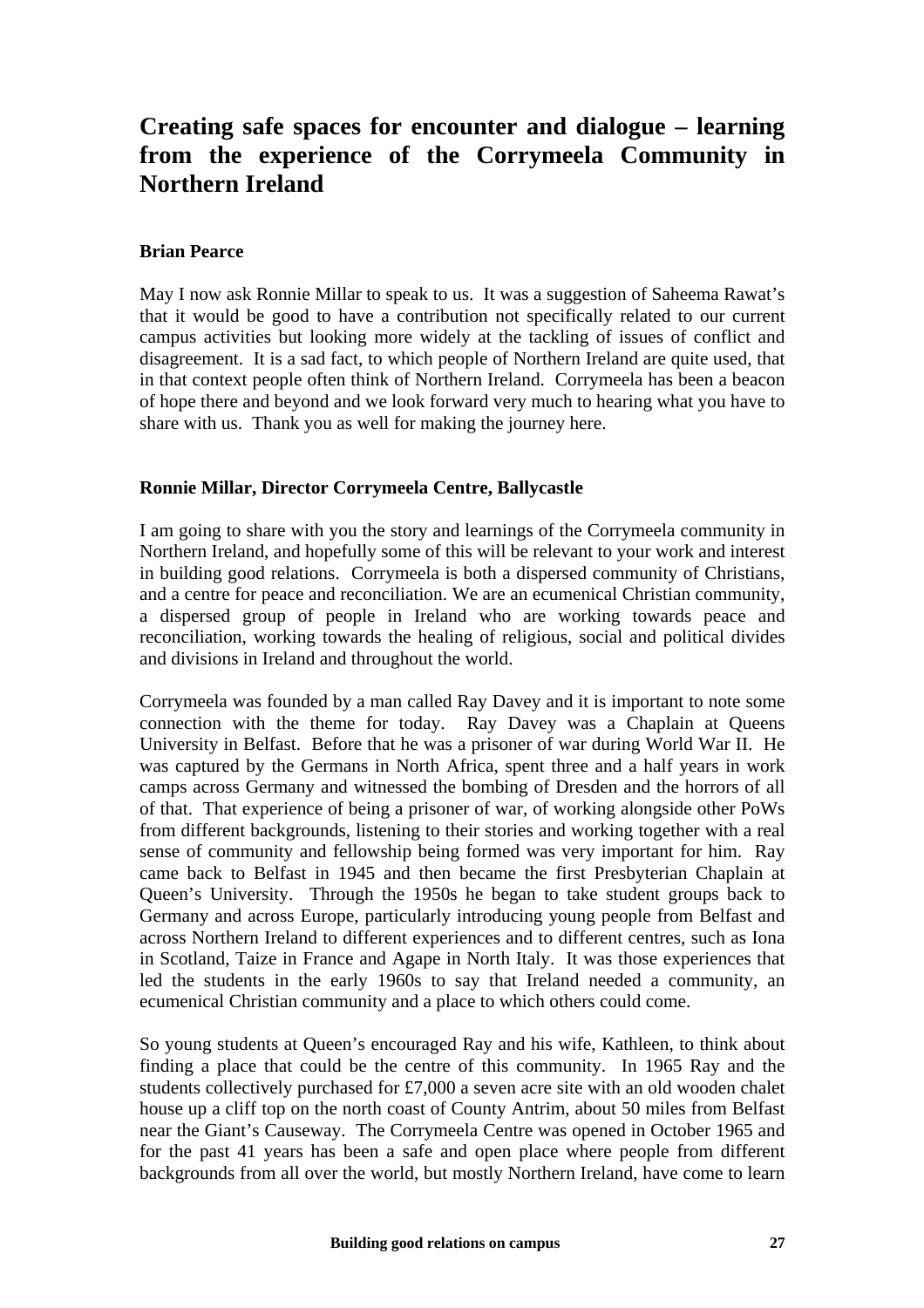# Creating safe spaces for encounter and dialogue – learning from the experience of the Corrymeela Community in Northern Ireland

**Brian Pearce**

May I now ask Ronnie Millar to speak to us. It was a suggestion of Saheema Rawat's that it would be good to have a contribution not specifically related to our current campus activities but looking more widely at the tackling of issues of conflict and disagreement. It is a sad fact, to which people of Northern Ireland are quite used, that in that context people often think of Northern Ireland. Corrymeela has been a beacon of hope there and beyond and we look forward very much to hearing what you have to share with us. Thank you as well for making the journey here.

**Ronnie Millar, Director Corrymeela Centre, Ballycastle**

I am going to share with you the story and learnings of the Corrymeela community in Northern Ireland, and hopefully some of this will be relevant to your work and interest in building good relations. Corrymeela is both a dispersed community of Christians, and a centre for peace and reconciliation. We are an ecumenical Christian community, a dispersed group of people in Ireland who are working towards peace and reconciliation, working towards the healing of religious, social and political divides and divisions in Ireland and throughout the world.

Corrymeela was founded by a man called Ray Davey and it is important to note some connection with the theme for today. Ray Davey was a Chaplain at Queens University in Belfast. Before that he was a prisoner of war during World War II. He was captured by the Germans in North Africa, spent three and a half years in work camps across Germany and witnessed the bombing of Dresden and the horrors of all of that. That experience of being a prisoner of war, of working alongside other PoWs from different backgrounds, listening to their stories and working together with a real sense of community and fellowship being formed was very important for him. Ray came back to Belfast in 1945 and then became the first Presbyterian Chaplain at Queen's University. Through the 1950s he began to take student groups back to Germany and across Europe, particularly introducing young people from Belfast and across Northern Ireland to different experiences and to different centres, such as Iona in Scotland, Taize in France and Agape in North Italy. It was those experiences that led the students in the early 1960s to say that Ireland needed a community, an ecumenical Christian community and a place to which others could come.

So young students at Queen's encouraged Ray and his wife, Kathleen, to think about finding a place that could be the centre of this community. In 1965 Ray and the students collectively purchased for £7,000 a seven acre site with an old wooden chalet house up a cliff top on the north coast of County Antrim, about 50 miles from Belfast near the Giant's Causeway. The Corrymeela Centre was opened in October 1965 and for the past 41 years has been a safe and open place where people from different backgrounds from all over the world, but mostly Northern Ireland, have come to learn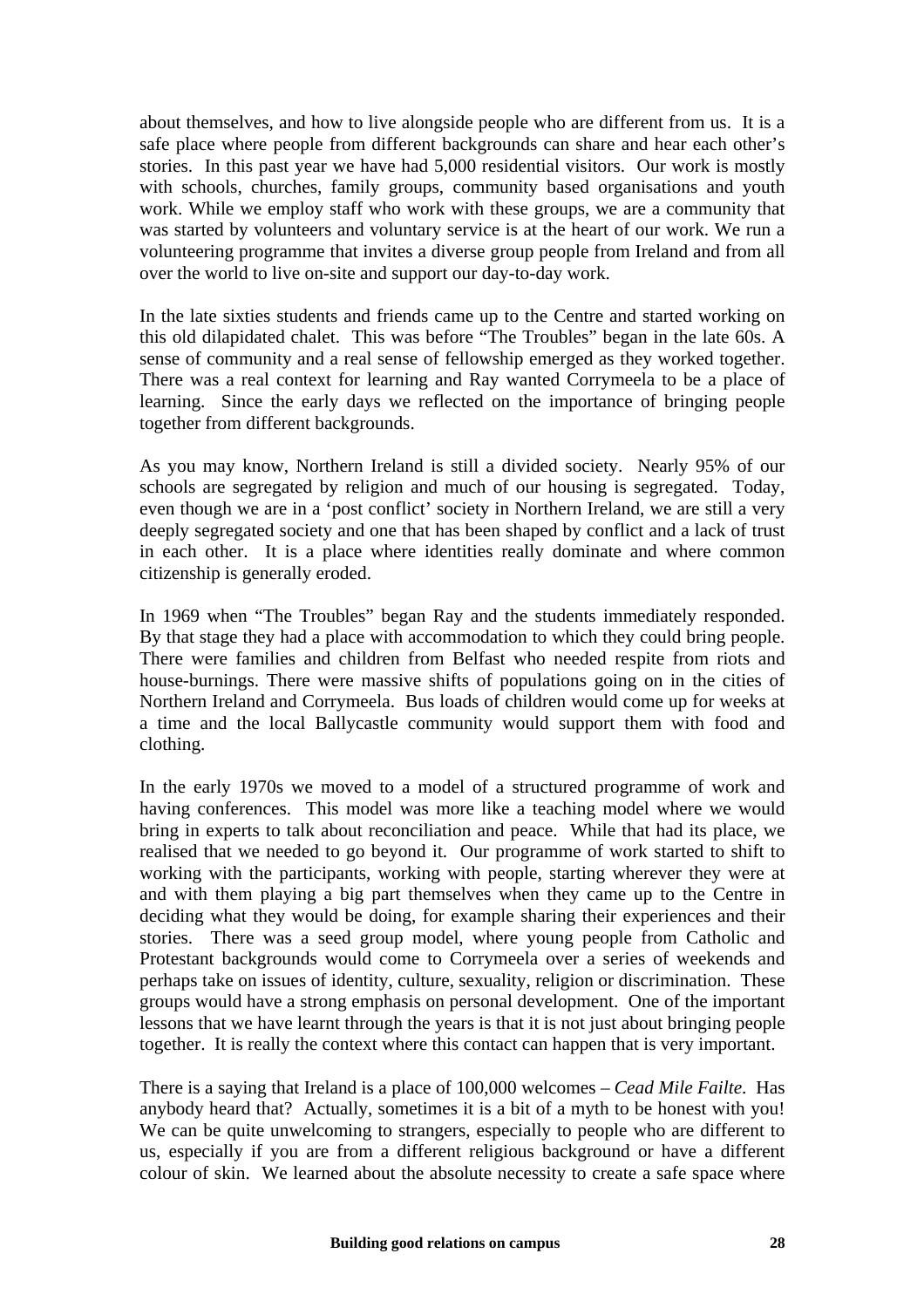about themselves, and how to live alongside people who are different from us. It is a safe place where people from different backgrounds can share and hear each other's stories. In this past year we have had 5,000 residential visitors. Our work is mostly with schools, churches, family groups, community based organisations and youth work. While we employ staff who work with these groups, we are a community that was started by volunteers and voluntary service is at the heart of our work. We run a volunteering programme that invites a diverse group people from Ireland and from all over the world to live on-site and support our day-to-day work.

In the late sixties students and friends came up to the Centre and started working on this old dilapidated chalet. This was before "The Troubles" began in the late 60s. A sense of community and a real sense of fellowship emerged as they worked together. There was a real context for learning and Ray wanted Corrymeela to be a place of learning. Since the early days we reflected on the importance of bringing people together from different backgrounds.

As you may know, Northern Ireland is still a divided society. Nearly 95% of our schools are segregated by religion and much of our housing is segregated. Today, even though we are in a 'post conflict' society in Northern Ireland, we are still a very deeply segregated society and one that has been shaped by conflict and a lack of trust in each other. It is a place where identities really dominate and where common citizenship is generally eroded.

In 1969 when "The Troubles" began Ray and the students immediately responded. By that stage they had a place with accommodation to which they could bring people. There were families and children from Belfast who needed respite from riots and house-burnings. There were massive shifts of populations going on in the cities of Northern Ireland and Corrymeela. Bus loads of children would come up for weeks at a time and the local Ballycastle community would support them with food and clothing.

In the early 1970s we moved to a model of a structured programme of work and having conferences. This model was more like a teaching model where we would bring in experts to talk about reconciliation and peace. While that had its place, we realised that we needed to go beyond it. Our programme of work started to shift to working with the participants, working with people, starting wherever they were at and with them playing a big part themselves when they came up to the Centre in deciding what they would be doing, for example sharing their experiences and their stories. There was a seed group model, where young people from Catholic and Protestant backgrounds would come to Corrymeela over a series of weekends and perhaps take on issues of identity, culture, sexuality, religion or discrimination. These groups would have a strong emphasis on personal development. One of the important lessons that we have learnt through the years is that it is not just about bringing people together. It is really the context where this contact can happen that is very important.

There is a saying that Ireland is a place of 100,000 welcomes – *Cead Mile Failte*. Has anybody heard that? Actually, sometimes it is a bit of a myth to be honest with you! We can be quite unwelcoming to strangers, especially to people who are different to us, especially if you are from a different religious background or have a different colour of skin. We learned about the absolute necessity to create a safe space where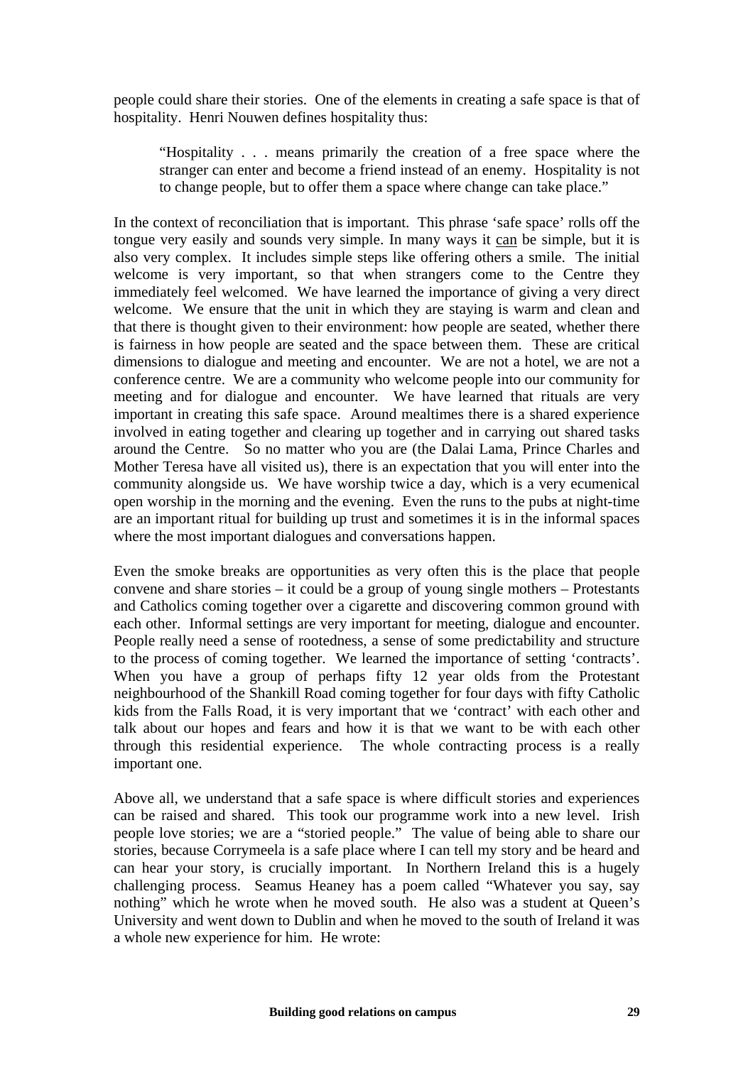people could share their stories. One of the elements in creating a safe space is that of hospitality. Henri Nouwen defines hospitality thus:

> "Hospitality . . . means primarily the creation of a free space where the stranger can enter and become a friend instead of an enemy. Hospitality is not to change people, but to offer them a space where change can take place."

In the context of reconciliation that is important. This phrase 'safe space' rolls off the tongue very easily and sounds very simple. In many ways it <u>can</u> be simple, but it is also very complex. It includes simple steps like offering others a smile. The initial welcome is very important, so that when strangers come to the Centre they immediately feel welcomed. We have learned the importance of giving a very direct welcome. We ensure that the unit in which they are staying is warm and clean and that there is thought given to their environment: how people are seated, whether there is fairness in how people are seated and the space between them. These are critical dimensions to dialogue and meeting and encounter. We are not a hotel, we are not a conference centre. We are a community who welcome people into our community for meeting and for dialogue and encounter. We have learned that rituals are very important in creating this safe space. Around mealtimes there is a shared experience involved in eating together and clearing up together and in carrying out shared tasks around the Centre. So no matter who you are (the Dalai Lama, Prince Charles and Mother Teresa have all visited us), there is an expectation that you will enter into the community alongside us. We have worship twice a day, which is a very ecumenical open worship in the morning and the evening. Even the runs to the pubs at night-time are an important ritual for building up trust and sometimes it is in the informal spaces where the most important dialogues and conversations happen.

Even the smoke breaks are opportunities as very often this is the place that people convene and share stories – it could be a group of young single mothers – Protestants and Catholics coming together over a cigarette and discovering common ground with each other. Informal settings are very important for meeting, dialogue and encounter. People really need a sense of rootedness, a sense of some predictability and structure to the process of coming together. We learned the importance of setting 'contracts'. When you have a group of perhaps fifty 12 year olds from the Protestant neighbourhood of the Shankill Road coming together for four days with fifty Catholic kids from the Falls Road, it is very important that we 'contract' with each other and talk about our hopes and fears and how it is that we want to be with each other through this residential experience. The whole contracting process is a really important one.

Above all, we understand that a safe space is where difficult stories and experiences can be raised and shared. This took our programme work into a new level. Irish people love stories; we are a "storied people." The value of being able to share our stories, because Corrymeela is a safe place where I can tell my story and be heard and can hear your story, is crucially important. In Northern Ireland this is a hugely challenging process. Seamus Heaney has a poem called "Whatever you say, say nothing" which he wrote when he moved south. He also was a student at Queen's University and went down to Dublin and when he moved to the south of Ireland it was a whole new experience for him. He wrote: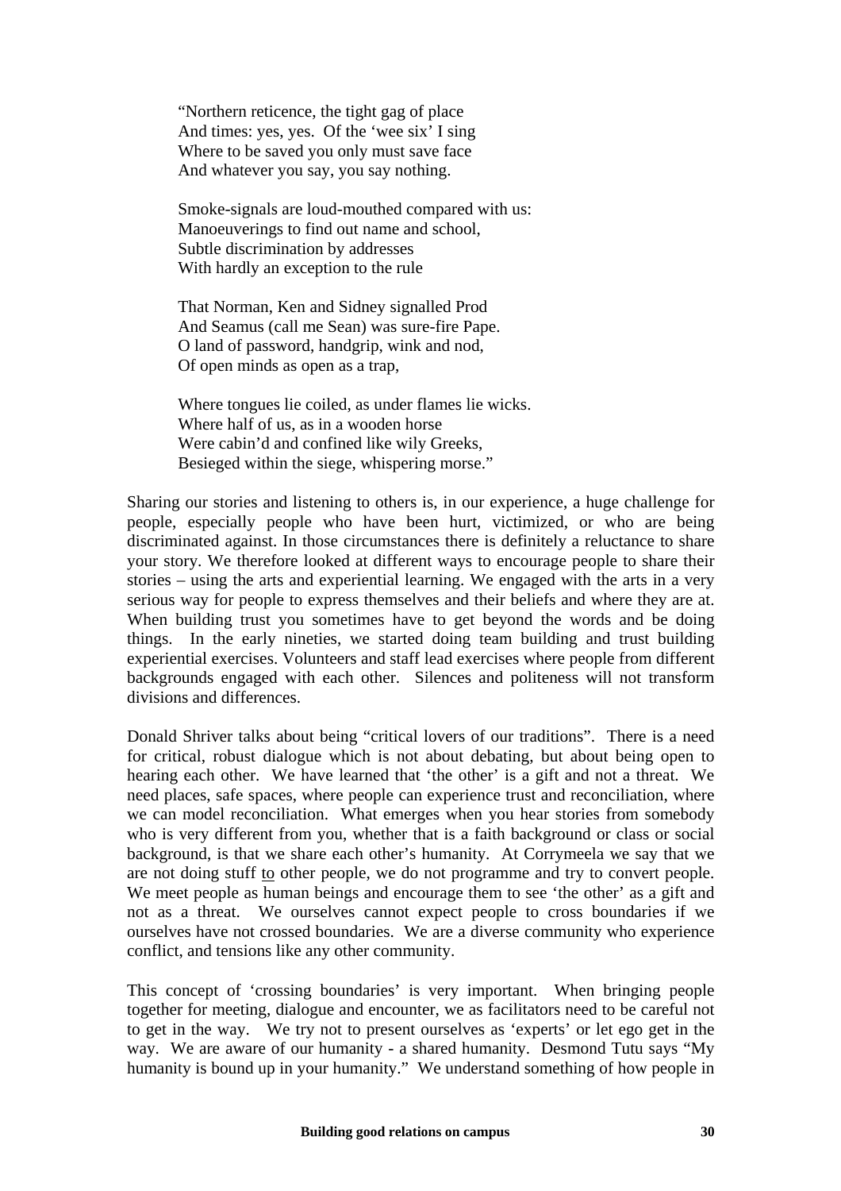> "Northern reticence, the tight gag of place
> And times: yes, yes. Of the 'wee six' I sing
> Where to be saved you only must save face
> And whatever you say, you say nothing.
>
> Smoke-signals are loud-mouthed compared with us:
> Manoeuverings to find out name and school,
> Subtle discrimination by addresses
> With hardly an exception to the rule
>
> That Norman, Ken and Sidney signalled Prod
> And Seamus (call me Sean) was sure-fire Pape.
> O land of password, handgrip, wink and nod,
> Of open minds as open as a trap,
>
> Where tongues lie coiled, as under flames lie wicks.
> Where half of us, as in a wooden horse
> Were cabin'd and confined like wily Greeks,
> Besieged within the siege, whispering morse."

Sharing our stories and listening to others is, in our experience, a huge challenge for people, especially people who have been hurt, victimized, or who are being discriminated against. In those circumstances there is definitely a reluctance to share your story. We therefore looked at different ways to encourage people to share their stories – using the arts and experiential learning. We engaged with the arts in a very serious way for people to express themselves and their beliefs and where they are at. When building trust you sometimes have to get beyond the words and be doing things. In the early nineties, we started doing team building and trust building experiential exercises. Volunteers and staff lead exercises where people from different backgrounds engaged with each other. Silences and politeness will not transform divisions and differences.

Donald Shriver talks about being "critical lovers of our traditions". There is a need for critical, robust dialogue which is not about debating, but about being open to hearing each other. We have learned that 'the other' is a gift and not a threat. We need places, safe spaces, where people can experience trust and reconciliation, where we can model reconciliation. What emerges when you hear stories from somebody who is very different from you, whether that is a faith background or class or social background, is that we share each other's humanity. At Corrymeela we say that we are not doing stuff <u>to</u> other people, we do not programme and try to convert people. We meet people as human beings and encourage them to see 'the other' as a gift and not as a threat. We ourselves cannot expect people to cross boundaries if we ourselves have not crossed boundaries. We are a diverse community who experience conflict, and tensions like any other community.

This concept of 'crossing boundaries' is very important. When bringing people together for meeting, dialogue and encounter, we as facilitators need to be careful not to get in the way. We try not to present ourselves as 'experts' or let ego get in the way. We are aware of our humanity - a shared humanity. Desmond Tutu says "My humanity is bound up in your humanity." We understand something of how people in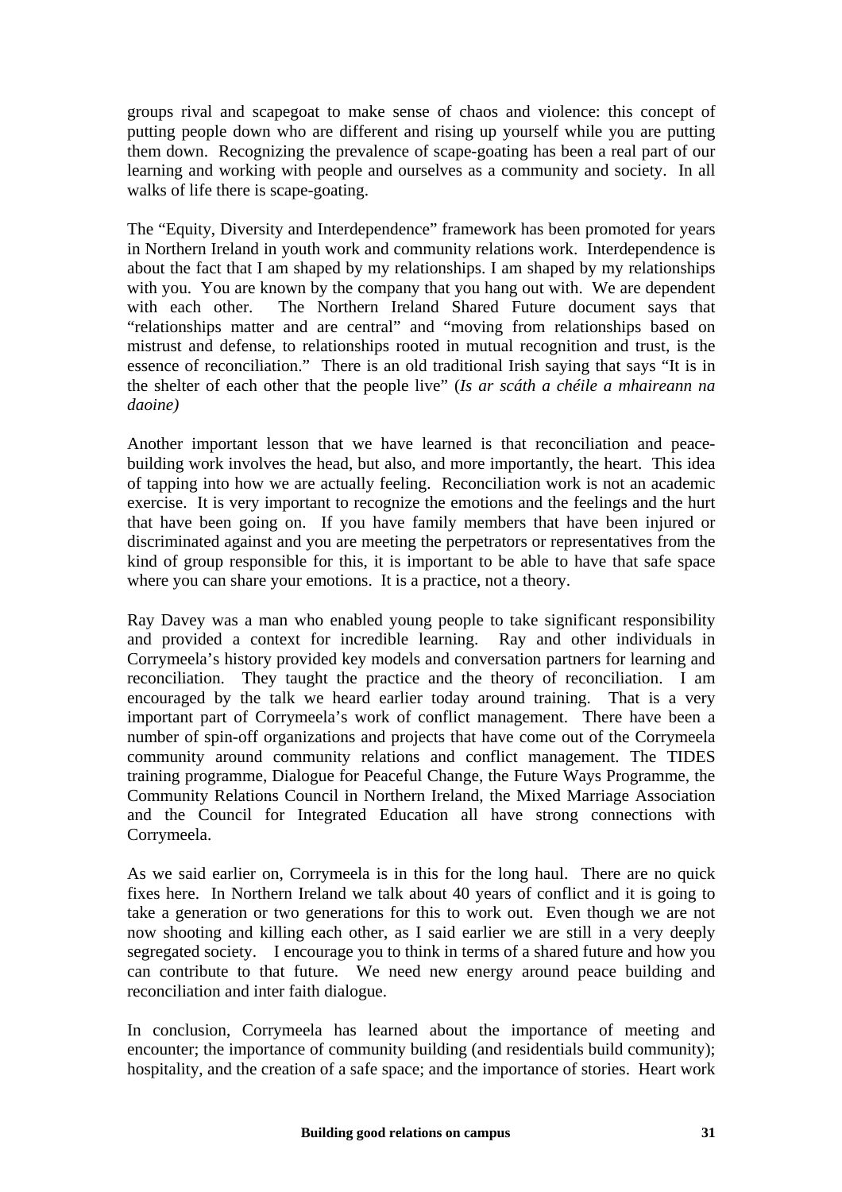groups rival and scapegoat to make sense of chaos and violence: this concept of putting people down who are different and rising up yourself while you are putting them down. Recognizing the prevalence of scape-goating has been a real part of our learning and working with people and ourselves as a community and society. In all walks of life there is scape-goating.

The "Equity, Diversity and Interdependence" framework has been promoted for years in Northern Ireland in youth work and community relations work. Interdependence is about the fact that I am shaped by my relationships. I am shaped by my relationships with you. You are known by the company that you hang out with. We are dependent with each other. The Northern Ireland Shared Future document says that "relationships matter and are central" and "moving from relationships based on mistrust and defense, to relationships rooted in mutual recognition and trust, is the essence of reconciliation." There is an old traditional Irish saying that says "It is in the shelter of each other that the people live" (*Is ar scáth a chéile a mhaireann na daoine)*

Another important lesson that we have learned is that reconciliation and peace-building work involves the head, but also, and more importantly, the heart. This idea of tapping into how we are actually feeling. Reconciliation work is not an academic exercise. It is very important to recognize the emotions and the feelings and the hurt that have been going on. If you have family members that have been injured or discriminated against and you are meeting the perpetrators or representatives from the kind of group responsible for this, it is important to be able to have that safe space where you can share your emotions. It is a practice, not a theory.

Ray Davey was a man who enabled young people to take significant responsibility and provided a context for incredible learning. Ray and other individuals in Corrymeela's history provided key models and conversation partners for learning and reconciliation. They taught the practice and the theory of reconciliation. I am encouraged by the talk we heard earlier today around training. That is a very important part of Corrymeela's work of conflict management. There have been a number of spin-off organizations and projects that have come out of the Corrymeela community around community relations and conflict management. The TIDES training programme, Dialogue for Peaceful Change, the Future Ways Programme, the Community Relations Council in Northern Ireland, the Mixed Marriage Association and the Council for Integrated Education all have strong connections with Corrymeela.

As we said earlier on, Corrymeela is in this for the long haul. There are no quick fixes here. In Northern Ireland we talk about 40 years of conflict and it is going to take a generation or two generations for this to work out. Even though we are not now shooting and killing each other, as I said earlier we are still in a very deeply segregated society. I encourage you to think in terms of a shared future and how you can contribute to that future. We need new energy around peace building and reconciliation and inter faith dialogue.

In conclusion, Corrymeela has learned about the importance of meeting and encounter; the importance of community building (and residentials build community); hospitality, and the creation of a safe space; and the importance of stories. Heart work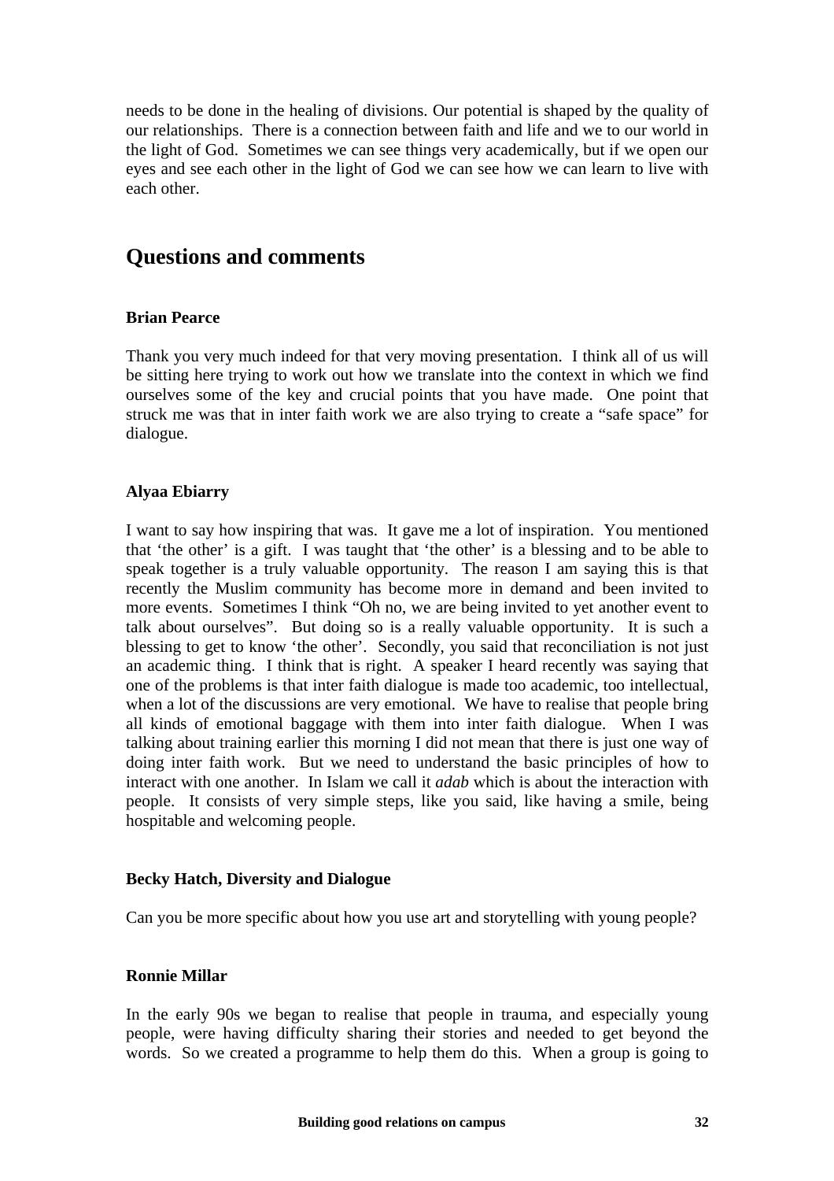needs to be done in the healing of divisions. Our potential is shaped by the quality of our relationships. There is a connection between faith and life and we to our world in the light of God. Sometimes we can see things very academically, but if we open our eyes and see each other in the light of God we can see how we can learn to live with each other.

## Questions and comments

**Brian Pearce**

Thank you very much indeed for that very moving presentation. I think all of us will be sitting here trying to work out how we translate into the context in which we find ourselves some of the key and crucial points that you have made. One point that struck me was that in inter faith work we are also trying to create a "safe space" for dialogue.

**Alyaa Ebiarry**

I want to say how inspiring that was. It gave me a lot of inspiration. You mentioned that 'the other' is a gift. I was taught that 'the other' is a blessing and to be able to speak together is a truly valuable opportunity. The reason I am saying this is that recently the Muslim community has become more in demand and been invited to more events. Sometimes I think "Oh no, we are being invited to yet another event to talk about ourselves". But doing so is a really valuable opportunity. It is such a blessing to get to know 'the other'. Secondly, you said that reconciliation is not just an academic thing. I think that is right. A speaker I heard recently was saying that one of the problems is that inter faith dialogue is made too academic, too intellectual, when a lot of the discussions are very emotional. We have to realise that people bring all kinds of emotional baggage with them into inter faith dialogue. When I was talking about training earlier this morning I did not mean that there is just one way of doing inter faith work. But we need to understand the basic principles of how to interact with one another. In Islam we call it *adab* which is about the interaction with people. It consists of very simple steps, like you said, like having a smile, being hospitable and welcoming people.

**Becky Hatch, Diversity and Dialogue**

Can you be more specific about how you use art and storytelling with young people?

**Ronnie Millar**

In the early 90s we began to realise that people in trauma, and especially young people, were having difficulty sharing their stories and needed to get beyond the words. So we created a programme to help them do this. When a group is going to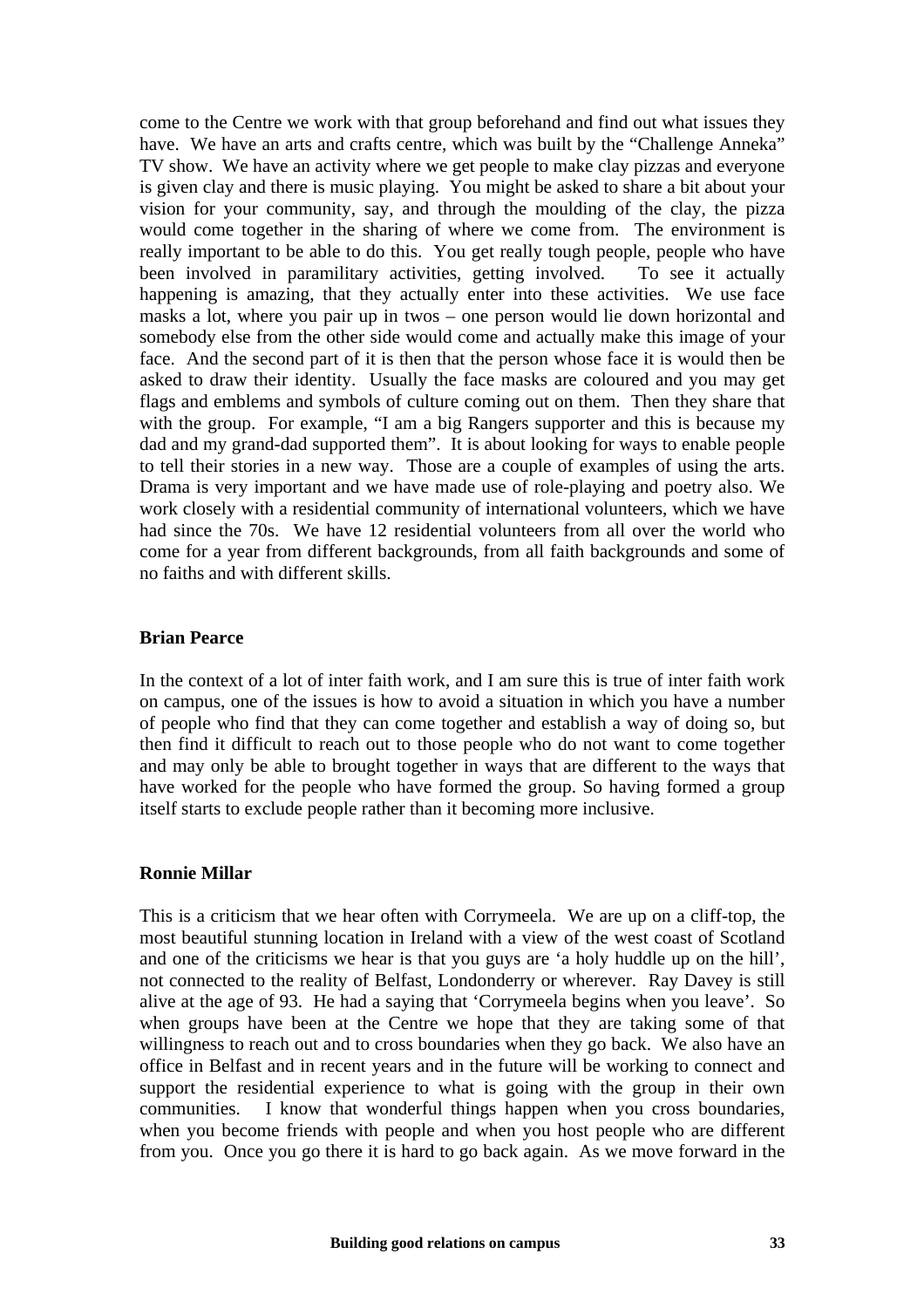come to the Centre we work with that group beforehand and find out what issues they have. We have an arts and crafts centre, which was built by the "Challenge Anneka" TV show. We have an activity where we get people to make clay pizzas and everyone is given clay and there is music playing. You might be asked to share a bit about your vision for your community, say, and through the moulding of the clay, the pizza would come together in the sharing of where we come from. The environment is really important to be able to do this. You get really tough people, people who have been involved in paramilitary activities, getting involved. To see it actually happening is amazing, that they actually enter into these activities. We use face masks a lot, where you pair up in twos – one person would lie down horizontal and somebody else from the other side would come and actually make this image of your face. And the second part of it is then that the person whose face it is would then be asked to draw their identity. Usually the face masks are coloured and you may get flags and emblems and symbols of culture coming out on them. Then they share that with the group. For example, "I am a big Rangers supporter and this is because my dad and my grand-dad supported them". It is about looking for ways to enable people to tell their stories in a new way. Those are a couple of examples of using the arts. Drama is very important and we have made use of role-playing and poetry also. We work closely with a residential community of international volunteers, which we have had since the 70s. We have 12 residential volunteers from all over the world who come for a year from different backgrounds, from all faith backgrounds and some of no faiths and with different skills.

**Brian Pearce**

In the context of a lot of inter faith work, and I am sure this is true of inter faith work on campus, one of the issues is how to avoid a situation in which you have a number of people who find that they can come together and establish a way of doing so, but then find it difficult to reach out to those people who do not want to come together and may only be able to brought together in ways that are different to the ways that have worked for the people who have formed the group. So having formed a group itself starts to exclude people rather than it becoming more inclusive.

**Ronnie Millar**

This is a criticism that we hear often with Corrymeela. We are up on a cliff-top, the most beautiful stunning location in Ireland with a view of the west coast of Scotland and one of the criticisms we hear is that you guys are 'a holy huddle up on the hill', not connected to the reality of Belfast, Londonderry or wherever. Ray Davey is still alive at the age of 93. He had a saying that 'Corrymeela begins when you leave'. So when groups have been at the Centre we hope that they are taking some of that willingness to reach out and to cross boundaries when they go back. We also have an office in Belfast and in recent years and in the future will be working to connect and support the residential experience to what is going with the group in their own communities. I know that wonderful things happen when you cross boundaries, when you become friends with people and when you host people who are different from you. Once you go there it is hard to go back again. As we move forward in the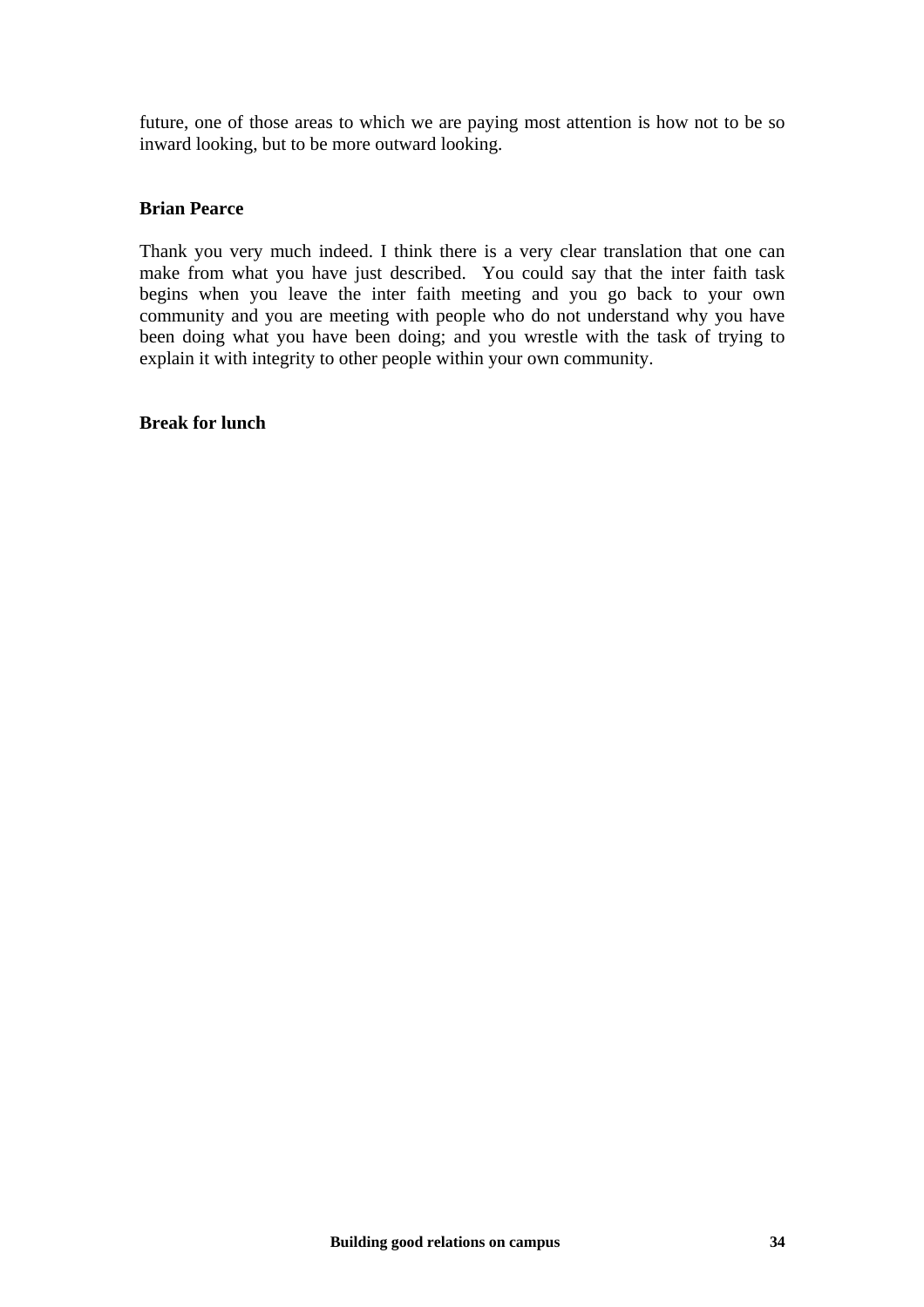future, one of those areas to which we are paying most attention is how not to be so inward looking, but to be more outward looking.

**Brian Pearce**

Thank you very much indeed. I think there is a very clear translation that one can make from what you have just described. You could say that the inter faith task begins when you leave the inter faith meeting and you go back to your own community and you are meeting with people who do not understand why you have been doing what you have been doing; and you wrestle with the task of trying to explain it with integrity to other people within your own community.

**Break for lunch**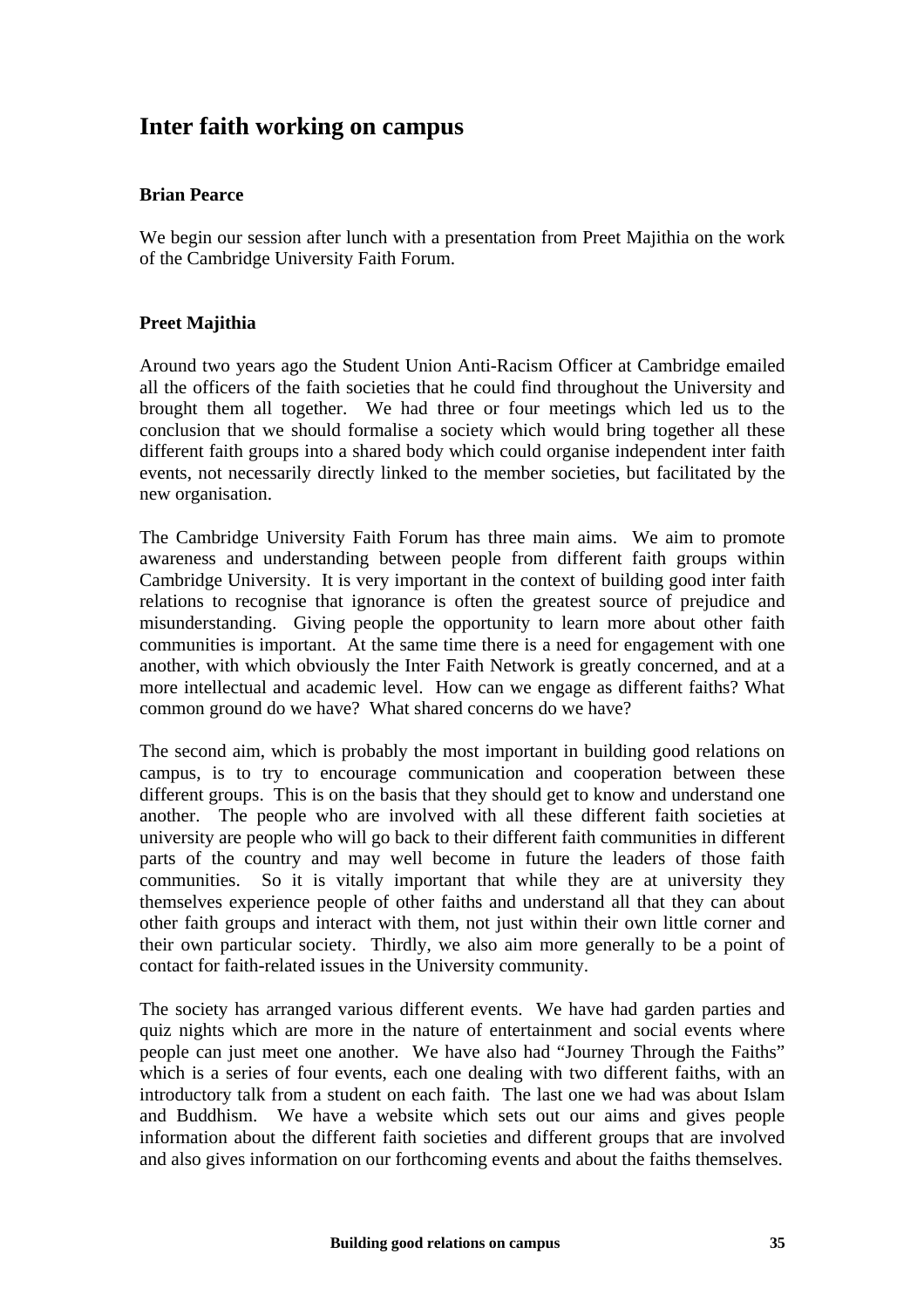## Inter faith working on campus

**Brian Pearce**

We begin our session after lunch with a presentation from Preet Majithia on the work of the Cambridge University Faith Forum.

**Preet Majithia**

Around two years ago the Student Union Anti-Racism Officer at Cambridge emailed all the officers of the faith societies that he could find throughout the University and brought them all together. We had three or four meetings which led us to the conclusion that we should formalise a society which would bring together all these different faith groups into a shared body which could organise independent inter faith events, not necessarily directly linked to the member societies, but facilitated by the new organisation.

The Cambridge University Faith Forum has three main aims. We aim to promote awareness and understanding between people from different faith groups within Cambridge University. It is very important in the context of building good inter faith relations to recognise that ignorance is often the greatest source of prejudice and misunderstanding. Giving people the opportunity to learn more about other faith communities is important. At the same time there is a need for engagement with one another, with which obviously the Inter Faith Network is greatly concerned, and at a more intellectual and academic level. How can we engage as different faiths? What common ground do we have? What shared concerns do we have?

The second aim, which is probably the most important in building good relations on campus, is to try to encourage communication and cooperation between these different groups. This is on the basis that they should get to know and understand one another. The people who are involved with all these different faith societies at university are people who will go back to their different faith communities in different parts of the country and may well become in future the leaders of those faith communities. So it is vitally important that while they are at university they themselves experience people of other faiths and understand all that they can about other faith groups and interact with them, not just within their own little corner and their own particular society. Thirdly, we also aim more generally to be a point of contact for faith-related issues in the University community.

The society has arranged various different events. We have had garden parties and quiz nights which are more in the nature of entertainment and social events where people can just meet one another. We have also had "Journey Through the Faiths" which is a series of four events, each one dealing with two different faiths, with an introductory talk from a student on each faith. The last one we had was about Islam and Buddhism. We have a website which sets out our aims and gives people information about the different faith societies and different groups that are involved and also gives information on our forthcoming events and about the faiths themselves.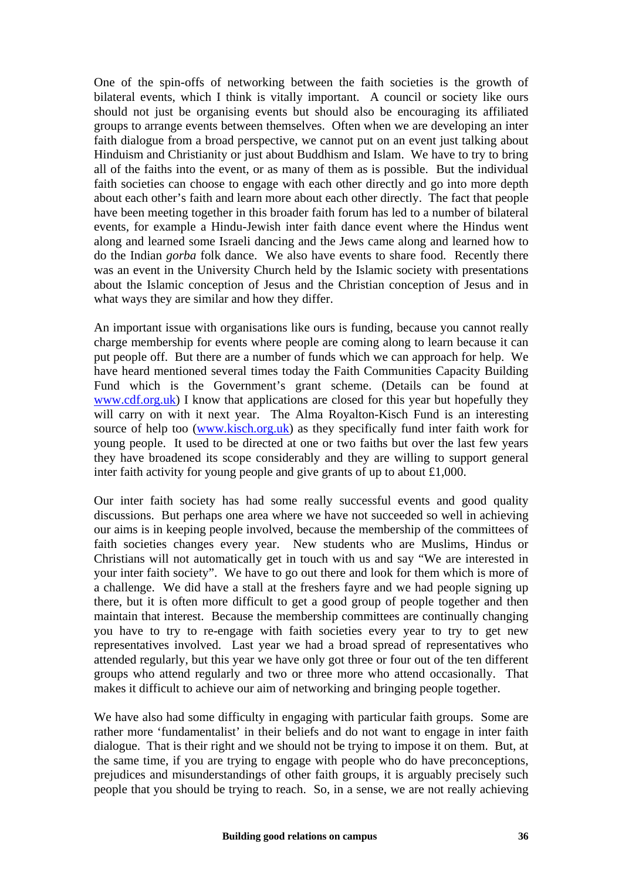One of the spin-offs of networking between the faith societies is the growth of bilateral events, which I think is vitally important. A council or society like ours should not just be organising events but should also be encouraging its affiliated groups to arrange events between themselves. Often when we are developing an inter faith dialogue from a broad perspective, we cannot put on an event just talking about Hinduism and Christianity or just about Buddhism and Islam. We have to try to bring all of the faiths into the event, or as many of them as is possible. But the individual faith societies can choose to engage with each other directly and go into more depth about each other's faith and learn more about each other directly. The fact that people have been meeting together in this broader faith forum has led to a number of bilateral events, for example a Hindu-Jewish inter faith dance event where the Hindus went along and learned some Israeli dancing and the Jews came along and learned how to do the Indian *gorba* folk dance. We also have events to share food. Recently there was an event in the University Church held by the Islamic society with presentations about the Islamic conception of Jesus and the Christian conception of Jesus and in what ways they are similar and how they differ.

An important issue with organisations like ours is funding, because you cannot really charge membership for events where people are coming along to learn because it can put people off. But there are a number of funds which we can approach for help. We have heard mentioned several times today the Faith Communities Capacity Building Fund which is the Government's grant scheme. (Details can be found at www.cdf.org.uk) I know that applications are closed for this year but hopefully they will carry on with it next year. The Alma Royalton-Kisch Fund is an interesting source of help too (www.kisch.org.uk) as they specifically fund inter faith work for young people. It used to be directed at one or two faiths but over the last few years they have broadened its scope considerably and they are willing to support general inter faith activity for young people and give grants of up to about £1,000.

Our inter faith society has had some really successful events and good quality discussions. But perhaps one area where we have not succeeded so well in achieving our aims is in keeping people involved, because the membership of the committees of faith societies changes every year. New students who are Muslims, Hindus or Christians will not automatically get in touch with us and say "We are interested in your inter faith society". We have to go out there and look for them which is more of a challenge. We did have a stall at the freshers fayre and we had people signing up there, but it is often more difficult to get a good group of people together and then maintain that interest. Because the membership committees are continually changing you have to try to re-engage with faith societies every year to try to get new representatives involved. Last year we had a broad spread of representatives who attended regularly, but this year we have only got three or four out of the ten different groups who attend regularly and two or three more who attend occasionally. That makes it difficult to achieve our aim of networking and bringing people together.

We have also had some difficulty in engaging with particular faith groups. Some are rather more 'fundamentalist' in their beliefs and do not want to engage in inter faith dialogue. That is their right and we should not be trying to impose it on them. But, at the same time, if you are trying to engage with people who do have preconceptions, prejudices and misunderstandings of other faith groups, it is arguably precisely such people that you should be trying to reach. So, in a sense, we are not really achieving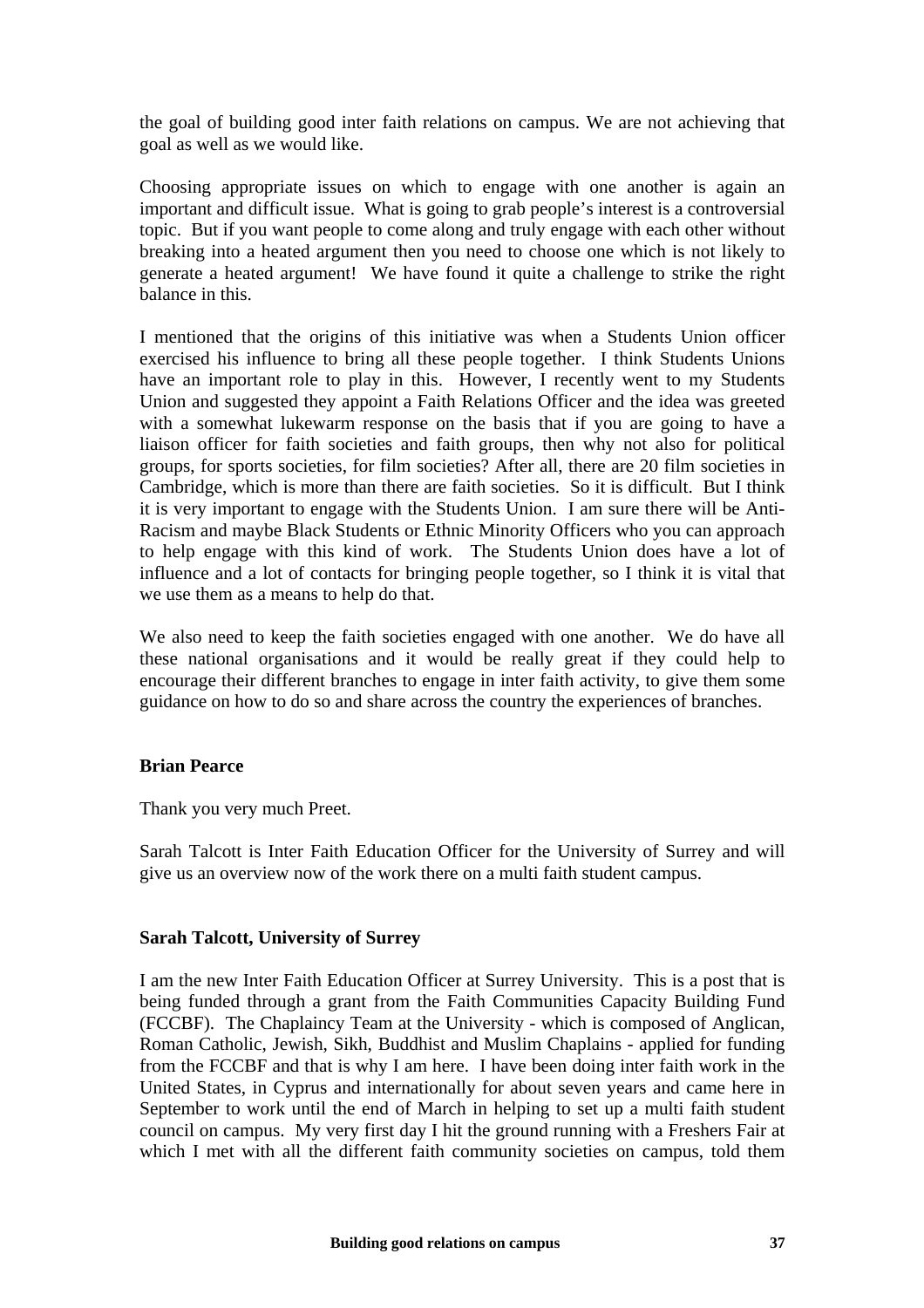the goal of building good inter faith relations on campus. We are not achieving that goal as well as we would like.

Choosing appropriate issues on which to engage with one another is again an important and difficult issue. What is going to grab people's interest is a controversial topic. But if you want people to come along and truly engage with each other without breaking into a heated argument then you need to choose one which is not likely to generate a heated argument! We have found it quite a challenge to strike the right balance in this.

I mentioned that the origins of this initiative was when a Students Union officer exercised his influence to bring all these people together. I think Students Unions have an important role to play in this. However, I recently went to my Students Union and suggested they appoint a Faith Relations Officer and the idea was greeted with a somewhat lukewarm response on the basis that if you are going to have a liaison officer for faith societies and faith groups, then why not also for political groups, for sports societies, for film societies? After all, there are 20 film societies in Cambridge, which is more than there are faith societies. So it is difficult. But I think it is very important to engage with the Students Union. I am sure there will be Anti-Racism and maybe Black Students or Ethnic Minority Officers who you can approach to help engage with this kind of work. The Students Union does have a lot of influence and a lot of contacts for bringing people together, so I think it is vital that we use them as a means to help do that.

We also need to keep the faith societies engaged with one another. We do have all these national organisations and it would be really great if they could help to encourage their different branches to engage in inter faith activity, to give them some guidance on how to do so and share across the country the experiences of branches.

**Brian Pearce**

Thank you very much Preet.

Sarah Talcott is Inter Faith Education Officer for the University of Surrey and will give us an overview now of the work there on a multi faith student campus.

**Sarah Talcott, University of Surrey**

I am the new Inter Faith Education Officer at Surrey University. This is a post that is being funded through a grant from the Faith Communities Capacity Building Fund (FCCBF). The Chaplaincy Team at the University - which is composed of Anglican, Roman Catholic, Jewish, Sikh, Buddhist and Muslim Chaplains - applied for funding from the FCCBF and that is why I am here. I have been doing inter faith work in the United States, in Cyprus and internationally for about seven years and came here in September to work until the end of March in helping to set up a multi faith student council on campus. My very first day I hit the ground running with a Freshers Fair at which I met with all the different faith community societies on campus, told them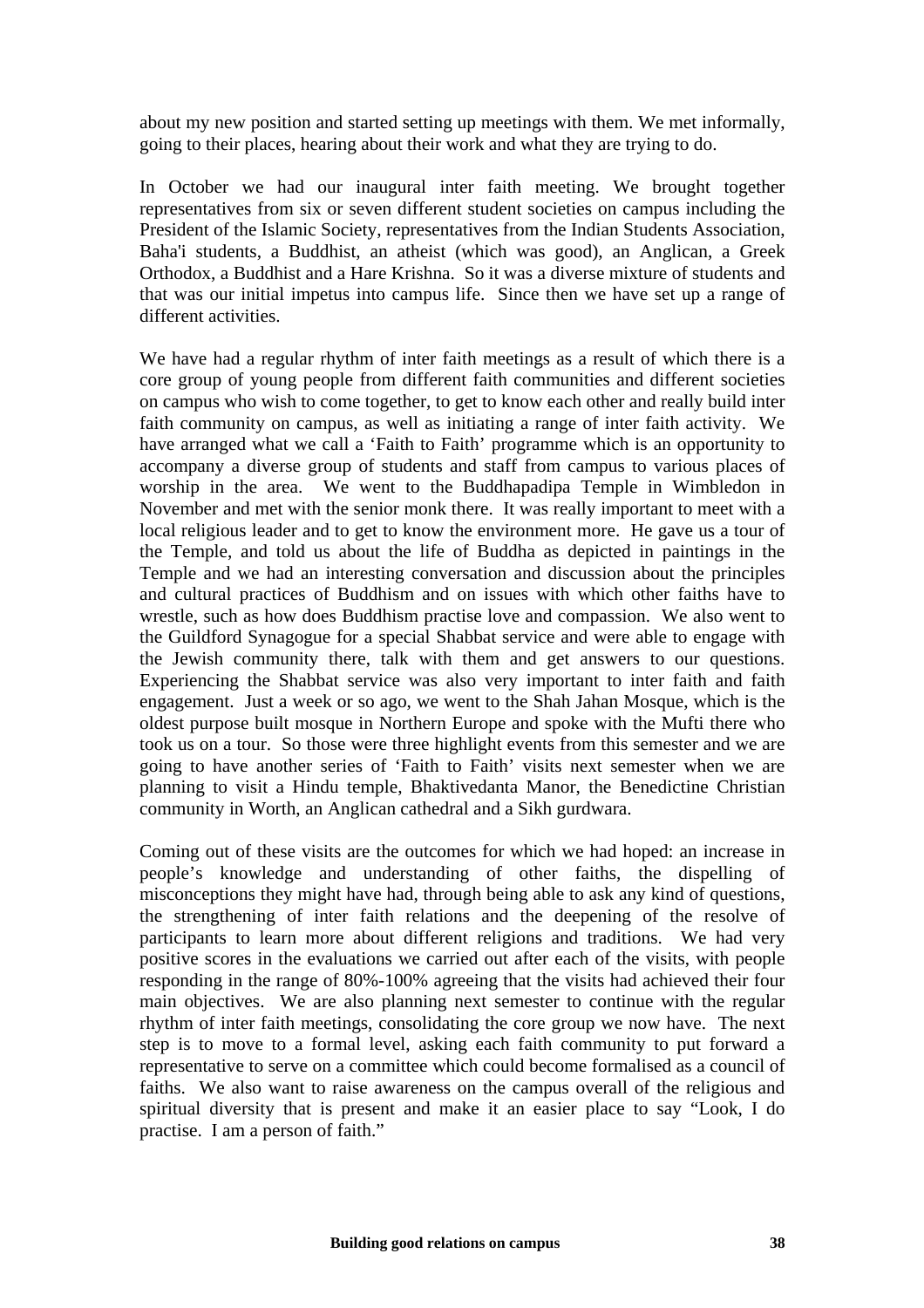about my new position and started setting up meetings with them. We met informally, going to their places, hearing about their work and what they are trying to do.

In October we had our inaugural inter faith meeting. We brought together representatives from six or seven different student societies on campus including the President of the Islamic Society, representatives from the Indian Students Association, Baha'i students, a Buddhist, an atheist (which was good), an Anglican, a Greek Orthodox, a Buddhist and a Hare Krishna. So it was a diverse mixture of students and that was our initial impetus into campus life. Since then we have set up a range of different activities.

We have had a regular rhythm of inter faith meetings as a result of which there is a core group of young people from different faith communities and different societies on campus who wish to come together, to get to know each other and really build inter faith community on campus, as well as initiating a range of inter faith activity. We have arranged what we call a 'Faith to Faith' programme which is an opportunity to accompany a diverse group of students and staff from campus to various places of worship in the area. We went to the Buddhapadipa Temple in Wimbledon in November and met with the senior monk there. It was really important to meet with a local religious leader and to get to know the environment more. He gave us a tour of the Temple, and told us about the life of Buddha as depicted in paintings in the Temple and we had an interesting conversation and discussion about the principles and cultural practices of Buddhism and on issues with which other faiths have to wrestle, such as how does Buddhism practise love and compassion. We also went to the Guildford Synagogue for a special Shabbat service and were able to engage with the Jewish community there, talk with them and get answers to our questions. Experiencing the Shabbat service was also very important to inter faith and faith engagement. Just a week or so ago, we went to the Shah Jahan Mosque, which is the oldest purpose built mosque in Northern Europe and spoke with the Mufti there who took us on a tour. So those were three highlight events from this semester and we are going to have another series of 'Faith to Faith' visits next semester when we are planning to visit a Hindu temple, Bhaktivedanta Manor, the Benedictine Christian community in Worth, an Anglican cathedral and a Sikh gurdwara.

Coming out of these visits are the outcomes for which we had hoped: an increase in people's knowledge and understanding of other faiths, the dispelling of misconceptions they might have had, through being able to ask any kind of questions, the strengthening of inter faith relations and the deepening of the resolve of participants to learn more about different religions and traditions. We had very positive scores in the evaluations we carried out after each of the visits, with people responding in the range of 80%-100% agreeing that the visits had achieved their four main objectives. We are also planning next semester to continue with the regular rhythm of inter faith meetings, consolidating the core group we now have. The next step is to move to a formal level, asking each faith community to put forward a representative to serve on a committee which could become formalised as a council of faiths. We also want to raise awareness on the campus overall of the religious and spiritual diversity that is present and make it an easier place to say "Look, I do practise. I am a person of faith."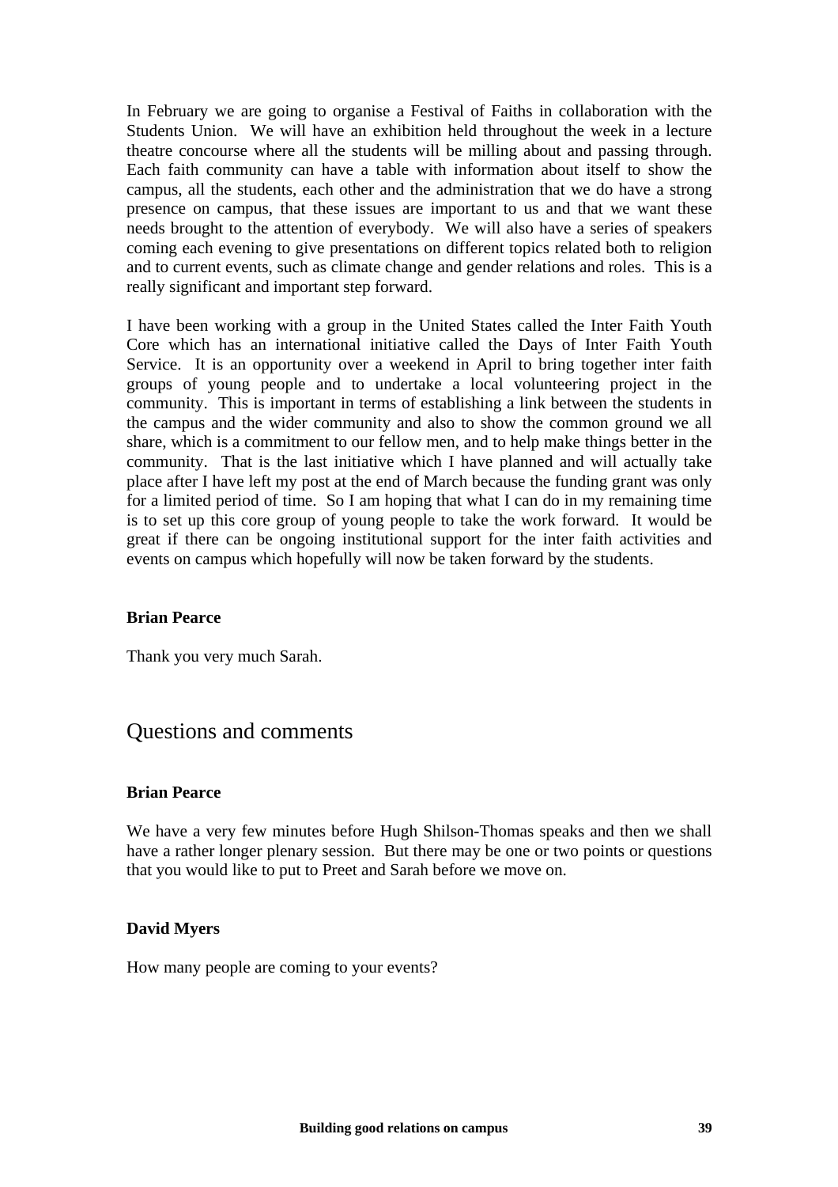In February we are going to organise a Festival of Faiths in collaboration with the Students Union. We will have an exhibition held throughout the week in a lecture theatre concourse where all the students will be milling about and passing through. Each faith community can have a table with information about itself to show the campus, all the students, each other and the administration that we do have a strong presence on campus, that these issues are important to us and that we want these needs brought to the attention of everybody. We will also have a series of speakers coming each evening to give presentations on different topics related both to religion and to current events, such as climate change and gender relations and roles. This is a really significant and important step forward.

I have been working with a group in the United States called the Inter Faith Youth Core which has an international initiative called the Days of Inter Faith Youth Service. It is an opportunity over a weekend in April to bring together inter faith groups of young people and to undertake a local volunteering project in the community. This is important in terms of establishing a link between the students in the campus and the wider community and also to show the common ground we all share, which is a commitment to our fellow men, and to help make things better in the community. That is the last initiative which I have planned and will actually take place after I have left my post at the end of March because the funding grant was only for a limited period of time. So I am hoping that what I can do in my remaining time is to set up this core group of young people to take the work forward. It would be great if there can be ongoing institutional support for the inter faith activities and events on campus which hopefully will now be taken forward by the students.

**Brian Pearce**

Thank you very much Sarah.

## Questions and comments

**Brian Pearce**

We have a very few minutes before Hugh Shilson-Thomas speaks and then we shall have a rather longer plenary session. But there may be one or two points or questions that you would like to put to Preet and Sarah before we move on.

**David Myers**

How many people are coming to your events?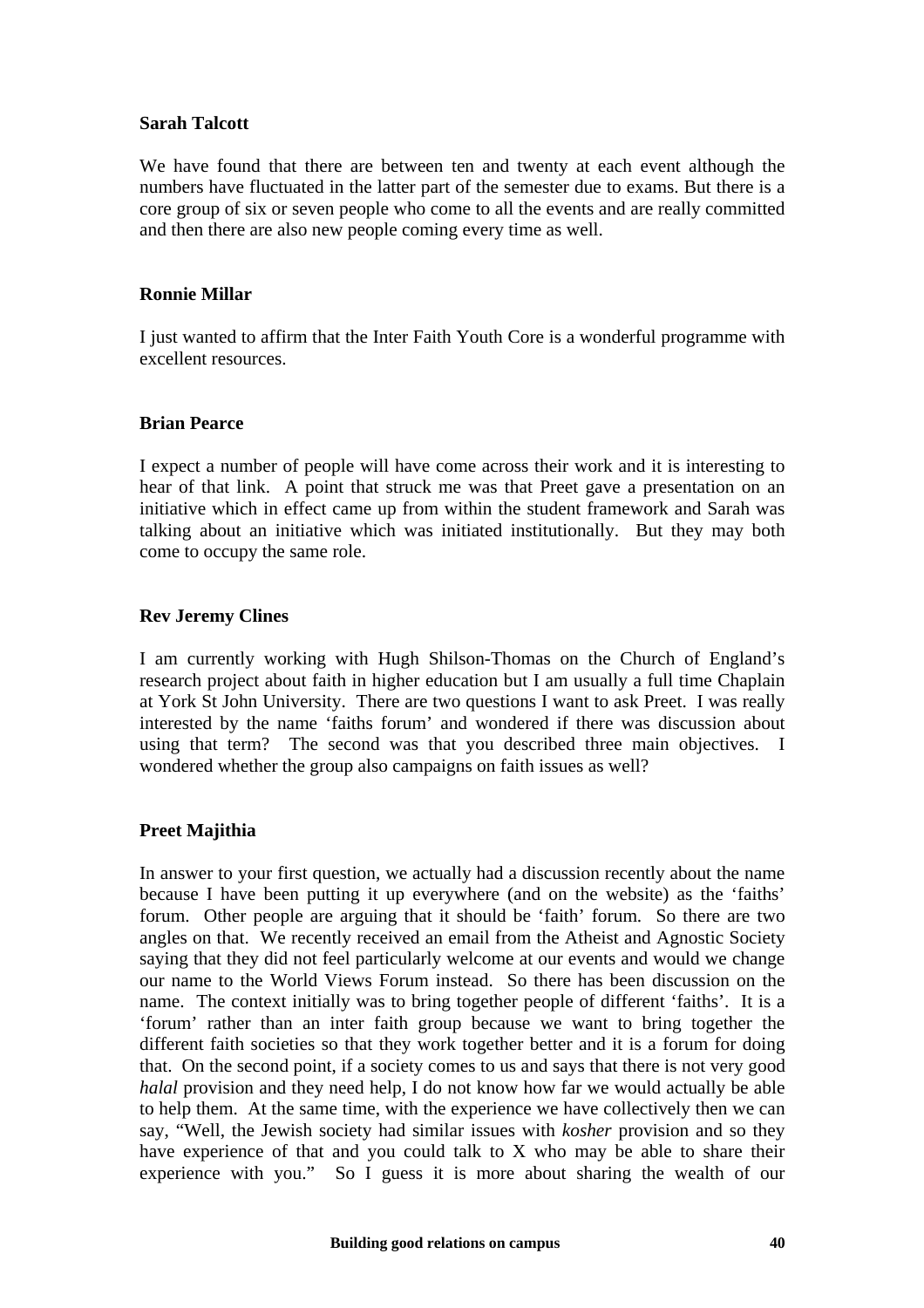**Sarah Talcott**

We have found that there are between ten and twenty at each event although the numbers have fluctuated in the latter part of the semester due to exams. But there is a core group of six or seven people who come to all the events and are really committed and then there are also new people coming every time as well.

**Ronnie Millar**

I just wanted to affirm that the Inter Faith Youth Core is a wonderful programme with excellent resources.

**Brian Pearce**

I expect a number of people will have come across their work and it is interesting to hear of that link. A point that struck me was that Preet gave a presentation on an initiative which in effect came up from within the student framework and Sarah was talking about an initiative which was initiated institutionally. But they may both come to occupy the same role.

**Rev Jeremy Clines**

I am currently working with Hugh Shilson-Thomas on the Church of England's research project about faith in higher education but I am usually a full time Chaplain at York St John University. There are two questions I want to ask Preet. I was really interested by the name 'faiths forum' and wondered if there was discussion about using that term? The second was that you described three main objectives. I wondered whether the group also campaigns on faith issues as well?

**Preet Majithia**

In answer to your first question, we actually had a discussion recently about the name because I have been putting it up everywhere (and on the website) as the 'faiths' forum. Other people are arguing that it should be 'faith' forum. So there are two angles on that. We recently received an email from the Atheist and Agnostic Society saying that they did not feel particularly welcome at our events and would we change our name to the World Views Forum instead. So there has been discussion on the name. The context initially was to bring together people of different 'faiths'. It is a 'forum' rather than an inter faith group because we want to bring together the different faith societies so that they work together better and it is a forum for doing that. On the second point, if a society comes to us and says that there is not very good *halal* provision and they need help, I do not know how far we would actually be able to help them. At the same time, with the experience we have collectively then we can say, "Well, the Jewish society had similar issues with *kosher* provision and so they have experience of that and you could talk to X who may be able to share their experience with you." So I guess it is more about sharing the wealth of our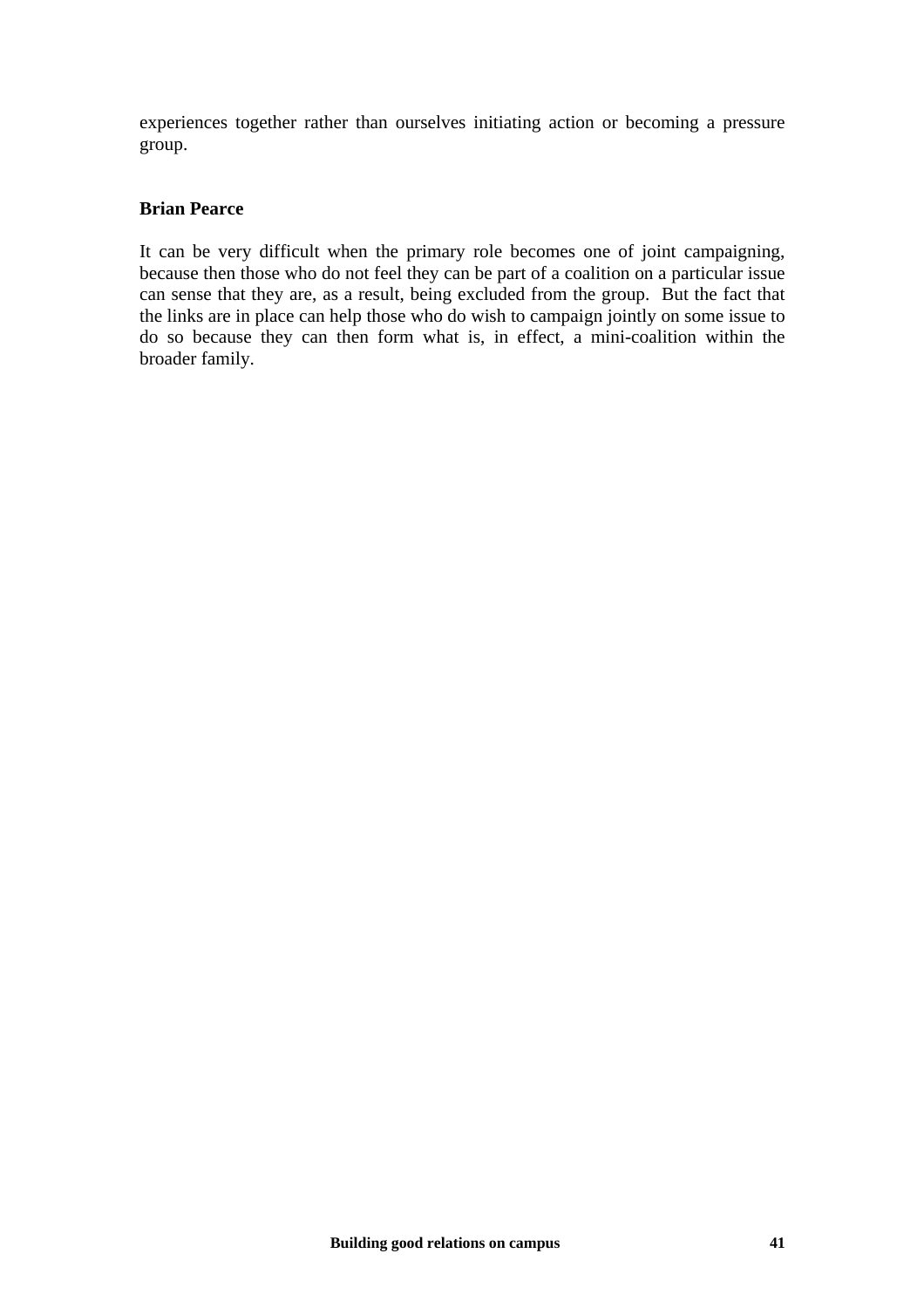experiences together rather than ourselves initiating action or becoming a pressure group.

**Brian Pearce**

It can be very difficult when the primary role becomes one of joint campaigning, because then those who do not feel they can be part of a coalition on a particular issue can sense that they are, as a result, being excluded from the group. But the fact that the links are in place can help those who do wish to campaign jointly on some issue to do so because they can then form what is, in effect, a mini-coalition within the broader family.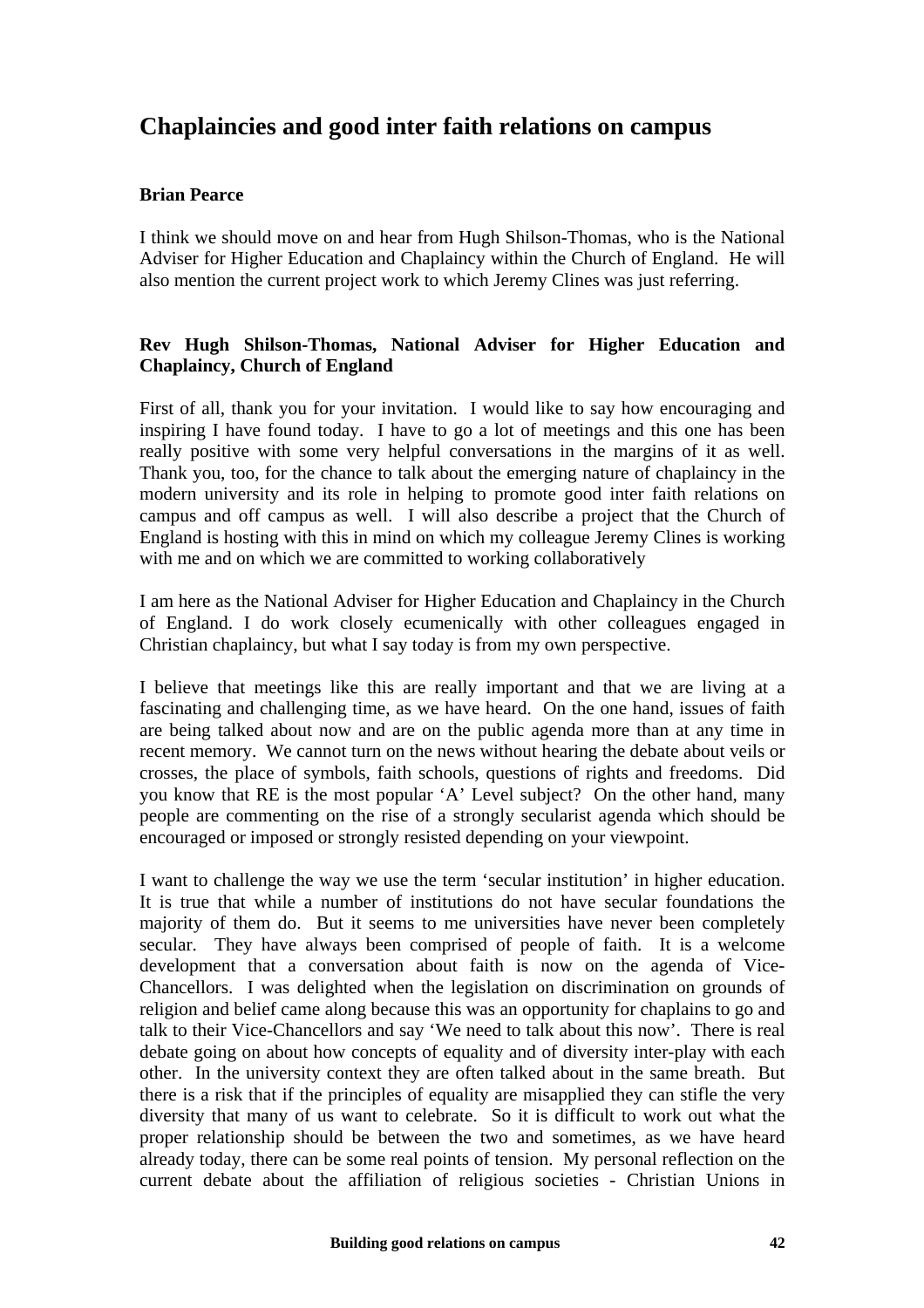## Chaplaincies and good inter faith relations on campus

**Brian Pearce**

I think we should move on and hear from Hugh Shilson-Thomas, who is the National Adviser for Higher Education and Chaplaincy within the Church of England. He will also mention the current project work to which Jeremy Clines was just referring.

**Rev Hugh Shilson-Thomas, National Adviser for Higher Education and Chaplaincy, Church of England**

First of all, thank you for your invitation. I would like to say how encouraging and inspiring I have found today. I have to go a lot of meetings and this one has been really positive with some very helpful conversations in the margins of it as well. Thank you, too, for the chance to talk about the emerging nature of chaplaincy in the modern university and its role in helping to promote good inter faith relations on campus and off campus as well. I will also describe a project that the Church of England is hosting with this in mind on which my colleague Jeremy Clines is working with me and on which we are committed to working collaboratively

I am here as the National Adviser for Higher Education and Chaplaincy in the Church of England. I do work closely ecumenically with other colleagues engaged in Christian chaplaincy, but what I say today is from my own perspective.

I believe that meetings like this are really important and that we are living at a fascinating and challenging time, as we have heard. On the one hand, issues of faith are being talked about now and are on the public agenda more than at any time in recent memory. We cannot turn on the news without hearing the debate about veils or crosses, the place of symbols, faith schools, questions of rights and freedoms. Did you know that RE is the most popular 'A' Level subject? On the other hand, many people are commenting on the rise of a strongly secularist agenda which should be encouraged or imposed or strongly resisted depending on your viewpoint.

I want to challenge the way we use the term 'secular institution' in higher education. It is true that while a number of institutions do not have secular foundations the majority of them do. But it seems to me universities have never been completely secular. They have always been comprised of people of faith. It is a welcome development that a conversation about faith is now on the agenda of Vice-Chancellors. I was delighted when the legislation on discrimination on grounds of religion and belief came along because this was an opportunity for chaplains to go and talk to their Vice-Chancellors and say 'We need to talk about this now'. There is real debate going on about how concepts of equality and of diversity inter-play with each other. In the university context they are often talked about in the same breath. But there is a risk that if the principles of equality are misapplied they can stifle the very diversity that many of us want to celebrate. So it is difficult to work out what the proper relationship should be between the two and sometimes, as we have heard already today, there can be some real points of tension. My personal reflection on the current debate about the affiliation of religious societies - Christian Unions in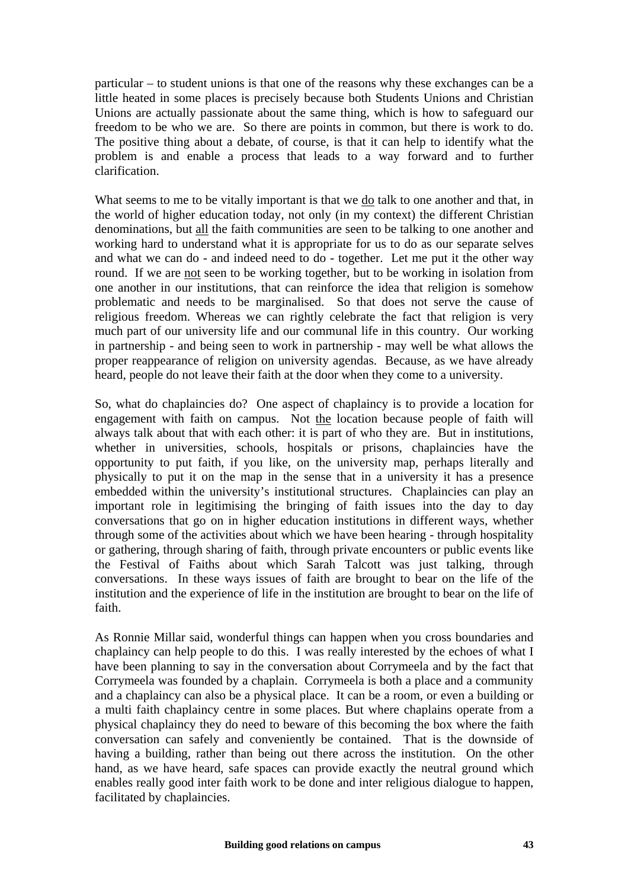particular – to student unions is that one of the reasons why these exchanges can be a little heated in some places is precisely because both Students Unions and Christian Unions are actually passionate about the same thing, which is how to safeguard our freedom to be who we are. So there are points in common, but there is work to do. The positive thing about a debate, of course, is that it can help to identify what the problem is and enable a process that leads to a way forward and to further clarification.

What seems to me to be vitally important is that we do talk to one another and that, in the world of higher education today, not only (in my context) the different Christian denominations, but all the faith communities are seen to be talking to one another and working hard to understand what it is appropriate for us to do as our separate selves and what we can do - and indeed need to do - together. Let me put it the other way round. If we are not seen to be working together, but to be working in isolation from one another in our institutions, that can reinforce the idea that religion is somehow problematic and needs to be marginalised. So that does not serve the cause of religious freedom. Whereas we can rightly celebrate the fact that religion is very much part of our university life and our communal life in this country. Our working in partnership - and being seen to work in partnership - may well be what allows the proper reappearance of religion on university agendas. Because, as we have already heard, people do not leave their faith at the door when they come to a university.

So, what do chaplaincies do? One aspect of chaplaincy is to provide a location for engagement with faith on campus. Not the location because people of faith will always talk about that with each other: it is part of who they are. But in institutions, whether in universities, schools, hospitals or prisons, chaplaincies have the opportunity to put faith, if you like, on the university map, perhaps literally and physically to put it on the map in the sense that in a university it has a presence embedded within the university's institutional structures. Chaplaincies can play an important role in legitimising the bringing of faith issues into the day to day conversations that go on in higher education institutions in different ways, whether through some of the activities about which we have been hearing - through hospitality or gathering, through sharing of faith, through private encounters or public events like the Festival of Faiths about which Sarah Talcott was just talking, through conversations. In these ways issues of faith are brought to bear on the life of the institution and the experience of life in the institution are brought to bear on the life of faith.

As Ronnie Millar said, wonderful things can happen when you cross boundaries and chaplaincy can help people to do this. I was really interested by the echoes of what I have been planning to say in the conversation about Corrymeela and by the fact that Corrymeela was founded by a chaplain. Corrymeela is both a place and a community and a chaplaincy can also be a physical place. It can be a room, or even a building or a multi faith chaplaincy centre in some places. But where chaplains operate from a physical chaplaincy they do need to beware of this becoming the box where the faith conversation can safely and conveniently be contained. That is the downside of having a building, rather than being out there across the institution. On the other hand, as we have heard, safe spaces can provide exactly the neutral ground which enables really good inter faith work to be done and inter religious dialogue to happen, facilitated by chaplaincies.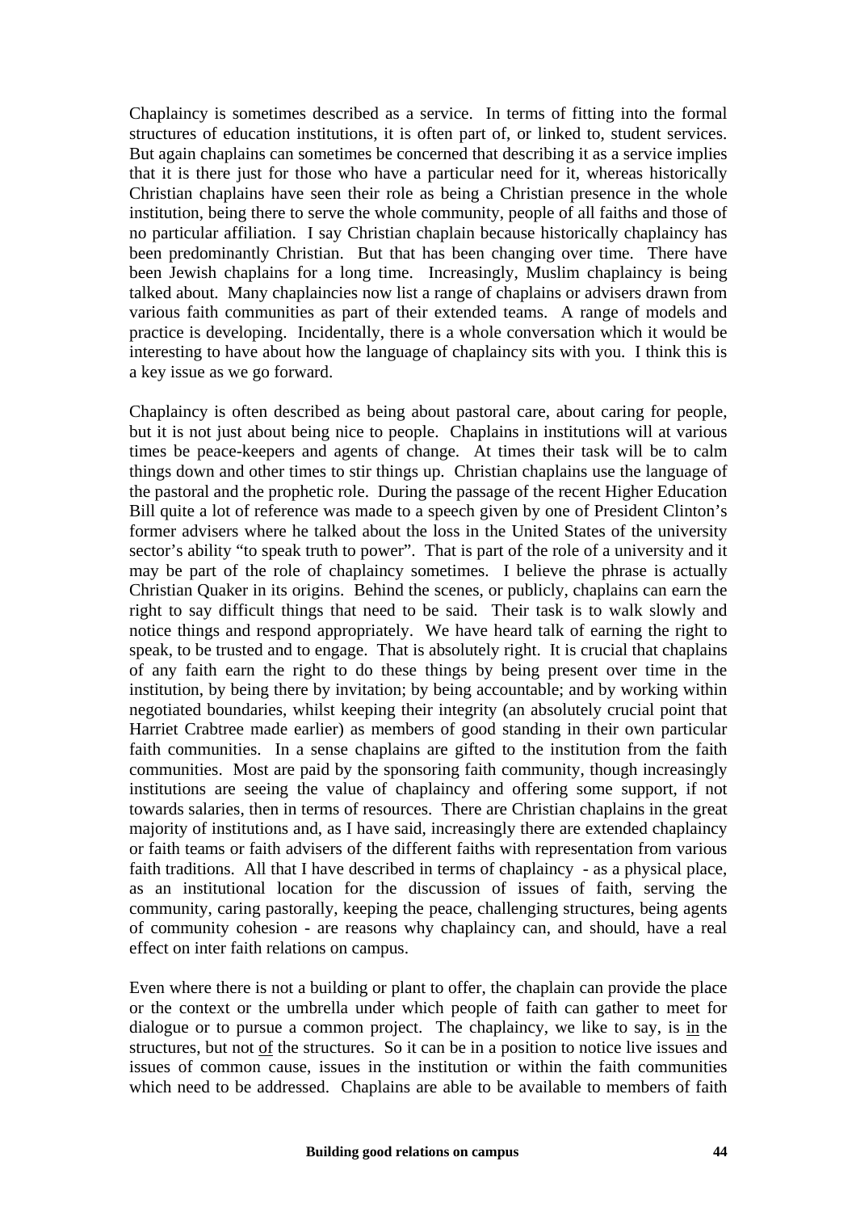Chaplaincy is sometimes described as a service. In terms of fitting into the formal structures of education institutions, it is often part of, or linked to, student services. But again chaplains can sometimes be concerned that describing it as a service implies that it is there just for those who have a particular need for it, whereas historically Christian chaplains have seen their role as being a Christian presence in the whole institution, being there to serve the whole community, people of all faiths and those of no particular affiliation. I say Christian chaplain because historically chaplaincy has been predominantly Christian. But that has been changing over time. There have been Jewish chaplains for a long time. Increasingly, Muslim chaplaincy is being talked about. Many chaplaincies now list a range of chaplains or advisers drawn from various faith communities as part of their extended teams. A range of models and practice is developing. Incidentally, there is a whole conversation which it would be interesting to have about how the language of chaplaincy sits with you. I think this is a key issue as we go forward.

Chaplaincy is often described as being about pastoral care, about caring for people, but it is not just about being nice to people. Chaplains in institutions will at various times be peace-keepers and agents of change. At times their task will be to calm things down and other times to stir things up. Christian chaplains use the language of the pastoral and the prophetic role. During the passage of the recent Higher Education Bill quite a lot of reference was made to a speech given by one of President Clinton's former advisers where he talked about the loss in the United States of the university sector's ability "to speak truth to power". That is part of the role of a university and it may be part of the role of chaplaincy sometimes. I believe the phrase is actually Christian Quaker in its origins. Behind the scenes, or publicly, chaplains can earn the right to say difficult things that need to be said. Their task is to walk slowly and notice things and respond appropriately. We have heard talk of earning the right to speak, to be trusted and to engage. That is absolutely right. It is crucial that chaplains of any faith earn the right to do these things by being present over time in the institution, by being there by invitation; by being accountable; and by working within negotiated boundaries, whilst keeping their integrity (an absolutely crucial point that Harriet Crabtree made earlier) as members of good standing in their own particular faith communities. In a sense chaplains are gifted to the institution from the faith communities. Most are paid by the sponsoring faith community, though increasingly institutions are seeing the value of chaplaincy and offering some support, if not towards salaries, then in terms of resources. There are Christian chaplains in the great majority of institutions and, as I have said, increasingly there are extended chaplaincy or faith teams or faith advisers of the different faiths with representation from various faith traditions. All that I have described in terms of chaplaincy - as a physical place, as an institutional location for the discussion of issues of faith, serving the community, caring pastorally, keeping the peace, challenging structures, being agents of community cohesion - are reasons why chaplaincy can, and should, have a real effect on inter faith relations on campus.

Even where there is not a building or plant to offer, the chaplain can provide the place or the context or the umbrella under which people of faith can gather to meet for dialogue or to pursue a common project. The chaplaincy, we like to say, is <u>in</u> the structures, but not <u>of</u> the structures. So it can be in a position to notice live issues and issues of common cause, issues in the institution or within the faith communities which need to be addressed. Chaplains are able to be available to members of faith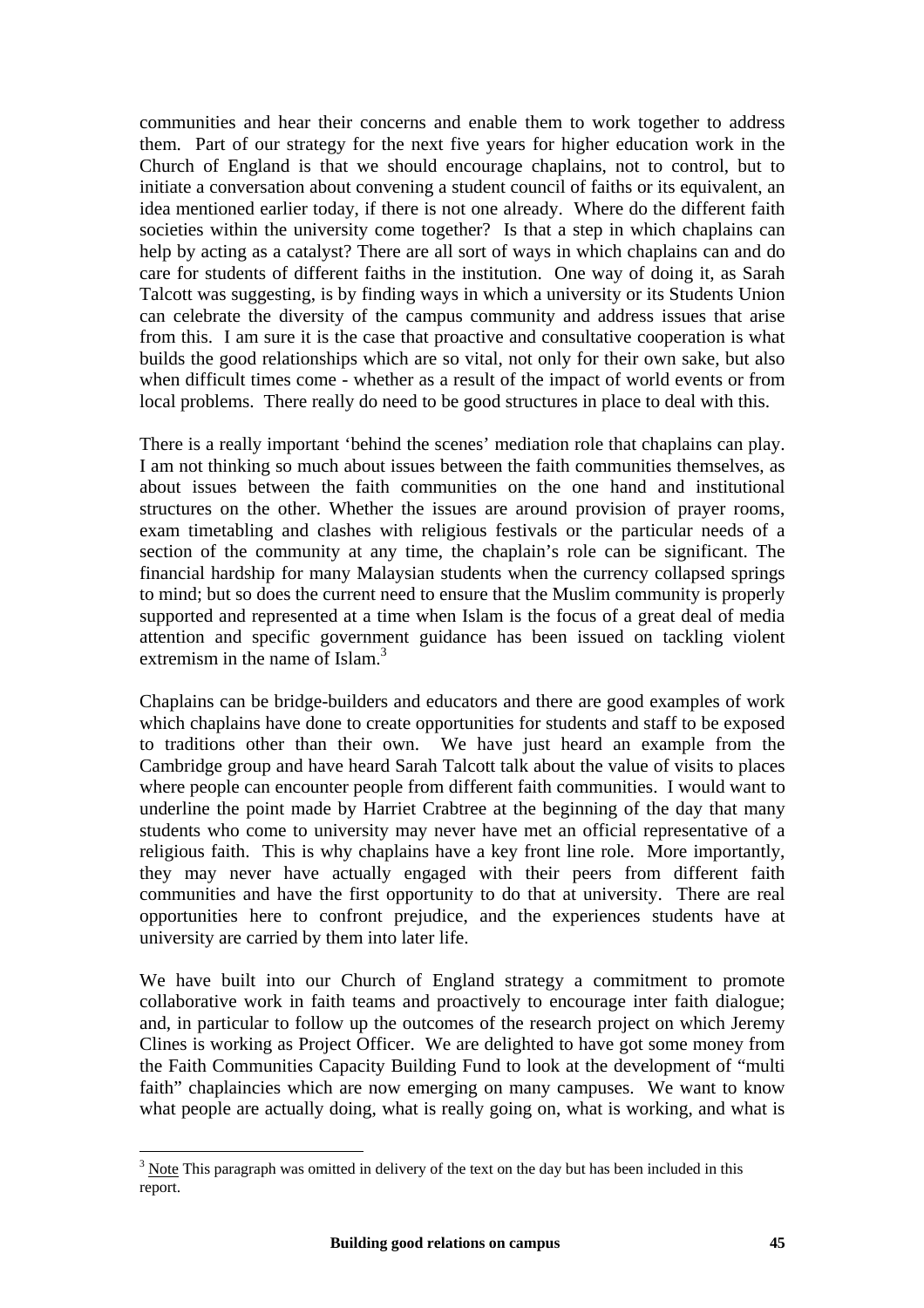communities and hear their concerns and enable them to work together to address them. Part of our strategy for the next five years for higher education work in the Church of England is that we should encourage chaplains, not to control, but to initiate a conversation about convening a student council of faiths or its equivalent, an idea mentioned earlier today, if there is not one already. Where do the different faith societies within the university come together? Is that a step in which chaplains can help by acting as a catalyst? There are all sort of ways in which chaplains can and do care for students of different faiths in the institution. One way of doing it, as Sarah Talcott was suggesting, is by finding ways in which a university or its Students Union can celebrate the diversity of the campus community and address issues that arise from this. I am sure it is the case that proactive and consultative cooperation is what builds the good relationships which are so vital, not only for their own sake, but also when difficult times come - whether as a result of the impact of world events or from local problems. There really do need to be good structures in place to deal with this.

There is a really important 'behind the scenes' mediation role that chaplains can play. I am not thinking so much about issues between the faith communities themselves, as about issues between the faith communities on the one hand and institutional structures on the other. Whether the issues are around provision of prayer rooms, exam timetabling and clashes with religious festivals or the particular needs of a section of the community at any time, the chaplain's role can be significant. The financial hardship for many Malaysian students when the currency collapsed springs to mind; but so does the current need to ensure that the Muslim community is properly supported and represented at a time when Islam is the focus of a great deal of media attention and specific government guidance has been issued on tackling violent extremism in the name of Islam.[3]

Chaplains can be bridge-builders and educators and there are good examples of work which chaplains have done to create opportunities for students and staff to be exposed to traditions other than their own. We have just heard an example from the Cambridge group and have heard Sarah Talcott talk about the value of visits to places where people can encounter people from different faith communities. I would want to underline the point made by Harriet Crabtree at the beginning of the day that many students who come to university may never have met an official representative of a religious faith. This is why chaplains have a key front line role. More importantly, they may never have actually engaged with their peers from different faith communities and have the first opportunity to do that at university. There are real opportunities here to confront prejudice, and the experiences students have at university are carried by them into later life.

We have built into our Church of England strategy a commitment to promote collaborative work in faith teams and proactively to encourage inter faith dialogue; and, in particular to follow up the outcomes of the research project on which Jeremy Clines is working as Project Officer. We are delighted to have got some money from the Faith Communities Capacity Building Fund to look at the development of "multi faith" chaplaincies which are now emerging on many campuses. We want to know what people are actually doing, what is really going on, what is working, and what is

[3] Note This paragraph was omitted in delivery of the text on the day but has been included in this report.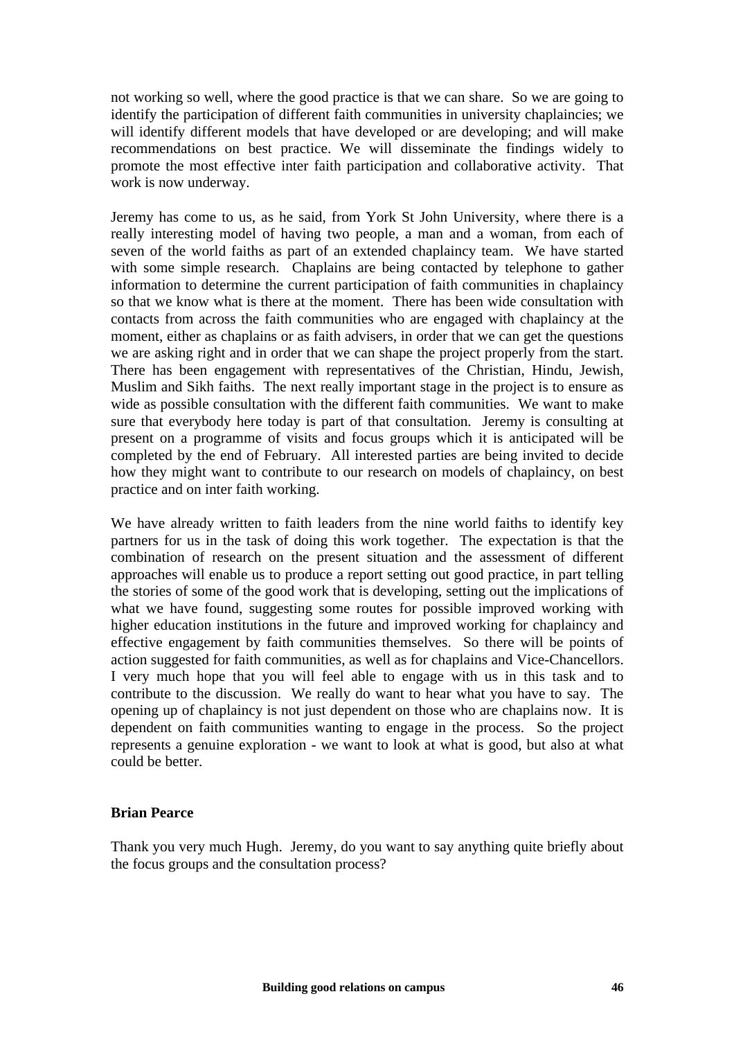not working so well, where the good practice is that we can share. So we are going to identify the participation of different faith communities in university chaplaincies; we will identify different models that have developed or are developing; and will make recommendations on best practice. We will disseminate the findings widely to promote the most effective inter faith participation and collaborative activity. That work is now underway.

Jeremy has come to us, as he said, from York St John University, where there is a really interesting model of having two people, a man and a woman, from each of seven of the world faiths as part of an extended chaplaincy team. We have started with some simple research. Chaplains are being contacted by telephone to gather information to determine the current participation of faith communities in chaplaincy so that we know what is there at the moment. There has been wide consultation with contacts from across the faith communities who are engaged with chaplaincy at the moment, either as chaplains or as faith advisers, in order that we can get the questions we are asking right and in order that we can shape the project properly from the start. There has been engagement with representatives of the Christian, Hindu, Jewish, Muslim and Sikh faiths. The next really important stage in the project is to ensure as wide as possible consultation with the different faith communities. We want to make sure that everybody here today is part of that consultation. Jeremy is consulting at present on a programme of visits and focus groups which it is anticipated will be completed by the end of February. All interested parties are being invited to decide how they might want to contribute to our research on models of chaplaincy, on best practice and on inter faith working.

We have already written to faith leaders from the nine world faiths to identify key partners for us in the task of doing this work together. The expectation is that the combination of research on the present situation and the assessment of different approaches will enable us to produce a report setting out good practice, in part telling the stories of some of the good work that is developing, setting out the implications of what we have found, suggesting some routes for possible improved working with higher education institutions in the future and improved working for chaplaincy and effective engagement by faith communities themselves. So there will be points of action suggested for faith communities, as well as for chaplains and Vice-Chancellors. I very much hope that you will feel able to engage with us in this task and to contribute to the discussion. We really do want to hear what you have to say. The opening up of chaplaincy is not just dependent on those who are chaplains now. It is dependent on faith communities wanting to engage in the process. So the project represents a genuine exploration - we want to look at what is good, but also at what could be better.

**Brian Pearce**

Thank you very much Hugh. Jeremy, do you want to say anything quite briefly about the focus groups and the consultation process?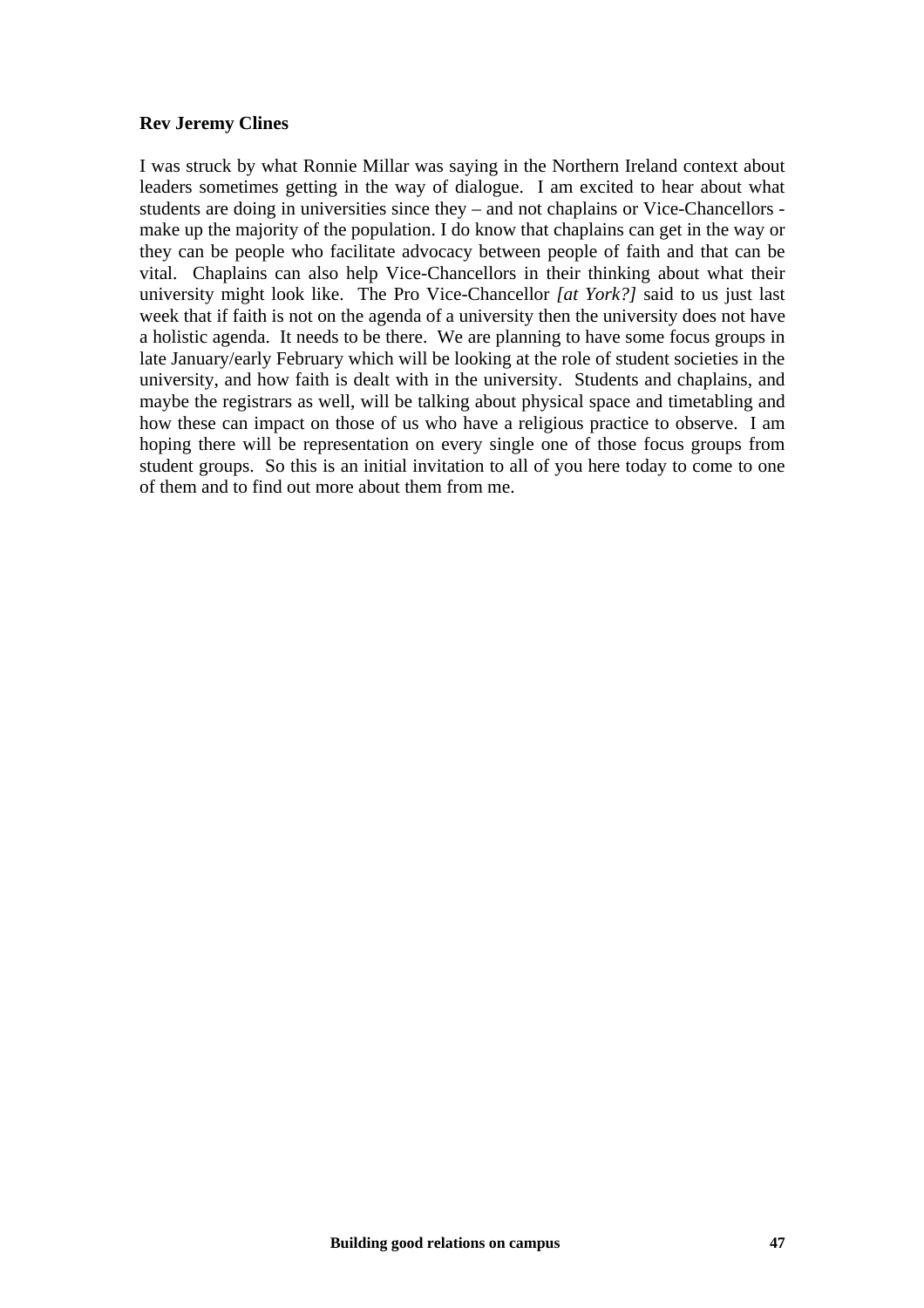**Rev Jeremy Clines**

I was struck by what Ronnie Millar was saying in the Northern Ireland context about leaders sometimes getting in the way of dialogue. I am excited to hear about what students are doing in universities since they – and not chaplains or Vice-Chancellors - make up the majority of the population. I do know that chaplains can get in the way or they can be people who facilitate advocacy between people of faith and that can be vital. Chaplains can also help Vice-Chancellors in their thinking about what their university might look like. The Pro Vice-Chancellor *[at York?]* said to us just last week that if faith is not on the agenda of a university then the university does not have a holistic agenda. It needs to be there. We are planning to have some focus groups in late January/early February which will be looking at the role of student societies in the university, and how faith is dealt with in the university. Students and chaplains, and maybe the registrars as well, will be talking about physical space and timetabling and how these can impact on those of us who have a religious practice to observe. I am hoping there will be representation on every single one of those focus groups from student groups. So this is an initial invitation to all of you here today to come to one of them and to find out more about them from me.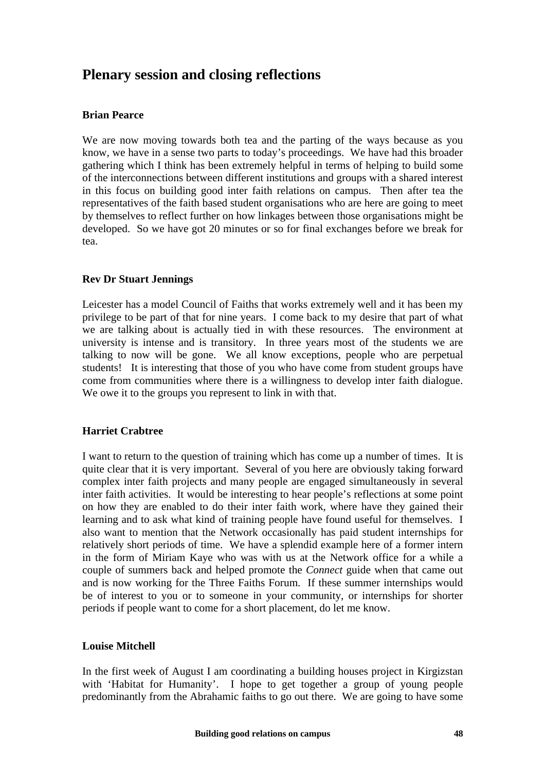## Plenary session and closing reflections

**Brian Pearce**

We are now moving towards both tea and the parting of the ways because as you know, we have in a sense two parts to today's proceedings. We have had this broader gathering which I think has been extremely helpful in terms of helping to build some of the interconnections between different institutions and groups with a shared interest in this focus on building good inter faith relations on campus. Then after tea the representatives of the faith based student organisations who are here are going to meet by themselves to reflect further on how linkages between those organisations might be developed. So we have got 20 minutes or so for final exchanges before we break for tea.

**Rev Dr Stuart Jennings**

Leicester has a model Council of Faiths that works extremely well and it has been my privilege to be part of that for nine years. I come back to my desire that part of what we are talking about is actually tied in with these resources. The environment at university is intense and is transitory. In three years most of the students we are talking to now will be gone. We all know exceptions, people who are perpetual students! It is interesting that those of you who have come from student groups have come from communities where there is a willingness to develop inter faith dialogue. We owe it to the groups you represent to link in with that.

**Harriet Crabtree**

I want to return to the question of training which has come up a number of times. It is quite clear that it is very important. Several of you here are obviously taking forward complex inter faith projects and many people are engaged simultaneously in several inter faith activities. It would be interesting to hear people's reflections at some point on how they are enabled to do their inter faith work, where have they gained their learning and to ask what kind of training people have found useful for themselves. I also want to mention that the Network occasionally has paid student internships for relatively short periods of time. We have a splendid example here of a former intern in the form of Miriam Kaye who was with us at the Network office for a while a couple of summers back and helped promote the *Connect* guide when that came out and is now working for the Three Faiths Forum. If these summer internships would be of interest to you or to someone in your community, or internships for shorter periods if people want to come for a short placement, do let me know.

**Louise Mitchell**

In the first week of August I am coordinating a building houses project in Kirgizstan with 'Habitat for Humanity'. I hope to get together a group of young people predominantly from the Abrahamic faiths to go out there. We are going to have some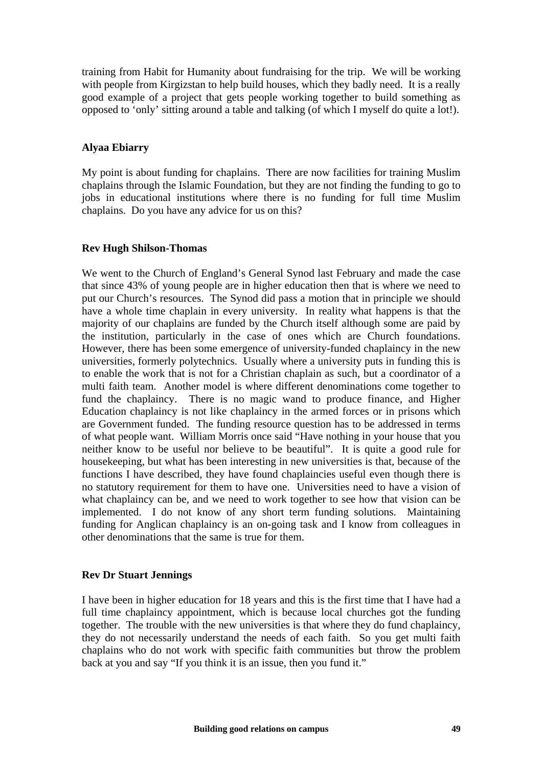training from Habit for Humanity about fundraising for the trip. We will be working with people from Kirgizstan to help build houses, which they badly need. It is a really good example of a project that gets people working together to build something as opposed to 'only' sitting around a table and talking (of which I myself do quite a lot!).

**Alyaa Ebiarry**

My point is about funding for chaplains. There are now facilities for training Muslim chaplains through the Islamic Foundation, but they are not finding the funding to go to jobs in educational institutions where there is no funding for full time Muslim chaplains. Do you have any advice for us on this?

**Rev Hugh Shilson-Thomas**

We went to the Church of England's General Synod last February and made the case that since 43% of young people are in higher education then that is where we need to put our Church's resources. The Synod did pass a motion that in principle we should have a whole time chaplain in every university. In reality what happens is that the majority of our chaplains are funded by the Church itself although some are paid by the institution, particularly in the case of ones which are Church foundations. However, there has been some emergence of university-funded chaplaincy in the new universities, formerly polytechnics. Usually where a university puts in funding this is to enable the work that is not for a Christian chaplain as such, but a coordinator of a multi faith team. Another model is where different denominations come together to fund the chaplaincy. There is no magic wand to produce finance, and Higher Education chaplaincy is not like chaplaincy in the armed forces or in prisons which are Government funded. The funding resource question has to be addressed in terms of what people want. William Morris once said "Have nothing in your house that you neither know to be useful nor believe to be beautiful". It is quite a good rule for housekeeping, but what has been interesting in new universities is that, because of the functions I have described, they have found chaplaincies useful even though there is no statutory requirement for them to have one. Universities need to have a vision of what chaplaincy can be, and we need to work together to see how that vision can be implemented. I do not know of any short term funding solutions. Maintaining funding for Anglican chaplaincy is an on-going task and I know from colleagues in other denominations that the same is true for them.

**Rev Dr Stuart Jennings**

I have been in higher education for 18 years and this is the first time that I have had a full time chaplaincy appointment, which is because local churches got the funding together. The trouble with the new universities is that where they do fund chaplaincy, they do not necessarily understand the needs of each faith. So you get multi faith chaplains who do not work with specific faith communities but throw the problem back at you and say "If you think it is an issue, then you fund it."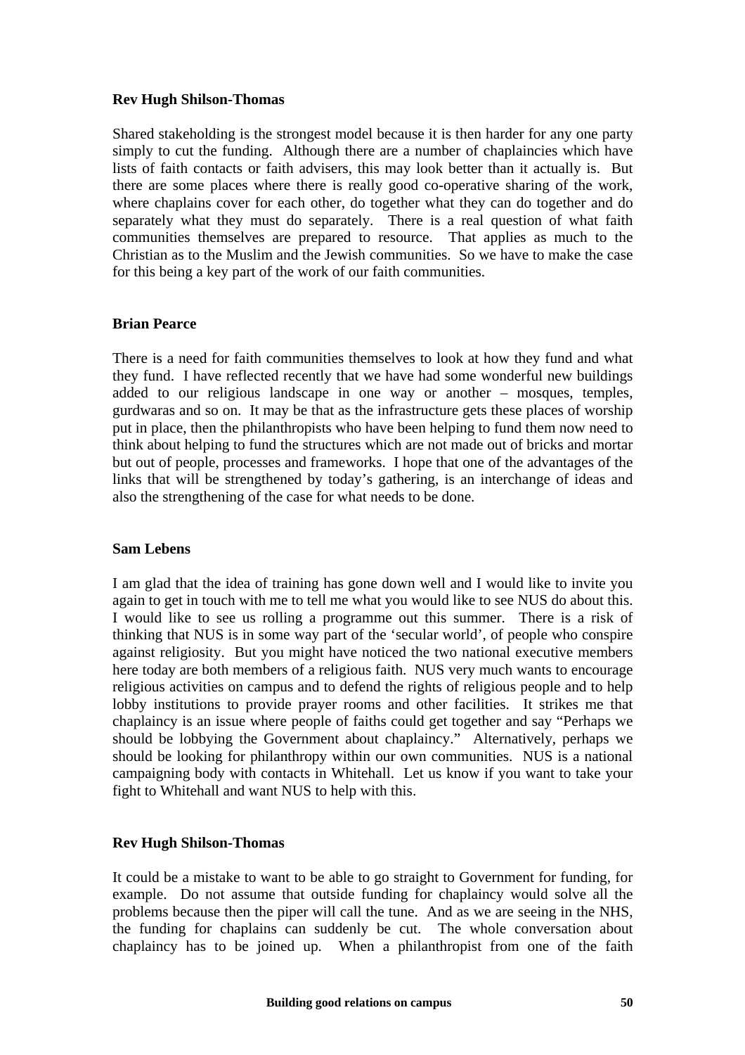**Rev Hugh Shilson-Thomas**

Shared stakeholding is the strongest model because it is then harder for any one party simply to cut the funding. Although there are a number of chaplaincies which have lists of faith contacts or faith advisers, this may look better than it actually is. But there are some places where there is really good co-operative sharing of the work, where chaplains cover for each other, do together what they can do together and do separately what they must do separately. There is a real question of what faith communities themselves are prepared to resource. That applies as much to the Christian as to the Muslim and the Jewish communities. So we have to make the case for this being a key part of the work of our faith communities.

**Brian Pearce**

There is a need for faith communities themselves to look at how they fund and what they fund. I have reflected recently that we have had some wonderful new buildings added to our religious landscape in one way or another – mosques, temples, gurdwaras and so on. It may be that as the infrastructure gets these places of worship put in place, then the philanthropists who have been helping to fund them now need to think about helping to fund the structures which are not made out of bricks and mortar but out of people, processes and frameworks. I hope that one of the advantages of the links that will be strengthened by today's gathering, is an interchange of ideas and also the strengthening of the case for what needs to be done.

**Sam Lebens**

I am glad that the idea of training has gone down well and I would like to invite you again to get in touch with me to tell me what you would like to see NUS do about this. I would like to see us rolling a programme out this summer. There is a risk of thinking that NUS is in some way part of the 'secular world', of people who conspire against religiosity. But you might have noticed the two national executive members here today are both members of a religious faith. NUS very much wants to encourage religious activities on campus and to defend the rights of religious people and to help lobby institutions to provide prayer rooms and other facilities. It strikes me that chaplaincy is an issue where people of faiths could get together and say "Perhaps we should be lobbying the Government about chaplaincy." Alternatively, perhaps we should be looking for philanthropy within our own communities. NUS is a national campaigning body with contacts in Whitehall. Let us know if you want to take your fight to Whitehall and want NUS to help with this.

**Rev Hugh Shilson-Thomas**

It could be a mistake to want to be able to go straight to Government for funding, for example. Do not assume that outside funding for chaplaincy would solve all the problems because then the piper will call the tune. And as we are seeing in the NHS, the funding for chaplains can suddenly be cut. The whole conversation about chaplaincy has to be joined up. When a philanthropist from one of the faith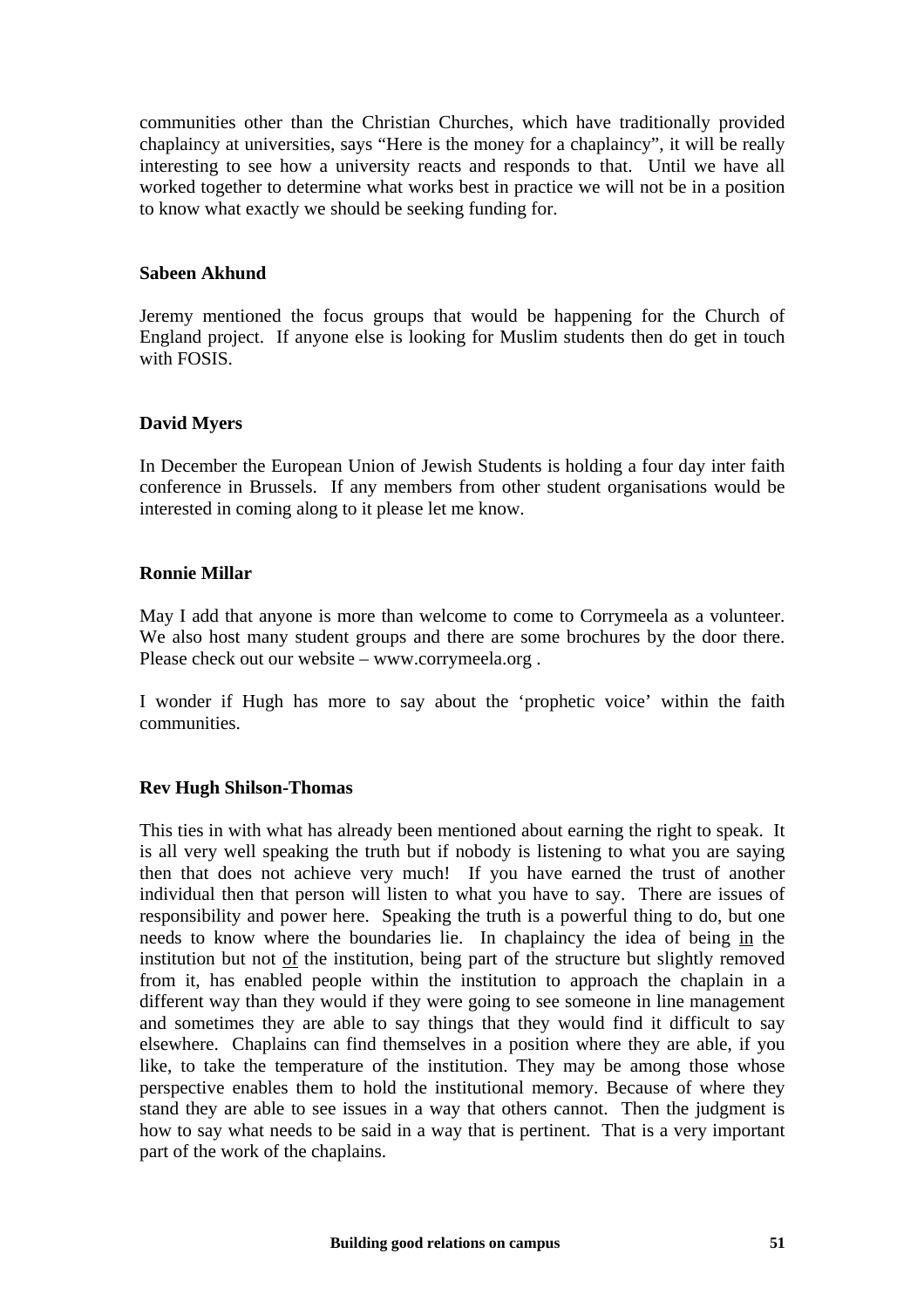communities other than the Christian Churches, which have traditionally provided chaplaincy at universities, says "Here is the money for a chaplaincy", it will be really interesting to see how a university reacts and responds to that. Until we have all worked together to determine what works best in practice we will not be in a position to know what exactly we should be seeking funding for.

**Sabeen Akhund**

Jeremy mentioned the focus groups that would be happening for the Church of England project. If anyone else is looking for Muslim students then do get in touch with FOSIS.

**David Myers**

In December the European Union of Jewish Students is holding a four day inter faith conference in Brussels. If any members from other student organisations would be interested in coming along to it please let me know.

**Ronnie Millar**

May I add that anyone is more than welcome to come to Corrymeela as a volunteer. We also host many student groups and there are some brochures by the door there. Please check out our website – www.corrymeela.org .

I wonder if Hugh has more to say about the 'prophetic voice' within the faith communities.

**Rev Hugh Shilson-Thomas**

This ties in with what has already been mentioned about earning the right to speak. It is all very well speaking the truth but if nobody is listening to what you are saying then that does not achieve very much! If you have earned the trust of another individual then that person will listen to what you have to say. There are issues of responsibility and power here. Speaking the truth is a powerful thing to do, but one needs to know where the boundaries lie. In chaplaincy the idea of being <u>in</u> the institution but not <u>of</u> the institution, being part of the structure but slightly removed from it, has enabled people within the institution to approach the chaplain in a different way than they would if they were going to see someone in line management and sometimes they are able to say things that they would find it difficult to say elsewhere. Chaplains can find themselves in a position where they are able, if you like, to take the temperature of the institution. They may be among those whose perspective enables them to hold the institutional memory. Because of where they stand they are able to see issues in a way that others cannot. Then the judgment is how to say what needs to be said in a way that is pertinent. That is a very important part of the work of the chaplains.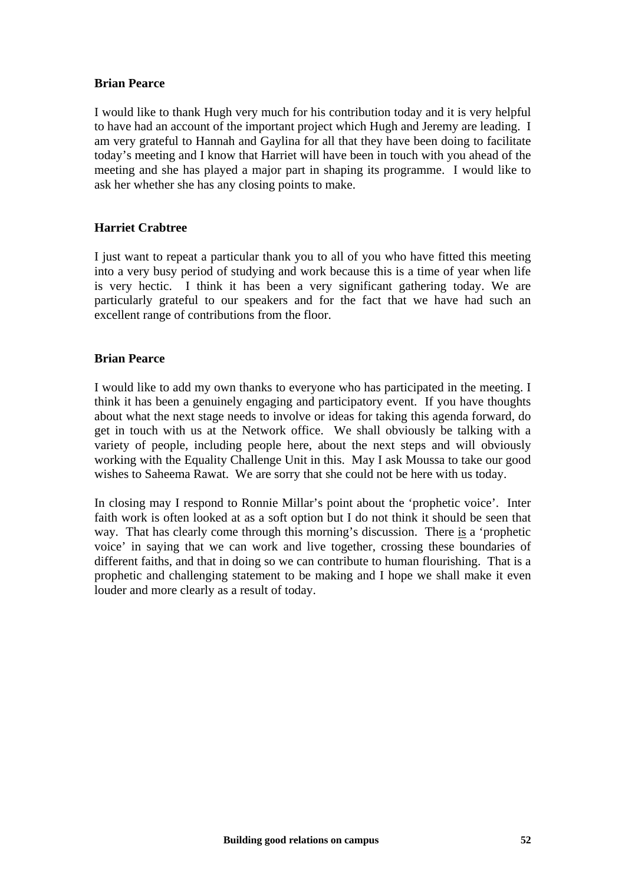**Brian Pearce**

I would like to thank Hugh very much for his contribution today and it is very helpful to have had an account of the important project which Hugh and Jeremy are leading. I am very grateful to Hannah and Gaylina for all that they have been doing to facilitate today's meeting and I know that Harriet will have been in touch with you ahead of the meeting and she has played a major part in shaping its programme. I would like to ask her whether she has any closing points to make.

**Harriet Crabtree**

I just want to repeat a particular thank you to all of you who have fitted this meeting into a very busy period of studying and work because this is a time of year when life is very hectic. I think it has been a very significant gathering today. We are particularly grateful to our speakers and for the fact that we have had such an excellent range of contributions from the floor.

**Brian Pearce**

I would like to add my own thanks to everyone who has participated in the meeting. I think it has been a genuinely engaging and participatory event. If you have thoughts about what the next stage needs to involve or ideas for taking this agenda forward, do get in touch with us at the Network office. We shall obviously be talking with a variety of people, including people here, about the next steps and will obviously working with the Equality Challenge Unit in this. May I ask Moussa to take our good wishes to Saheema Rawat. We are sorry that she could not be here with us today.

In closing may I respond to Ronnie Millar's point about the 'prophetic voice'. Inter faith work is often looked at as a soft option but I do not think it should be seen that way. That has clearly come through this morning's discussion. There <u>is</u> a 'prophetic voice' in saying that we can work and live together, crossing these boundaries of different faiths, and that in doing so we can contribute to human flourishing. That is a prophetic and challenging statement to be making and I hope we shall make it even louder and more clearly as a result of today.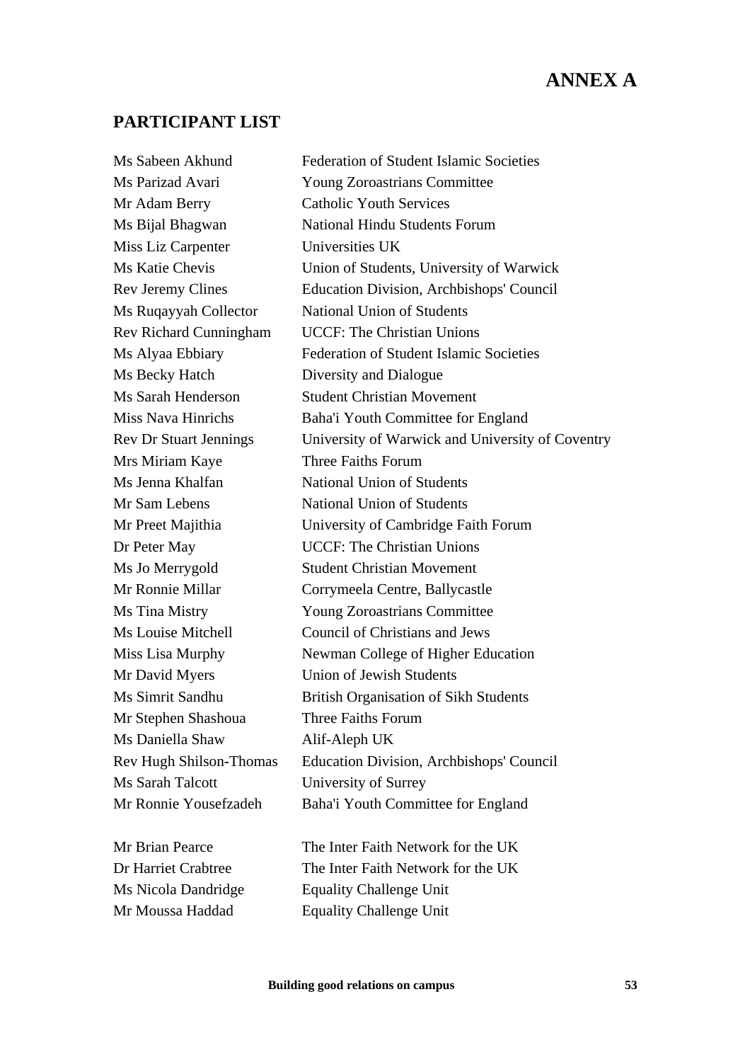# ANNEX A

## PARTICIPANT LIST

| | |
|---|---|
| Ms Sabeen Akhund | Federation of Student Islamic Societies |
| Ms Parizad Avari | Young Zoroastrians Committee |
| Mr Adam Berry | Catholic Youth Services |
| Ms Bijal Bhagwan | National Hindu Students Forum |
| Miss Liz Carpenter | Universities UK |
| Ms Katie Chevis | Union of Students, University of Warwick |
| Rev Jeremy Clines | Education Division, Archbishops' Council |
| Ms Ruqayyah Collector | National Union of Students |
| Rev Richard Cunningham | UCCF: The Christian Unions |
| Ms Alyaa Ebbiary | Federation of Student Islamic Societies |
| Ms Becky Hatch | Diversity and Dialogue |
| Ms Sarah Henderson | Student Christian Movement |
| Miss Nava Hinrichs | Baha'i Youth Committee for England |
| Rev Dr Stuart Jennings | University of Warwick and University of Coventry |
| Mrs Miriam Kaye | Three Faiths Forum |
| Ms Jenna Khalfan | National Union of Students |
| Mr Sam Lebens | National Union of Students |
| Mr Preet Majithia | University of Cambridge Faith Forum |
| Dr Peter May | UCCF: The Christian Unions |
| Ms Jo Merrygold | Student Christian Movement |
| Mr Ronnie Millar | Corrymeela Centre, Ballycastle |
| Ms Tina Mistry | Young Zoroastrians Committee |
| Ms Louise Mitchell | Council of Christians and Jews |
| Miss Lisa Murphy | Newman College of Higher Education |
| Mr David Myers | Union of Jewish Students |
| Ms Simrit Sandhu | British Organisation of Sikh Students |
| Mr Stephen Shashoua | Three Faiths Forum |
| Ms Daniella Shaw | Alif-Aleph UK |
| Rev Hugh Shilson-Thomas | Education Division, Archbishops' Council |
| Ms Sarah Talcott | University of Surrey |
| Mr Ronnie Yousefzadeh | Baha'i Youth Committee for England |
| | |
| Mr Brian Pearce | The Inter Faith Network for the UK |
| Dr Harriet Crabtree | The Inter Faith Network for the UK |
| Ms Nicola Dandridge | Equality Challenge Unit |
| Mr Moussa Haddad | Equality Challenge Unit |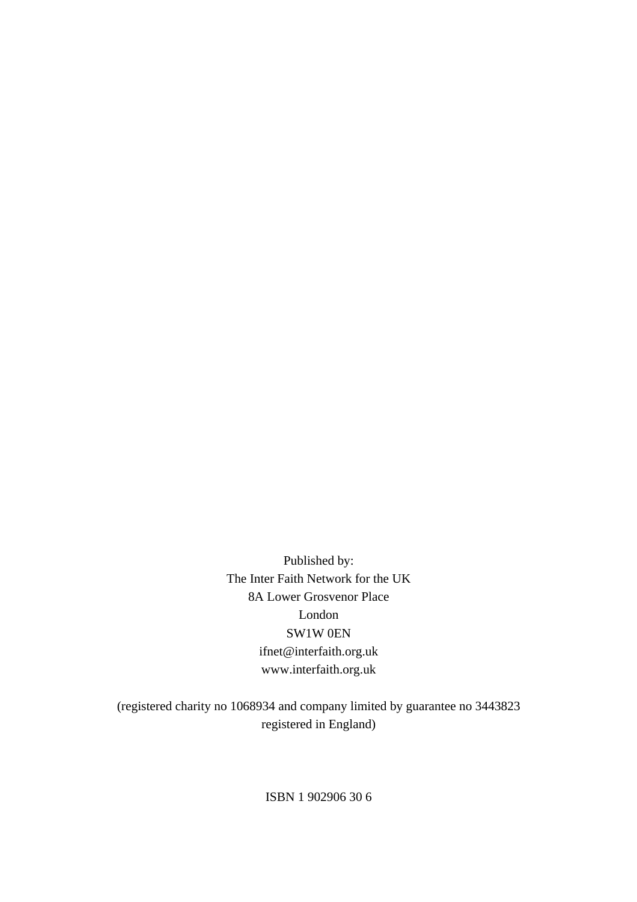Published by:
The Inter Faith Network for the UK
8A Lower Grosvenor Place
London
SW1W 0EN
ifnet@interfaith.org.uk
www.interfaith.org.uk

(registered charity no 1068934 and company limited by guarantee no 3443823 registered in England)

ISBN 1 902906 30 6